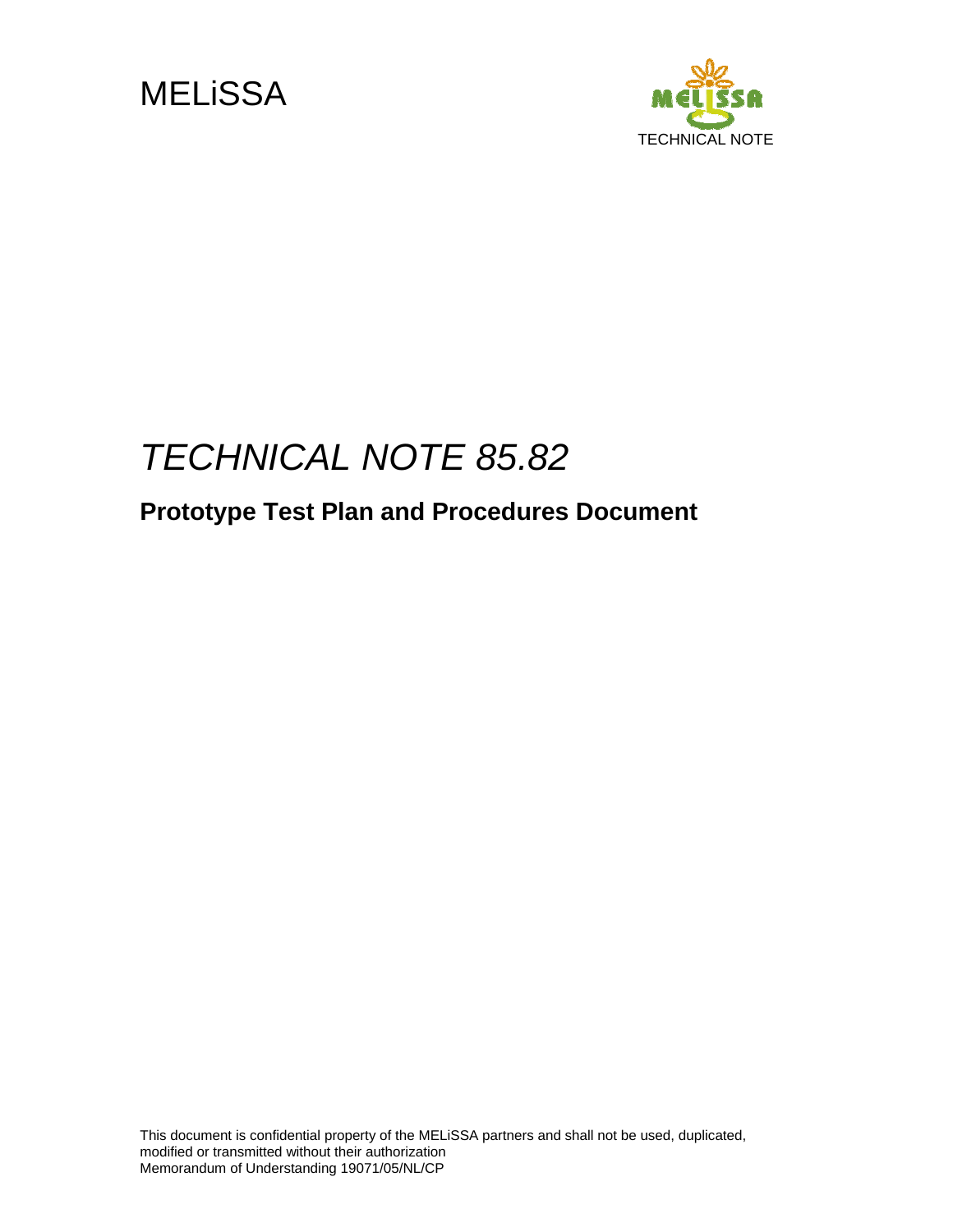MELiSSA

TECHNICAL NOTE

# *TECHNICAL NOTE 85.82*

## Prototype Test Plan and Procedures Document

This document is confidential property of the MELiSSA partners and shall not be used, duplicated, modified or transmitted without their authorization
Memorandum of Understanding 19071/05/NL/CP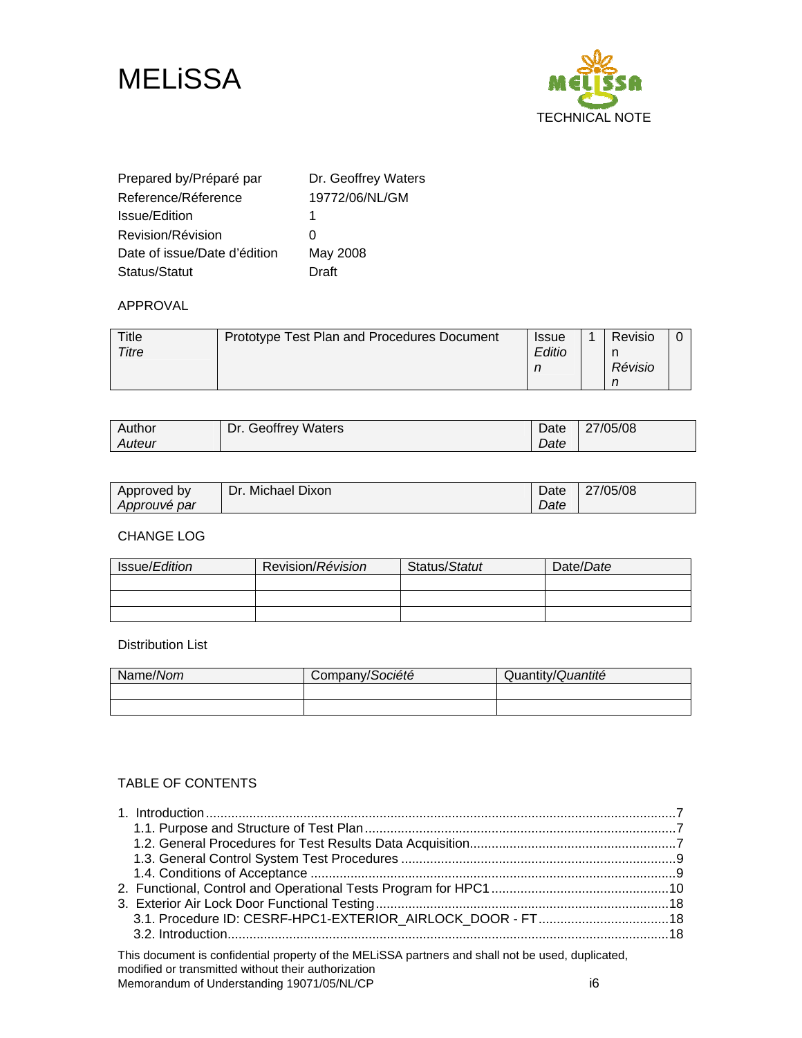# MELiSSA

TECHNICAL NOTE

| | |
|---|---|
| Prepared by/Préparé par | Dr. Geoffrey Waters |
| Reference/Réference | 19772/06/NL/GM |
| Issue/Edition | 1 |
| Revision/Révision | 0 |
| Date of issue/Date d'édition | May 2008 |
| Status/Statut | Draft |

APPROVAL

| Title *Titre* | Prototype Test Plan and Procedures Document | Issue *Edition* | 1 | Revision *Révision* | 0 |
|---|---|---|---|---|---|

| Author *Auteur* | Dr. Geoffrey Waters | Date *Date* | 27/05/08 |
|---|---|---|---|

| Approved by *Approuvé par* | Dr. Michael Dixon | Date *Date* | 27/05/08 |
|---|---|---|---|

CHANGE LOG

| Issue/*Edition* | Revision/*Révision* | Status/*Statut* | Date/*Date* |
|---|---|---|---|
| | | | |
| | | | |
| | | | |

Distribution List

| Name/*Nom* | Company/*Société* | Quantity/*Quantité* |
|---|---|---|
| | | |
| | | |

TABLE OF CONTENTS

1. Introduction ....7
   - 1.1. Purpose and Structure of Test Plan ....7
   - 1.2. General Procedures for Test Results Data Acquisition....7
   - 1.3. General Control System Test Procedures ....9
   - 1.4. Conditions of Acceptance ....9
2. Functional, Control and Operational Tests Program for HPC1 ....10
3. Exterior Air Lock Door Functional Testing....18
   - 3.1. Procedure ID: CESRF-HPC1-EXTERIOR_AIRLOCK_DOOR - FT....18
   - 3.2. Introduction....18

This document is confidential property of the MELiSSA partners and shall not be used, duplicated, modified or transmitted without their authorization
Memorandum of Understanding 19071/05/NL/CP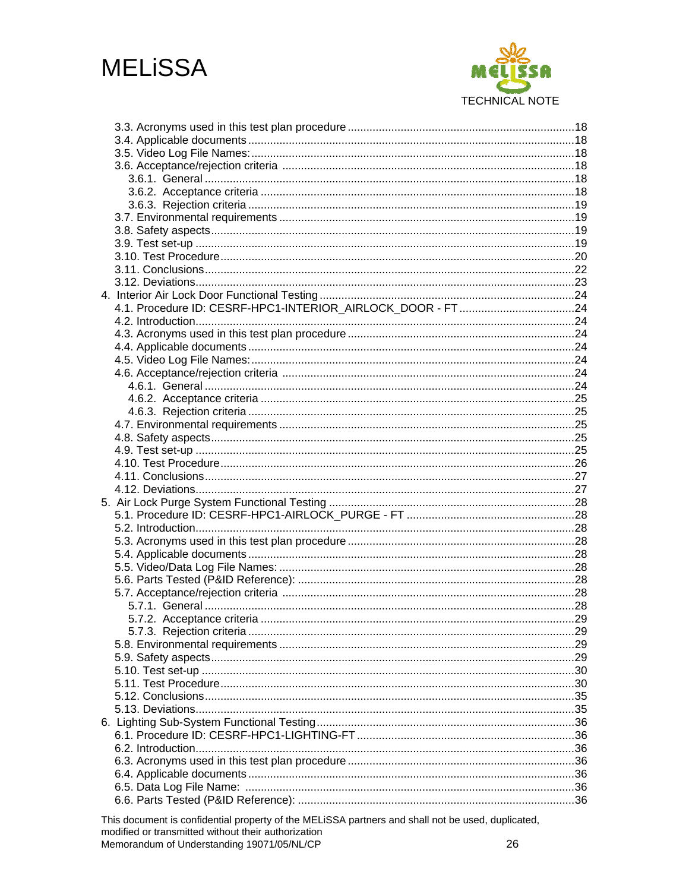3.3. Acronyms used in this test plan procedure ........................................................................18
3.4. Applicable documents ........................................................................................................18
3.5. Video Log File Names: .......................................................................................................18
3.6. Acceptance/rejection criteria .............................................................................................18
  3.6.1. General ......................................................................................................................18
  3.6.2. Acceptance criteria ....................................................................................................18
  3.6.3. Rejection criteria ........................................................................................................19
3.7. Environmental requirements ..............................................................................................19
3.8. Safety aspects ....................................................................................................................19
3.9. Test set-up .........................................................................................................................19
3.10. Test Procedure .................................................................................................................20
3.11. Conclusions ......................................................................................................................22
3.12. Deviations .........................................................................................................................23

4. Interior Air Lock Door Functional Testing ..................................................................................24
4.1. Procedure ID: CESRF-HPC1-INTERIOR_AIRLOCK_DOOR - FT .....................................24
4.2. Introduction .........................................................................................................................24
4.3. Acronyms used in this test plan procedure ........................................................................24
4.4. Applicable documents ........................................................................................................24
4.5. Video Log File Names: .......................................................................................................24
4.6. Acceptance/rejection criteria .............................................................................................24
  4.6.1. General ......................................................................................................................24
  4.6.2. Acceptance criteria ....................................................................................................25
  4.6.3. Rejection criteria ........................................................................................................25
4.7. Environmental requirements ..............................................................................................25
4.8. Safety aspects ....................................................................................................................25
4.9. Test set-up .........................................................................................................................25
4.10. Test Procedure .................................................................................................................26
4.11. Conclusions ......................................................................................................................27
4.12. Deviations .........................................................................................................................27

5. Air Lock Purge System Functional Testing ...............................................................................28
5.1. Procedure ID: CESRF-HPC1-AIRLOCK_PURGE - FT ......................................................28
5.2. Introduction .........................................................................................................................28
5.3. Acronyms used in this test plan procedure ........................................................................28
5.4. Applicable documents ........................................................................................................28
5.5. Video/Data Log File Names: ..............................................................................................28
5.6. Parts Tested (P&ID Reference): ........................................................................................28
5.7. Acceptance/rejection criteria .............................................................................................28
  5.7.1. General ......................................................................................................................28
  5.7.2. Acceptance criteria ....................................................................................................29
  5.7.3. Rejection criteria ........................................................................................................29
5.8. Environmental requirements ..............................................................................................29
5.9. Safety aspects ....................................................................................................................29
5.10. Test set-up .......................................................................................................................30
5.11. Test Procedure .................................................................................................................30
5.12. Conclusions ......................................................................................................................35
5.13. Deviations .........................................................................................................................35

6. Lighting Sub-System Functional Testing ..................................................................................36
6.1. Procedure ID: CESRF-HPC1-LIGHTING-FT ......................................................................36
6.2. Introduction .........................................................................................................................36
6.3. Acronyms used in this test plan procedure ........................................................................36
6.4. Applicable documents ........................................................................................................36
6.5. Data Log File Name: .........................................................................................................36
6.6. Parts Tested (P&ID Reference): ........................................................................................36

This document is confidential property of the MELiSSA partners and shall not be used, duplicated, modified or transmitted without their authorization
Memorandum of Understanding 19071/05/NL/CP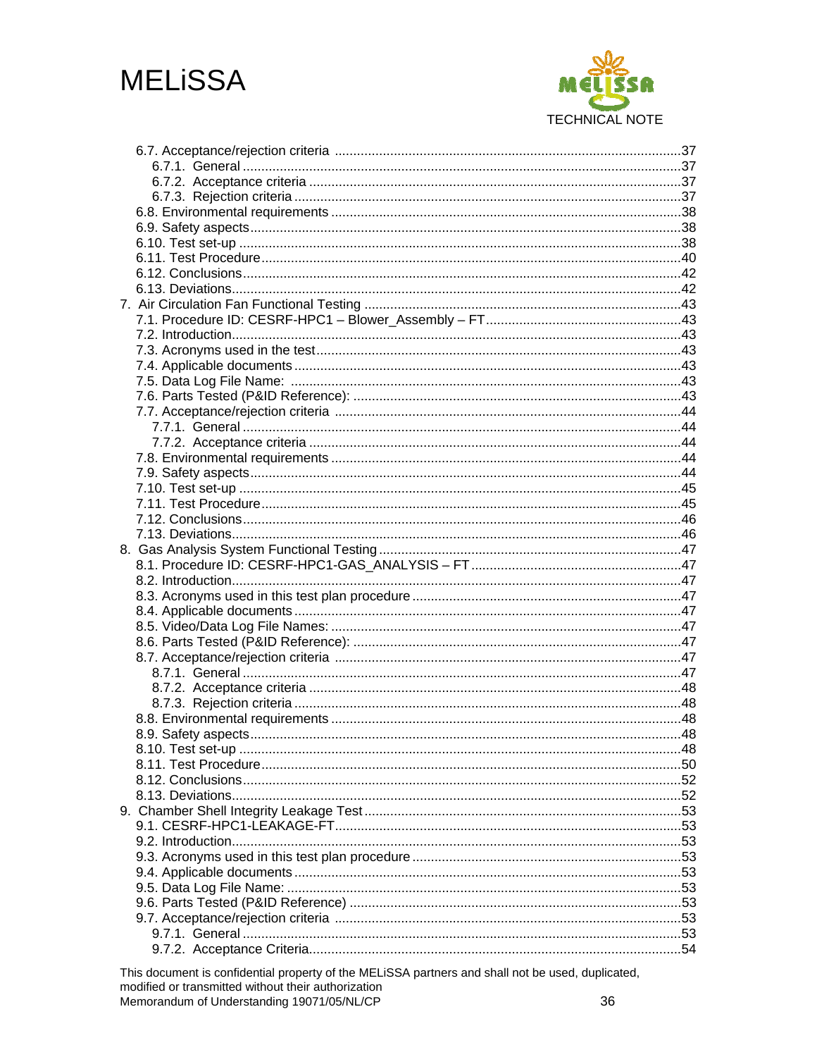6.7. Acceptance/rejection criteria ....37
  6.7.1. General ....37
  6.7.2. Acceptance criteria ....37
  6.7.3. Rejection criteria ....37
6.8. Environmental requirements ....38
6.9. Safety aspects ....38
6.10. Test set-up ....38
6.11. Test Procedure ....40
6.12. Conclusions ....42
6.13. Deviations ....42

7. Air Circulation Fan Functional Testing ....43
7.1. Procedure ID: CESRF-HPC1 – Blower_Assembly – FT ....43
7.2. Introduction ....43
7.3. Acronyms used in the test ....43
7.4. Applicable documents ....43
7.5. Data Log File Name: ....43
7.6. Parts Tested (P&ID Reference): ....43
7.7. Acceptance/rejection criteria ....44
  7.7.1. General ....44
  7.7.2. Acceptance criteria ....44
7.8. Environmental requirements ....44
7.9. Safety aspects ....44
7.10. Test set-up ....45
7.11. Test Procedure ....45
7.12. Conclusions ....46
7.13. Deviations ....46

8. Gas Analysis System Functional Testing ....47
8.1. Procedure ID: CESRF-HPC1-GAS_ANALYSIS – FT ....47
8.2. Introduction ....47
8.3. Acronyms used in this test plan procedure ....47
8.4. Applicable documents ....47
8.5. Video/Data Log File Names: ....47
8.6. Parts Tested (P&ID Reference): ....47
8.7. Acceptance/rejection criteria ....47
  8.7.1. General ....47
  8.7.2. Acceptance criteria ....48
  8.7.3. Rejection criteria ....48
8.8. Environmental requirements ....48
8.9. Safety aspects ....48
8.10. Test set-up ....48
8.11. Test Procedure ....50
8.12. Conclusions ....52
8.13. Deviations ....52

9. Chamber Shell Integrity Leakage Test ....53
9.1. CESRF-HPC1-LEAKAGE-FT ....53
9.2. Introduction ....53
9.3. Acronyms used in this test plan procedure ....53
9.4. Applicable documents ....53
9.5. Data Log File Name: ....53
9.6. Parts Tested (P&ID Reference) ....53
9.7. Acceptance/rejection criteria ....53
  9.7.1. General ....53
  9.7.2. Acceptance Criteria ....54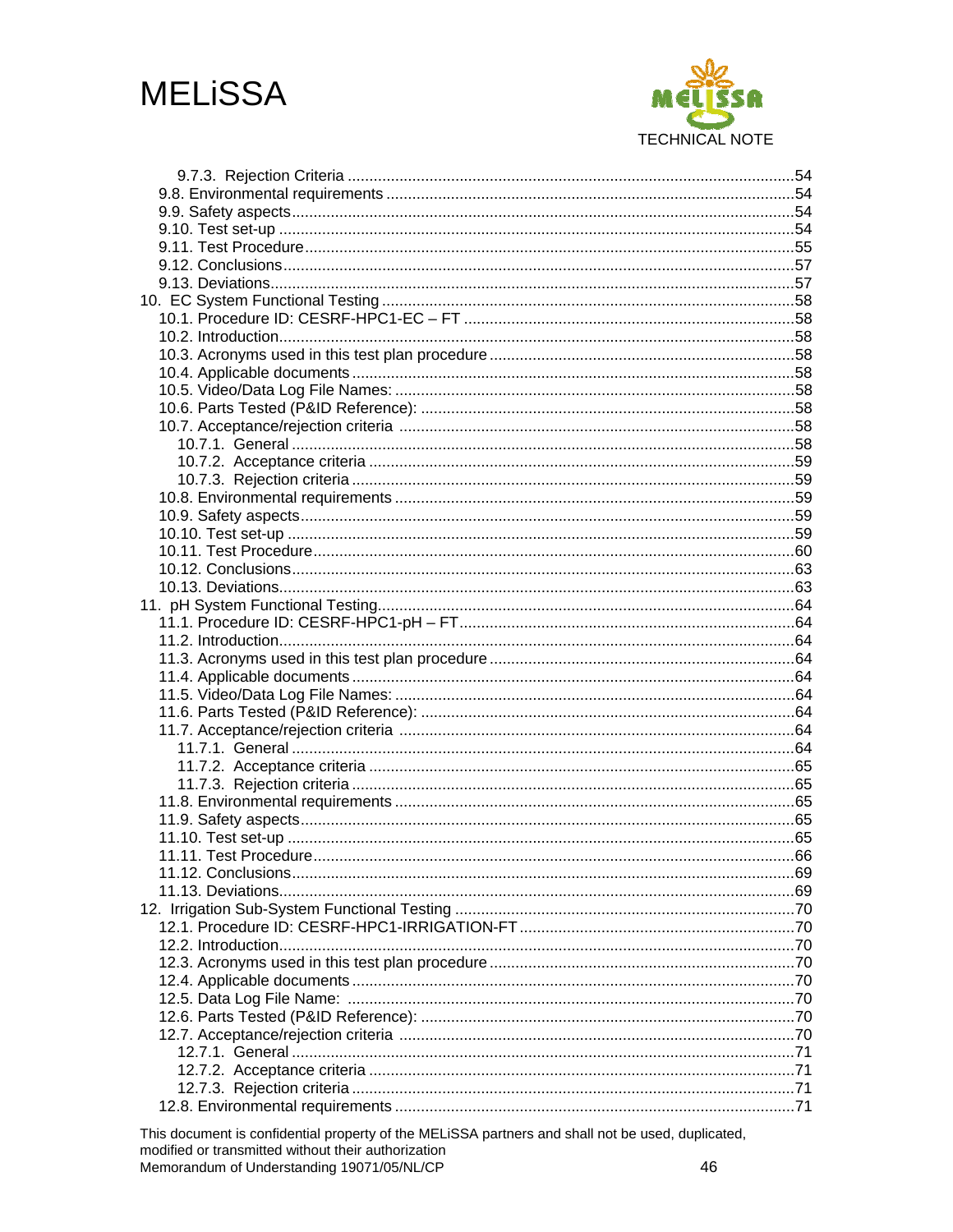9.7.3. Rejection Criteria ....54
9.8. Environmental requirements ....54
9.9. Safety aspects....54
9.10. Test set-up ....54
9.11. Test Procedure....55
9.12. Conclusions....57
9.13. Deviations....57
10. EC System Functional Testing ....58
10.1. Procedure ID: CESRF-HPC1-EC – FT ....58
10.2. Introduction....58
10.3. Acronyms used in this test plan procedure ....58
10.4. Applicable documents ....58
10.5. Video/Data Log File Names: ....58
10.6. Parts Tested (P&ID Reference): ....58
10.7. Acceptance/rejection criteria ....58
10.7.1. General ....58
10.7.2. Acceptance criteria ....59
10.7.3. Rejection criteria ....59
10.8. Environmental requirements ....59
10.9. Safety aspects....59
10.10. Test set-up ....59
10.11. Test Procedure....60
10.12. Conclusions....63
10.13. Deviations....63
11. pH System Functional Testing....64
11.1. Procedure ID: CESRF-HPC1-pH – FT....64
11.2. Introduction....64
11.3. Acronyms used in this test plan procedure ....64
11.4. Applicable documents ....64
11.5. Video/Data Log File Names: ....64
11.6. Parts Tested (P&ID Reference): ....64
11.7. Acceptance/rejection criteria ....64
11.7.1. General ....64
11.7.2. Acceptance criteria ....65
11.7.3. Rejection criteria ....65
11.8. Environmental requirements ....65
11.9. Safety aspects....65
11.10. Test set-up ....65
11.11. Test Procedure....66
11.12. Conclusions....69
11.13. Deviations....69
12. Irrigation Sub-System Functional Testing ....70
12.1. Procedure ID: CESRF-HPC1-IRRIGATION-FT ....70
12.2. Introduction....70
12.3. Acronyms used in this test plan procedure ....70
12.4. Applicable documents ....70
12.5. Data Log File Name: ....70
12.6. Parts Tested (P&ID Reference): ....70
12.7. Acceptance/rejection criteria ....70
12.7.1. General ....71
12.7.2. Acceptance criteria ....71
12.7.3. Rejection criteria ....71
12.8. Environmental requirements ....71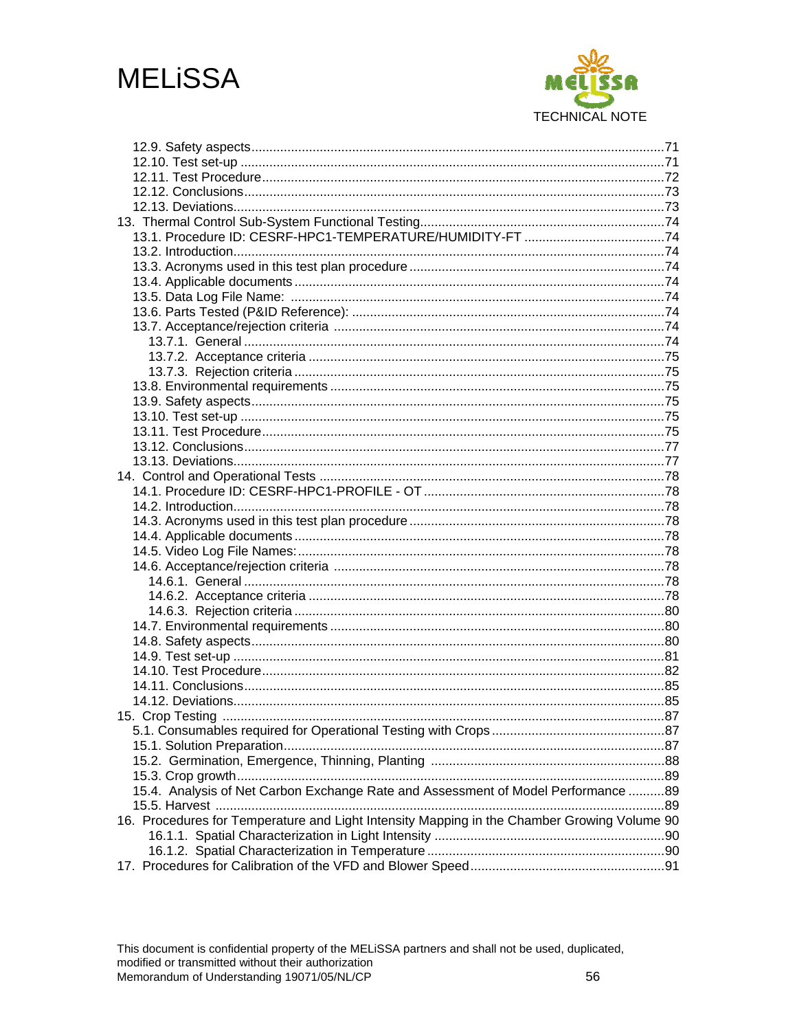12.9. Safety aspects....71
12.10. Test set-up ....71
12.11. Test Procedure....72
12.12. Conclusions....73
12.13. Deviations....73

13. Thermal Control Sub-System Functional Testing....74
13.1. Procedure ID: CESRF-HPC1-TEMPERATURE/HUMIDITY-FT ....74
13.2. Introduction....74
13.3. Acronyms used in this test plan procedure....74
13.4. Applicable documents....74
13.5. Data Log File Name: ....74
13.6. Parts Tested (P&ID Reference): ....74
13.7. Acceptance/rejection criteria ....74
13.7.1. General ....74
13.7.2. Acceptance criteria ....75
13.7.3. Rejection criteria ....75
13.8. Environmental requirements ....75
13.9. Safety aspects....75
13.10. Test set-up ....75
13.11. Test Procedure....75
13.12. Conclusions....77
13.13. Deviations....77

14. Control and Operational Tests ....78
14.1. Procedure ID: CESRF-HPC1-PROFILE - OT ....78
14.2. Introduction....78
14.3. Acronyms used in this test plan procedure....78
14.4. Applicable documents....78
14.5. Video Log File Names:....78
14.6. Acceptance/rejection criteria ....78
14.6.1. General ....78
14.6.2. Acceptance criteria ....78
14.6.3. Rejection criteria ....80
14.7. Environmental requirements ....80
14.8. Safety aspects....80
14.9. Test set-up ....81
14.10. Test Procedure....82
14.11. Conclusions....85
14.12. Deviations....85

15. Crop Testing ....87
5.1. Consumables required for Operational Testing with Crops....87
15.1. Solution Preparation....87
15.2. Germination, Emergence, Thinning, Planting ....88
15.3. Crop growth....89
15.4. Analysis of Net Carbon Exchange Rate and Assessment of Model Performance ....89
15.5. Harvest ....89

16. Procedures for Temperature and Light Intensity Mapping in the Chamber Growing Volume 90
16.1.1. Spatial Characterization in Light Intensity ....90
16.1.2. Spatial Characterization in Temperature....90

17. Procedures for Calibration of the VFD and Blower Speed....91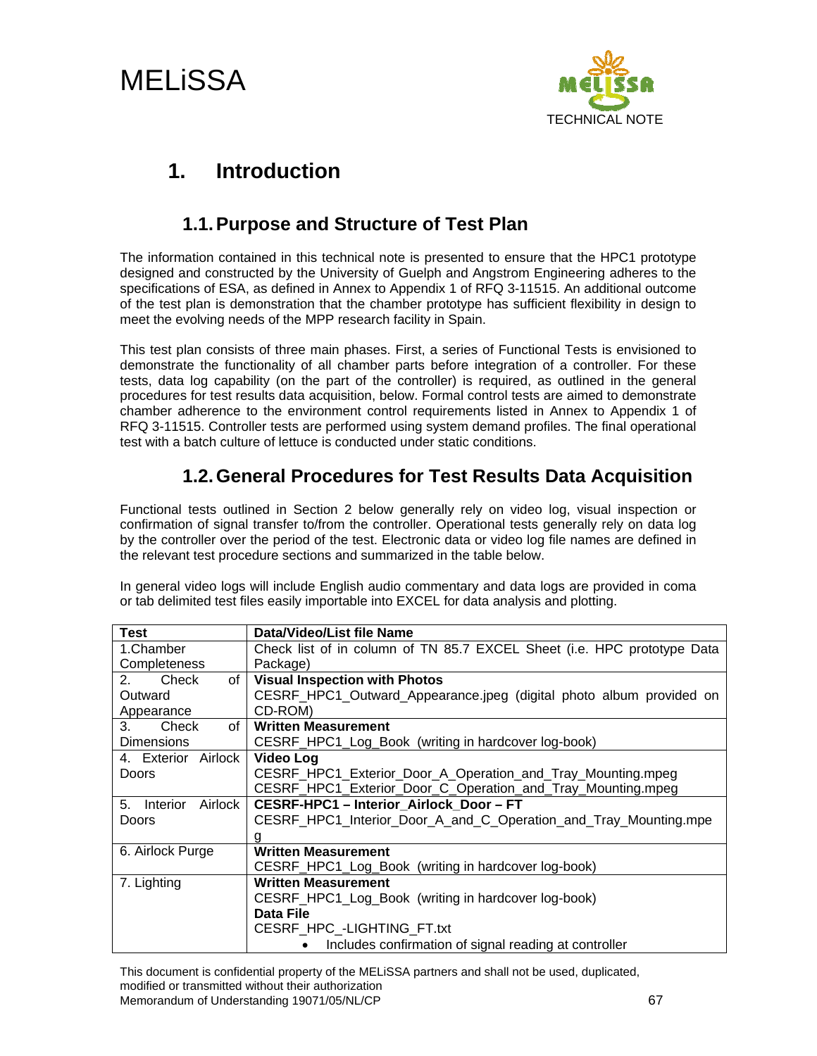# 1. Introduction

## 1.1. Purpose and Structure of Test Plan

The information contained in this technical note is presented to ensure that the HPC1 prototype designed and constructed by the University of Guelph and Angstrom Engineering adheres to the specifications of ESA, as defined in Annex to Appendix 1 of RFQ 3-11515. An additional outcome of the test plan is demonstration that the chamber prototype has sufficient flexibility in design to meet the evolving needs of the MPP research facility in Spain.

This test plan consists of three main phases. First, a series of Functional Tests is envisioned to demonstrate the functionality of all chamber parts before integration of a controller. For these tests, data log capability (on the part of the controller) is required, as outlined in the general procedures for test results data acquisition, below. Formal control tests are aimed to demonstrate chamber adherence to the environment control requirements listed in Annex to Appendix 1 of RFQ 3-11515. Controller tests are performed using system demand profiles. The final operational test with a batch culture of lettuce is conducted under static conditions.

## 1.2. General Procedures for Test Results Data Acquisition

Functional tests outlined in Section 2 below generally rely on video log, visual inspection or confirmation of signal transfer to/from the controller. Operational tests generally rely on data log by the controller over the period of the test. Electronic data or video log file names are defined in the relevant test procedure sections and summarized in the table below.

In general video logs will include English audio commentary and data logs are provided in coma or tab delimited test files easily importable into EXCEL for data analysis and plotting.

| Test | Data/Video/List file Name |
|---|---|
| 1.Chamber Completeness | Check list of in column of TN 85.7 EXCEL Sheet (i.e. HPC prototype Data Package) |
| 2. Check of Outward Appearance | **Visual Inspection with Photos**<br>CESRF_HPC1_Outward_Appearance.jpeg (digital photo album provided on CD-ROM) |
| 3. Check of Dimensions | **Written Measurement**<br>CESRF_HPC1_Log_Book (writing in hardcover log-book) |
| 4. Exterior Airlock Doors | **Video Log**<br>CESRF_HPC1_Exterior_Door_A_Operation_and_Tray_Mounting.mpeg<br>CESRF_HPC1_Exterior_Door_C_Operation_and_Tray_Mounting.mpeg |
| 5. Interior Airlock Doors | **CESRF-HPC1 – Interior_Airlock_Door – FT**<br>CESRF_HPC1_Interior_Door_A_and_C_Operation_and_Tray_Mounting.mpeg |
| 6. Airlock Purge | **Written Measurement**<br>CESRF_HPC1_Log_Book (writing in hardcover log-book) |
| 7. Lighting | **Written Measurement**<br>CESRF_HPC1_Log_Book (writing in hardcover log-book)<br>**Data File**<br>CESRF_HPC_-LIGHTING_FT.txt<br>• Includes confirmation of signal reading at controller |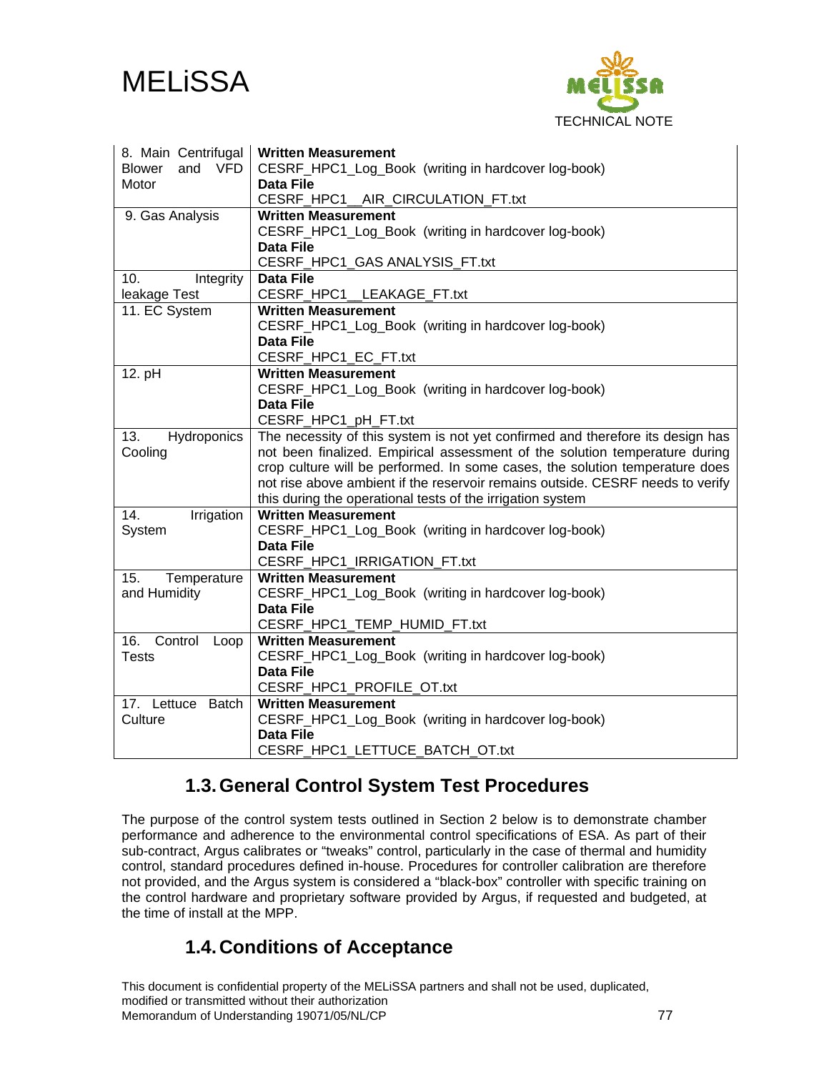| | |
|---|---|
| 8. Main Centrifugal Blower and VFD Motor | **Written Measurement**<br>CESRF_HPC1_Log_Book (writing in hardcover log-book)<br>**Data File**<br>CESRF_HPC1__AIR_CIRCULATION_FT.txt |
| 9. Gas Analysis | **Written Measurement**<br>CESRF_HPC1_Log_Book (writing in hardcover log-book)<br>**Data File**<br>CESRF_HPC1_GAS ANALYSIS_FT.txt |
| 10. Integrity leakage Test | **Data File**<br>CESRF_HPC1__LEAKAGE_FT.txt |
| 11. EC System | **Written Measurement**<br>CESRF_HPC1_Log_Book (writing in hardcover log-book)<br>**Data File**<br>CESRF_HPC1_EC_FT.txt |
| 12. pH | **Written Measurement**<br>CESRF_HPC1_Log_Book (writing in hardcover log-book)<br>**Data File**<br>CESRF_HPC1_pH_FT.txt |
| 13. Hydroponics Cooling | The necessity of this system is not yet confirmed and therefore its design has not been finalized. Empirical assessment of the solution temperature during crop culture will be performed. In some cases, the solution temperature does not rise above ambient if the reservoir remains outside. CESRF needs to verify this during the operational tests of the irrigation system |
| 14. Irrigation System | **Written Measurement**<br>CESRF_HPC1_Log_Book (writing in hardcover log-book)<br>**Data File**<br>CESRF_HPC1_IRRIGATION_FT.txt |
| 15. Temperature and Humidity | **Written Measurement**<br>CESRF_HPC1_Log_Book (writing in hardcover log-book)<br>**Data File**<br>CESRF_HPC1_TEMP_HUMID_FT.txt |
| 16. Control Loop Tests | **Written Measurement**<br>CESRF_HPC1_Log_Book (writing in hardcover log-book)<br>**Data File**<br>CESRF_HPC1_PROFILE_OT.txt |
| 17. Lettuce Batch Culture | **Written Measurement**<br>CESRF_HPC1_Log_Book (writing in hardcover log-book)<br>**Data File**<br>CESRF_HPC1_LETTUCE_BATCH_OT.txt |

## 1.3. General Control System Test Procedures

The purpose of the control system tests outlined in Section 2 below is to demonstrate chamber performance and adherence to the environmental control specifications of ESA. As part of their sub-contract, Argus calibrates or "tweaks" control, particularly in the case of thermal and humidity control, standard procedures defined in-house. Procedures for controller calibration are therefore not provided, and the Argus system is considered a "black-box" controller with specific training on the control hardware and proprietary software provided by Argus, if requested and budgeted, at the time of install at the MPP.

## 1.4. Conditions of Acceptance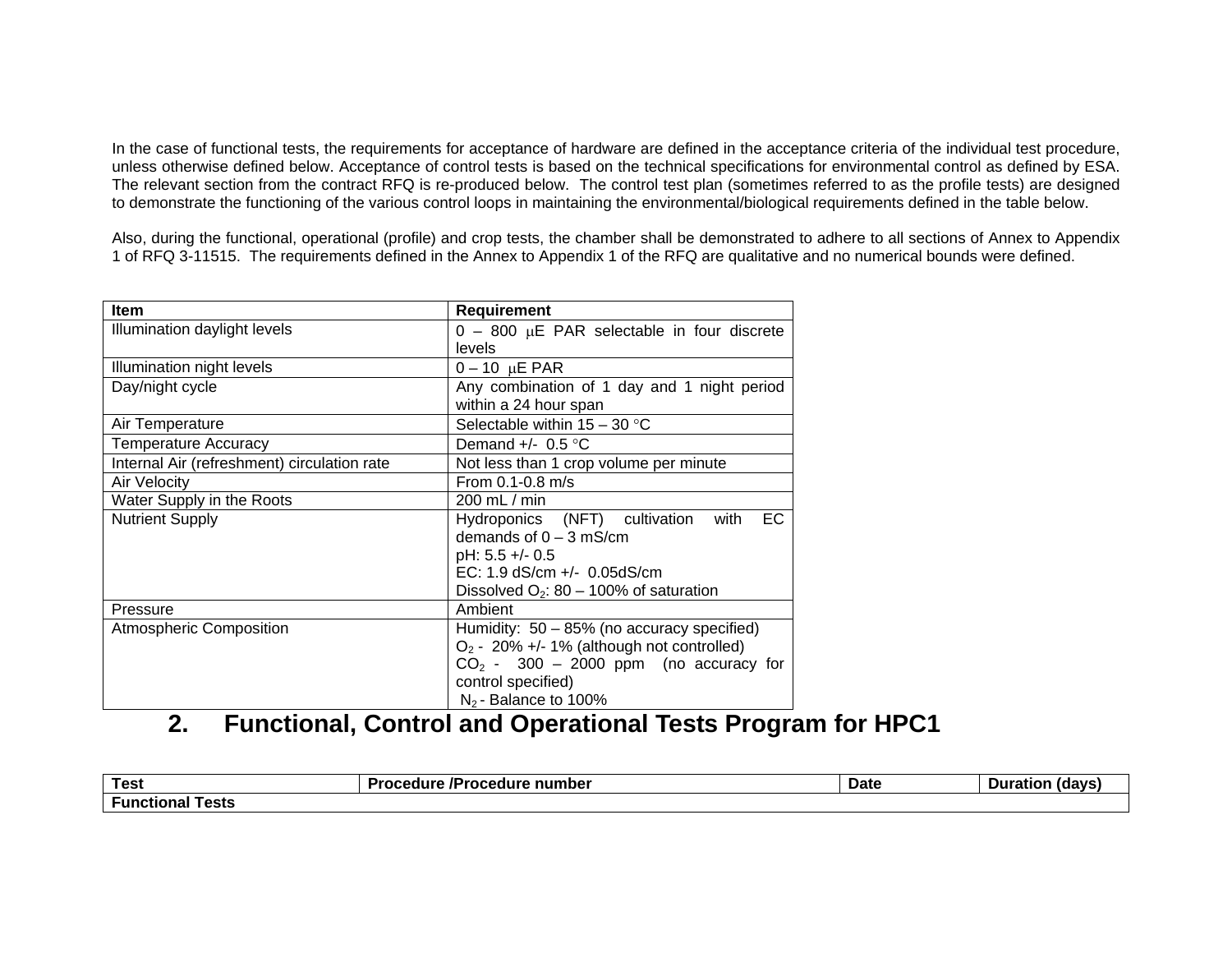In the case of functional tests, the requirements for acceptance of hardware are defined in the acceptance criteria of the individual test procedure, unless otherwise defined below. Acceptance of control tests is based on the technical specifications for environmental control as defined by ESA. The relevant section from the contract RFQ is re-produced below. The control test plan (sometimes referred to as the profile tests) are designed to demonstrate the functioning of the various control loops in maintaining the environmental/biological requirements defined in the table below.

Also, during the functional, operational (profile) and crop tests, the chamber shall be demonstrated to adhere to all sections of Annex to Appendix 1 of RFQ 3-11515. The requirements defined in the Annex to Appendix 1 of the RFQ are qualitative and no numerical bounds were defined.

| Item | Requirement |
|---|---|
| Illumination daylight levels | 0 – 800 μE PAR selectable in four discrete levels |
| Illumination night levels | 0 – 10 μE PAR |
| Day/night cycle | Any combination of 1 day and 1 night period within a 24 hour span |
| Air Temperature | Selectable within 15 – 30 °C |
| Temperature Accuracy | Demand +/- 0.5 °C |
| Internal Air (refreshment) circulation rate | Not less than 1 crop volume per minute |
| Air Velocity | From 0.1-0.8 m/s |
| Water Supply in the Roots | 200 mL / min |
| Nutrient Supply | Hydroponics (NFT) cultivation with EC demands of 0 – 3 mS/cm<br>pH: 5.5 +/- 0.5<br>EC: 1.9 dS/cm +/- 0.05dS/cm<br>Dissolved $O_2$: 80 – 100% of saturation |
| Pressure | Ambient |
| Atmospheric Composition | Humidity: 50 – 85% (no accuracy specified)<br>$O_2$ - 20% +/- 1% (although not controlled)<br>$CO_2$ - 300 – 2000 ppm (no accuracy for control specified)<br>$N_2$ - Balance to 100% |

## 2. Functional, Control and Operational Tests Program for HPC1

| Test | Procedure /Procedure number | Date | Duration (days) |
|---|---|---|---|
| **Functional Tests** | | | |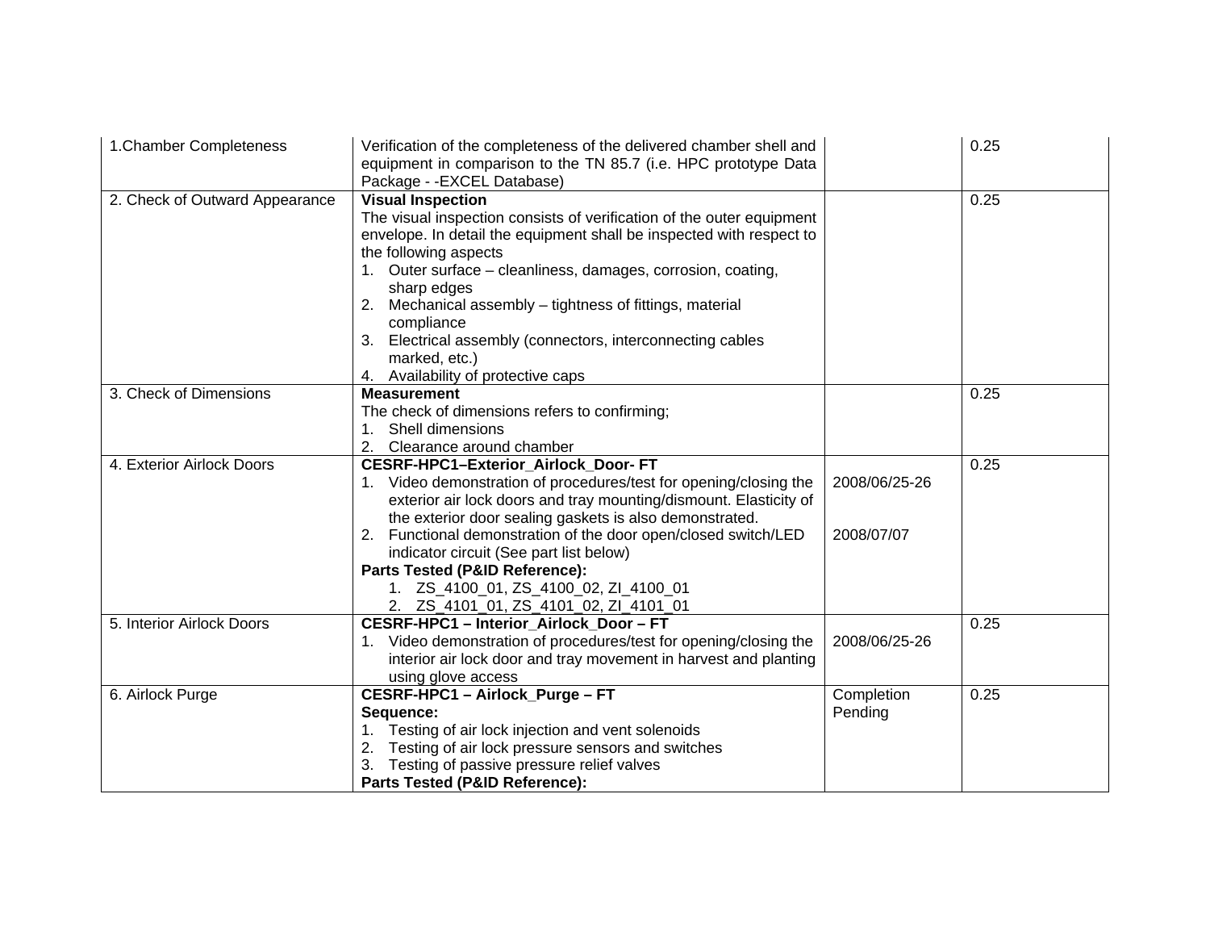| 1.Chamber Completeness | Verification of the completeness of the delivered chamber shell and equipment in comparison to the TN 85.7 (i.e. HPC prototype Data Package - -EXCEL Database) | | 0.25 |
|---|---|---|---|
| 2. Check of Outward Appearance | **Visual Inspection**<br>The visual inspection consists of verification of the outer equipment envelope. In detail the equipment shall be inspected with respect to the following aspects<br>1. Outer surface – cleanliness, damages, corrosion, coating, sharp edges<br>2. Mechanical assembly – tightness of fittings, material compliance<br>3. Electrical assembly (connectors, interconnecting cables marked, etc.)<br>4. Availability of protective caps | | 0.25 |
| 3. Check of Dimensions | **Measurement**<br>The check of dimensions refers to confirming;<br>1. Shell dimensions<br>2. Clearance around chamber | | 0.25 |
| 4. Exterior Airlock Doors | **CESRF-HPC1–Exterior_Airlock_Door- FT**<br>1. Video demonstration of procedures/test for opening/closing the exterior air lock doors and tray mounting/dismount. Elasticity of the exterior door sealing gaskets is also demonstrated.<br>2. Functional demonstration of the door open/closed switch/LED indicator circuit (See part list below)<br>**Parts Tested (P&ID Reference):**<br>1. ZS_4100_01, ZS_4100_02, ZI_4100_01<br>2. ZS_4101_01, ZS_4101_02, ZI_4101_01 | 2008/06/25-26<br><br>2008/07/07 | 0.25 |
| 5. Interior Airlock Doors | **CESRF-HPC1 – Interior_Airlock_Door – FT**<br>1. Video demonstration of procedures/test for opening/closing the interior air lock door and tray movement in harvest and planting using glove access | 2008/06/25-26 | 0.25 |
| 6. Airlock Purge | **CESRF-HPC1 – Airlock_Purge – FT**<br>**Sequence:**<br>1. Testing of air lock injection and vent solenoids<br>2. Testing of air lock pressure sensors and switches<br>3. Testing of passive pressure relief valves<br>**Parts Tested (P&ID Reference):** | Completion Pending | 0.25 |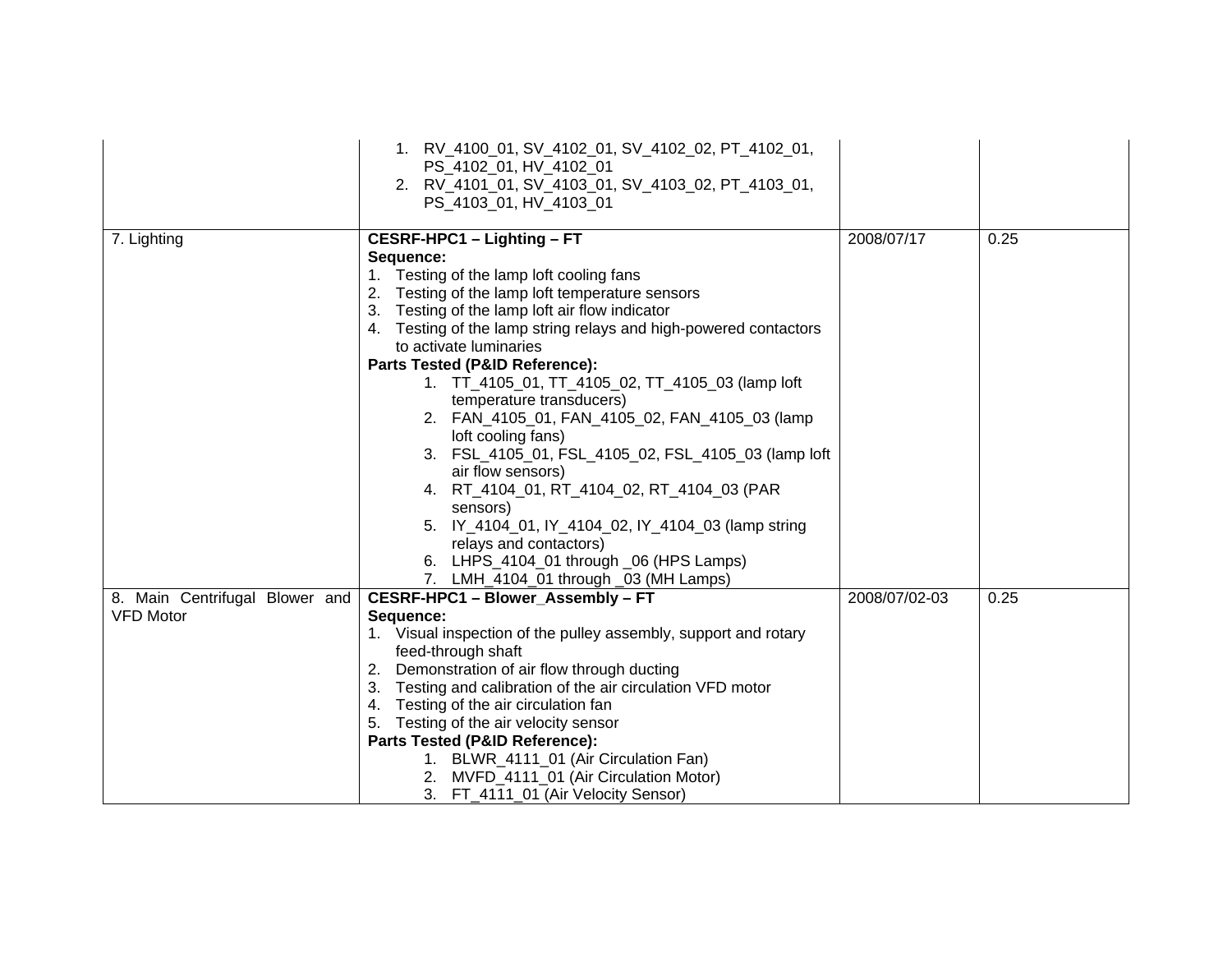| | | | |
|---|---|---|---|
| | 1. RV_4100_01, SV_4102_01, SV_4102_02, PT_4102_01, PS_4102_01, HV_4102_01<br>2. RV_4101_01, SV_4103_01, SV_4103_02, PT_4103_01, PS_4103_01, HV_4103_01 | | |
| 7. Lighting | **CESRF-HPC1 – Lighting – FT**<br>**Sequence:**<br>1. Testing of the lamp loft cooling fans<br>2. Testing of the lamp loft temperature sensors<br>3. Testing of the lamp loft air flow indicator<br>4. Testing of the lamp string relays and high-powered contactors to activate luminaries<br>**Parts Tested (P&ID Reference):**<br>1. TT_4105_01, TT_4105_02, TT_4105_03 (lamp loft temperature transducers)<br>2. FAN_4105_01, FAN_4105_02, FAN_4105_03 (lamp loft cooling fans)<br>3. FSL_4105_01, FSL_4105_02, FSL_4105_03 (lamp loft air flow sensors)<br>4. RT_4104_01, RT_4104_02, RT_4104_03 (PAR sensors)<br>5. IY_4104_01, IY_4104_02, IY_4104_03 (lamp string relays and contactors)<br>6. LHPS_4104_01 through _06 (HPS Lamps)<br>7. LMH_4104_01 through _03 (MH Lamps) | 2008/07/17 | 0.25 |
| 8. Main Centrifugal Blower and VFD Motor | **CESRF-HPC1 – Blower_Assembly – FT**<br>**Sequence:**<br>1. Visual inspection of the pulley assembly, support and rotary feed-through shaft<br>2. Demonstration of air flow through ducting<br>3. Testing and calibration of the air circulation VFD motor<br>4. Testing of the air circulation fan<br>5. Testing of the air velocity sensor<br>**Parts Tested (P&ID Reference):**<br>1. BLWR_4111_01 (Air Circulation Fan)<br>2. MVFD_4111_01 (Air Circulation Motor)<br>3. FT_4111_01 (Air Velocity Sensor) | 2008/07/02-03 | 0.25 |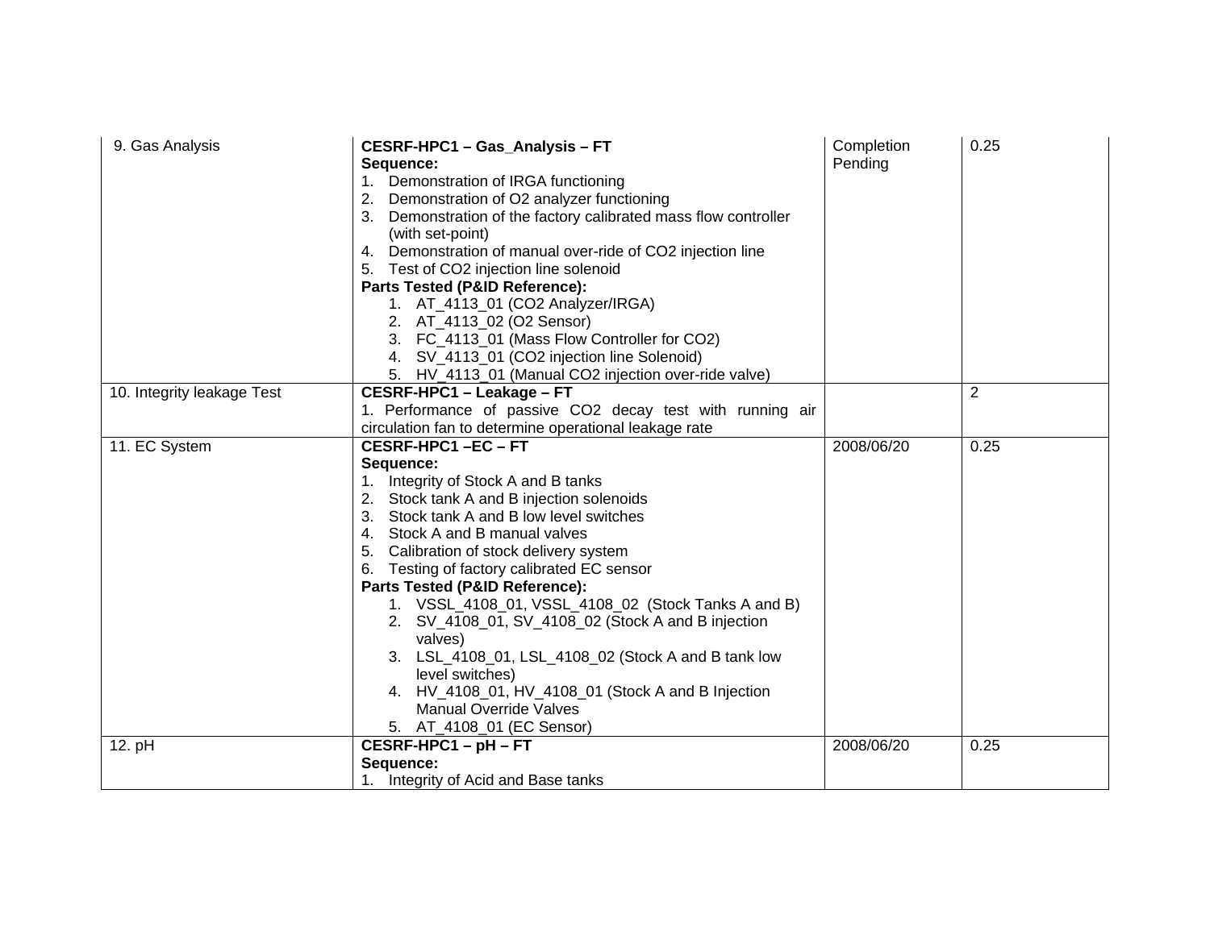| 9. Gas Analysis | **CESRF-HPC1 – Gas_Analysis – FT**<br>**Sequence:**<br>1. Demonstration of IRGA functioning<br>2. Demonstration of $O_2$ analyzer functioning<br>3. Demonstration of the factory calibrated mass flow controller (with set-point)<br>4. Demonstration of manual over-ride of $CO_2$ injection line<br>5. Test of $CO_2$ injection line solenoid<br>**Parts Tested (P&ID Reference):**<br>1. AT_4113_01 ($CO_2$ Analyzer/IRGA)<br>2. AT_4113_02 ($O_2$ Sensor)<br>3. FC_4113_01 (Mass Flow Controller for $CO_2$)<br>4. SV_4113_01 ($CO_2$ injection line Solenoid)<br>5. HV_4113_01 (Manual $CO_2$ injection over-ride valve) | Completion Pending | 0.25 |
|---|---|---|---|
| 10. Integrity leakage Test | **CESRF-HPC1 – Leakage – FT**<br>1. Performance of passive $CO_2$ decay test with running air circulation fan to determine operational leakage rate | | 2 |
| 11. EC System | **CESRF-HPC1 –EC – FT**<br>**Sequence:**<br>1. Integrity of Stock A and B tanks<br>2. Stock tank A and B injection solenoids<br>3. Stock tank A and B low level switches<br>4. Stock A and B manual valves<br>5. Calibration of stock delivery system<br>6. Testing of factory calibrated EC sensor<br>**Parts Tested (P&ID Reference):**<br>1. VSSL_4108_01, VSSL_4108_02 (Stock Tanks A and B)<br>2. SV_4108_01, SV_4108_02 (Stock A and B injection valves)<br>3. LSL_4108_01, LSL_4108_02 (Stock A and B tank low level switches)<br>4. HV_4108_01, HV_4108_01 (Stock A and B Injection Manual Override Valves<br>5. AT_4108_01 (EC Sensor) | 2008/06/20 | 0.25 |
| 12. pH | **CESRF-HPC1 – pH – FT**<br>**Sequence:**<br>1. Integrity of Acid and Base tanks | 2008/06/20 | 0.25 |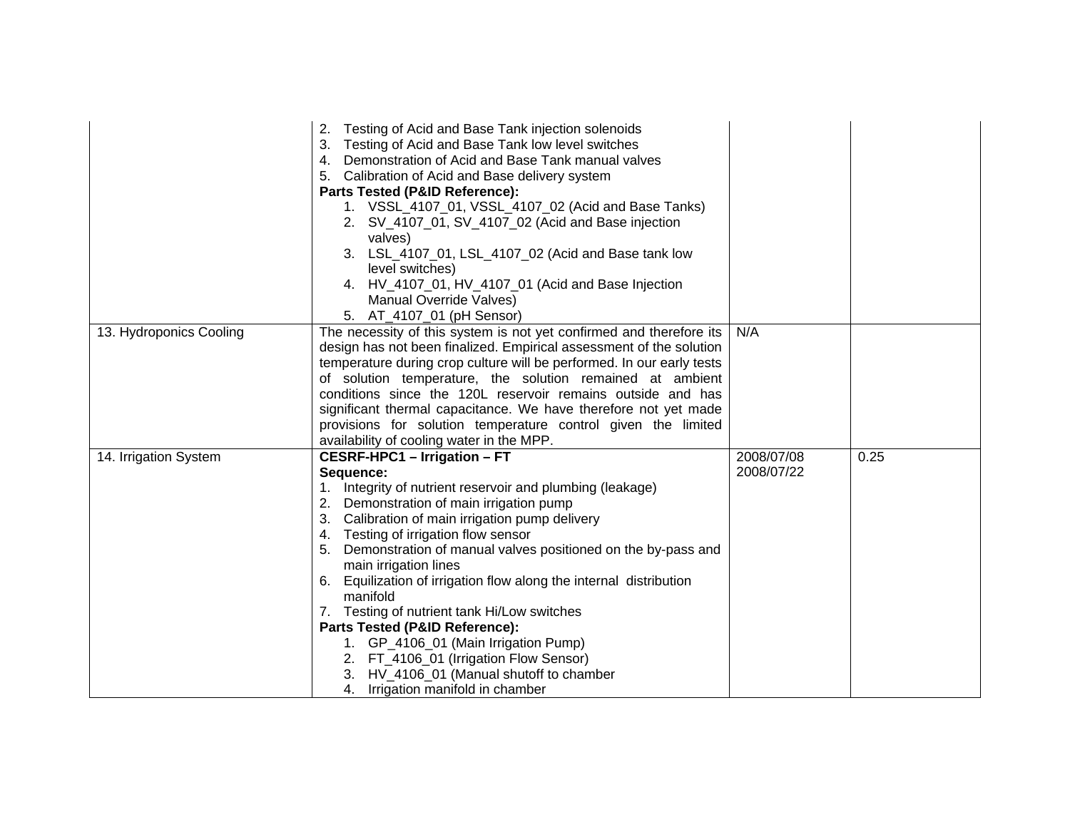| | | | |
|---|---|---|---|
| | 2. Testing of Acid and Base Tank injection solenoids<br>3. Testing of Acid and Base Tank low level switches<br>4. Demonstration of Acid and Base Tank manual valves<br>5. Calibration of Acid and Base delivery system<br>**Parts Tested (P&ID Reference):**<br>1. VSSL_4107_01, VSSL_4107_02 (Acid and Base Tanks)<br>2. SV_4107_01, SV_4107_02 (Acid and Base injection valves)<br>3. LSL_4107_01, LSL_4107_02 (Acid and Base tank low level switches)<br>4. HV_4107_01, HV_4107_01 (Acid and Base Injection Manual Override Valves)<br>5. AT_4107_01 (pH Sensor) | | |
| 13. Hydroponics Cooling | The necessity of this system is not yet confirmed and therefore its design has not been finalized. Empirical assessment of the solution temperature during crop culture will be performed. In our early tests of solution temperature, the solution remained at ambient conditions since the 120L reservoir remains outside and has significant thermal capacitance. We have therefore not yet made provisions for solution temperature control given the limited availability of cooling water in the MPP. | N/A | |
| 14. Irrigation System | **CESRF-HPC1 – Irrigation – FT**<br>**Sequence:**<br>1. Integrity of nutrient reservoir and plumbing (leakage)<br>2. Demonstration of main irrigation pump<br>3. Calibration of main irrigation pump delivery<br>4. Testing of irrigation flow sensor<br>5. Demonstration of manual valves positioned on the by-pass and main irrigation lines<br>6. Equilization of irrigation flow along the internal distribution manifold<br>7. Testing of nutrient tank Hi/Low switches<br>**Parts Tested (P&ID Reference):**<br>1. GP_4106_01 (Main Irrigation Pump)<br>2. FT_4106_01 (Irrigation Flow Sensor)<br>3. HV_4106_01 (Manual shutoff to chamber<br>4. Irrigation manifold in chamber | 2008/07/08<br>2008/07/22 | 0.25 |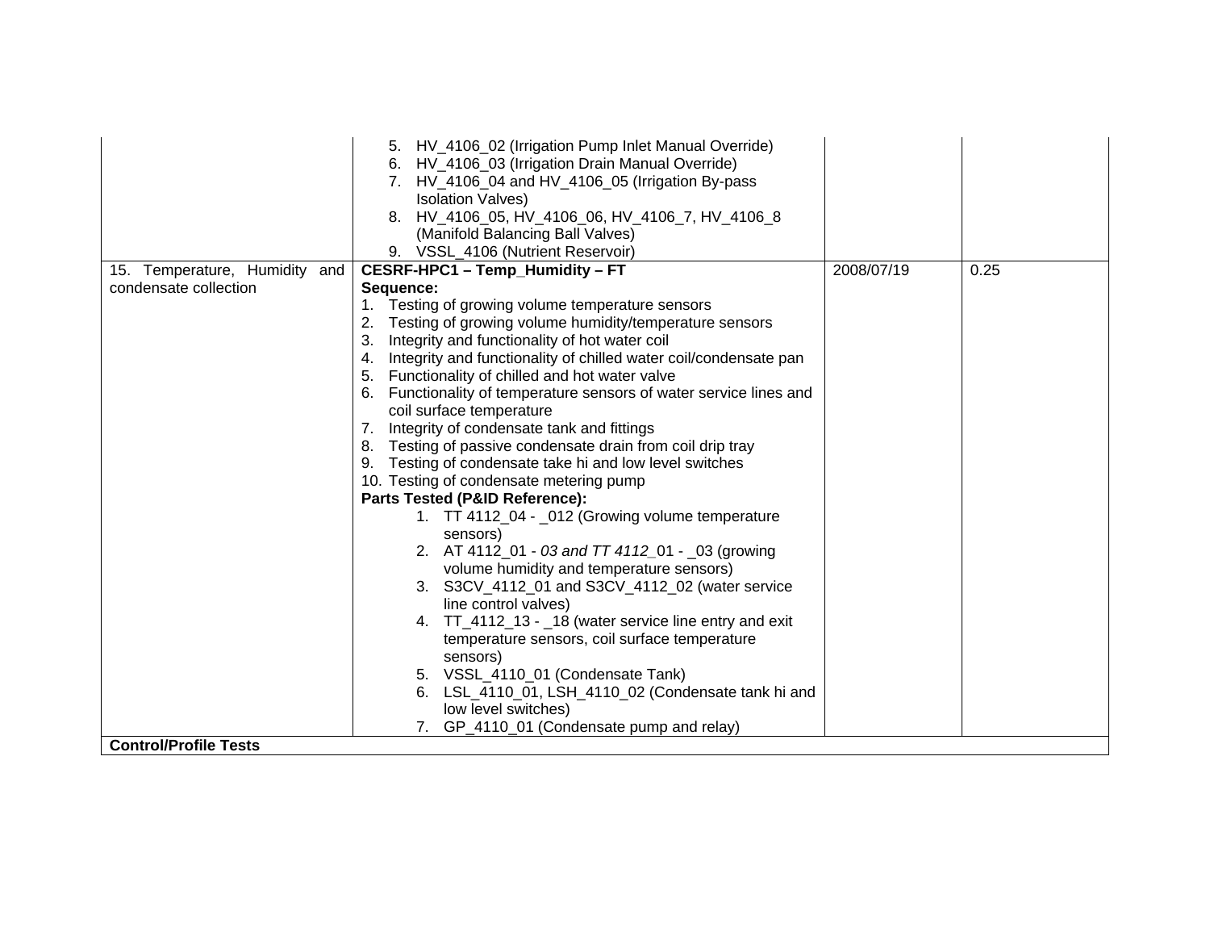| | | | |
|---|---|---|---|
| | 5. HV_4106_02 (Irrigation Pump Inlet Manual Override)<br>6. HV_4106_03 (Irrigation Drain Manual Override)<br>7. HV_4106_04 and HV_4106_05 (Irrigation By-pass Isolation Valves)<br>8. HV_4106_05, HV_4106_06, HV_4106_7, HV_4106_8 (Manifold Balancing Ball Valves)<br>9. VSSL_4106 (Nutrient Reservoir) | | |
| 15. Temperature, Humidity and condensate collection | **CESRF-HPC1 – Temp_Humidity – FT**<br>**Sequence:**<br>1. Testing of growing volume temperature sensors<br>2. Testing of growing volume humidity/temperature sensors<br>3. Integrity and functionality of hot water coil<br>4. Integrity and functionality of chilled water coil/condensate pan<br>5. Functionality of chilled and hot water valve<br>6. Functionality of temperature sensors of water service lines and coil surface temperature<br>7. Integrity of condensate tank and fittings<br>8. Testing of passive condensate drain from coil drip tray<br>9. Testing of condensate take hi and low level switches<br>10. Testing of condensate metering pump<br>**Parts Tested (P&ID Reference):**<br>1. TT 4112_04 - _012 (Growing volume temperature sensors)<br>2. AT 4112_01 - *03 and TT 4112_*01 - _03 (growing volume humidity and temperature sensors)<br>3. S3CV_4112_01 and S3CV_4112_02 (water service line control valves)<br>4. TT_4112_13 - _18 (water service line entry and exit temperature sensors, coil surface temperature sensors)<br>5. VSSL_4110_01 (Condensate Tank)<br>6. LSL_4110_01, LSH_4110_02 (Condensate tank hi and low level switches)<br>7. GP_4110_01 (Condensate pump and relay) | 2008/07/19 | 0.25 |
| **Control/Profile Tests** | | | |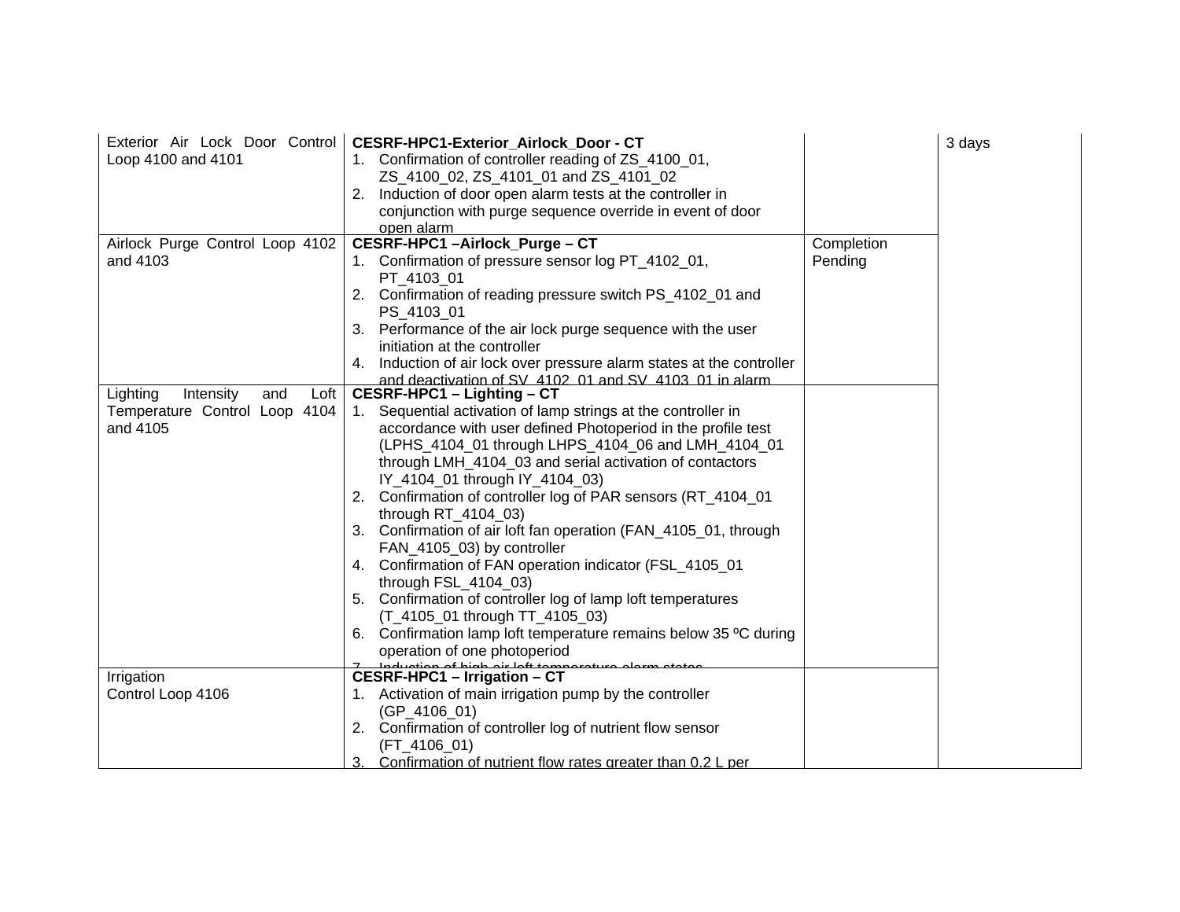| | | | |
|---|---|---|---|
| Exterior Air Lock Door Control Loop 4100 and 4101 | **CESRF-HPC1-Exterior_Airlock_Door - CT**<br>1. Confirmation of controller reading of ZS_4100_01, ZS_4100_02, ZS_4101_01 and ZS_4101_02<br>2. Induction of door open alarm tests at the controller in conjunction with purge sequence override in event of door open alarm | | 3 days |
| Airlock Purge Control Loop 4102 and 4103 | **CESRF-HPC1 –Airlock_Purge – CT**<br>1. Confirmation of pressure sensor log PT_4102_01, PT_4103_01<br>2. Confirmation of reading pressure switch PS_4102_01 and PS_4103_01<br>3. Performance of the air lock purge sequence with the user initiation at the controller<br>4. Induction of air lock over pressure alarm states at the controller and deactivation of SV_4102_01 and SV_4103_01 in alarm | Completion Pending | |
| Lighting Intensity and Loft Temperature Control Loop 4104 and 4105 | **CESRF-HPC1 – Lighting – CT**<br>1. Sequential activation of lamp strings at the controller in accordance with user defined Photoperiod in the profile test (LPHS_4104_01 through LHPS_4104_06 and LMH_4104_01 through LMH_4104_03 and serial activation of contactors IY_4104_01 through IY_4104_03)<br>2. Confirmation of controller log of PAR sensors (RT_4104_01 through RT_4104_03)<br>3. Confirmation of air loft fan operation (FAN_4105_01, through FAN_4105_03) by controller<br>4. Confirmation of FAN operation indicator (FSL_4105_01 through FSL_4104_03)<br>5. Confirmation of controller log of lamp loft temperatures (T_4105_01 through TT_4105_03)<br>6. Confirmation lamp loft temperature remains below 35 ºC during operation of one photoperiod<br>7. Induction of high air loft temperature alarm states | | |
| Irrigation Control Loop 4106 | **CESRF-HPC1 – Irrigation – CT**<br>1. Activation of main irrigation pump by the controller (GP_4106_01)<br>2. Confirmation of controller log of nutrient flow sensor (FT_4106_01)<br>3. Confirmation of nutrient flow rates greater than 0.2 L per | | |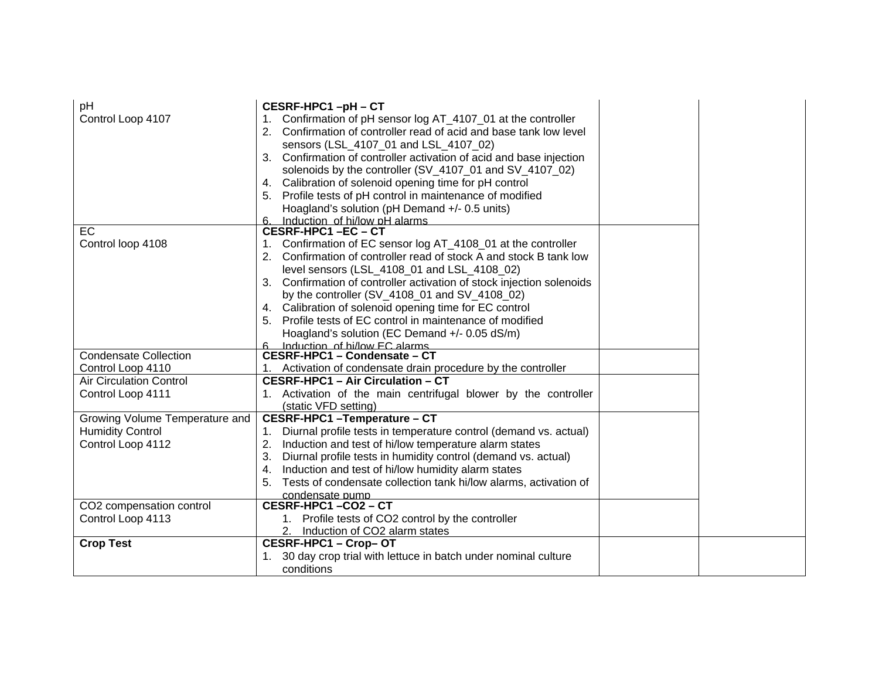| | | | |
|---|---|---|---|
| pH<br>Control Loop 4107 | **CESRF-HPC1 –pH – CT**<br>1. Confirmation of pH sensor log AT_4107_01 at the controller<br>2. Confirmation of controller read of acid and base tank low level sensors (LSL_4107_01 and LSL_4107_02)<br>3. Confirmation of controller activation of acid and base injection solenoids by the controller (SV_4107_01 and SV_4107_02)<br>4. Calibration of solenoid opening time for pH control<br>5. Profile tests of pH control in maintenance of modified Hoagland's solution (pH Demand +/- 0.5 units)<br>6. Induction of hi/low pH alarms | | |
| EC<br>Control loop 4108 | **CESRF-HPC1 –EC – CT**<br>1. Confirmation of EC sensor log AT_4108_01 at the controller<br>2. Confirmation of controller read of stock A and stock B tank low level sensors (LSL_4108_01 and LSL_4108_02)<br>3. Confirmation of controller activation of stock injection solenoids by the controller (SV_4108_01 and SV_4108_02)<br>4. Calibration of solenoid opening time for EC control<br>5. Profile tests of EC control in maintenance of modified Hoagland's solution (EC Demand +/- 0.05 dS/m)<br>6. Induction of hi/low EC alarms | | |
| Condensate Collection<br>Control Loop 4110 | **CESRF-HPC1 – Condensate – CT**<br>1. Activation of condensate drain procedure by the controller | | |
| Air Circulation Control<br>Control Loop 4111 | **CESRF-HPC1 – Air Circulation – CT**<br>1. Activation of the main centrifugal blower by the controller (static VFD setting) | | |
| Growing Volume Temperature and Humidity Control<br>Control Loop 4112 | **CESRF-HPC1 –Temperature – CT**<br>1. Diurnal profile tests in temperature control (demand vs. actual)<br>2. Induction and test of hi/low temperature alarm states<br>3. Diurnal profile tests in humidity control (demand vs. actual)<br>4. Induction and test of hi/low humidity alarm states<br>5. Tests of condensate collection tank hi/low alarms, activation of condensate pump | | |
| $CO_2$ compensation control<br>Control Loop 4113 | **CESRF-HPC1 –CO2 – CT**<br>1. Profile tests of $CO_2$ control by the controller<br>2. Induction of $CO_2$ alarm states | | |
| **Crop Test** | **CESRF-HPC1 – Crop– OT**<br>1. 30 day crop trial with lettuce in batch under nominal culture conditions | | |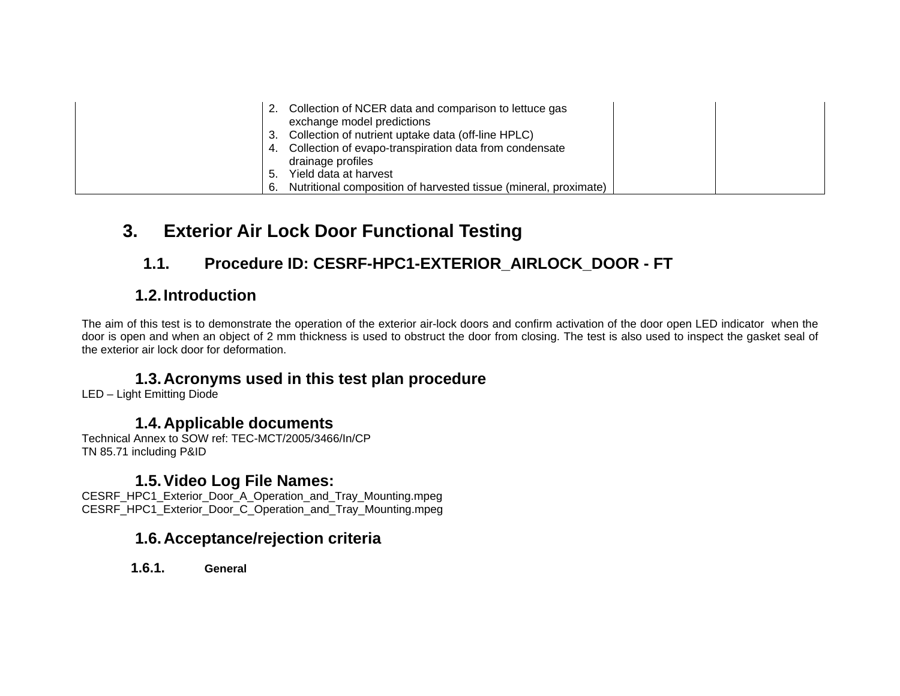| | | | |
|---|---|---|---|
| | 2. Collection of NCER data and comparison to lettuce gas exchange model predictions<br>3. Collection of nutrient uptake data (off-line HPLC)<br>4. Collection of evapo-transpiration data from condensate drainage profiles<br>5. Yield data at harvest<br>6. Nutritional composition of harvested tissue (mineral, proximate) | | |

# 3. Exterior Air Lock Door Functional Testing

## 1.1. Procedure ID: CESRF-HPC1-EXTERIOR_AIRLOCK_DOOR - FT

## 1.2. Introduction

The aim of this test is to demonstrate the operation of the exterior air-lock doors and confirm activation of the door open LED indicator when the door is open and when an object of 2 mm thickness is used to obstruct the door from closing. The test is also used to inspect the gasket seal of the exterior air lock door for deformation.

## 1.3. Acronyms used in this test plan procedure

LED – Light Emitting Diode

## 1.4. Applicable documents

Technical Annex to SOW ref: TEC-MCT/2005/3466/In/CP
TN 85.71 including P&ID

## 1.5. Video Log File Names:

CESRF_HPC1_Exterior_Door_A_Operation_and_Tray_Mounting.mpeg
CESRF_HPC1_Exterior_Door_C_Operation_and_Tray_Mounting.mpeg

## 1.6. Acceptance/rejection criteria

### 1.6.1. General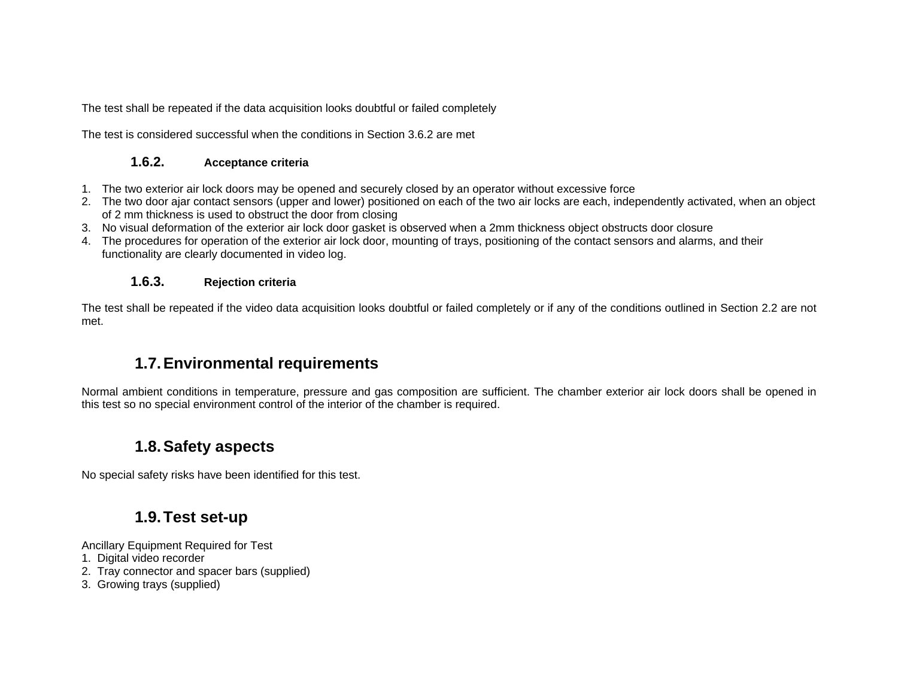The test shall be repeated if the data acquisition looks doubtful or failed completely

The test is considered successful when the conditions in Section 3.6.2 are met

### 1.6.2. Acceptance criteria

1. The two exterior air lock doors may be opened and securely closed by an operator without excessive force
2. The two door ajar contact sensors (upper and lower) positioned on each of the two air locks are each, independently activated, when an object of 2 mm thickness is used to obstruct the door from closing
3. No visual deformation of the exterior air lock door gasket is observed when a 2mm thickness object obstructs door closure
4. The procedures for operation of the exterior air lock door, mounting of trays, positioning of the contact sensors and alarms, and their functionality are clearly documented in video log.

### 1.6.3. Rejection criteria

The test shall be repeated if the video data acquisition looks doubtful or failed completely or if any of the conditions outlined in Section 2.2 are not met.

## 1.7. Environmental requirements

Normal ambient conditions in temperature, pressure and gas composition are sufficient. The chamber exterior air lock doors shall be opened in this test so no special environment control of the interior of the chamber is required.

## 1.8. Safety aspects

No special safety risks have been identified for this test.

## 1.9. Test set-up

Ancillary Equipment Required for Test

1. Digital video recorder
2. Tray connector and spacer bars (supplied)
3. Growing trays (supplied)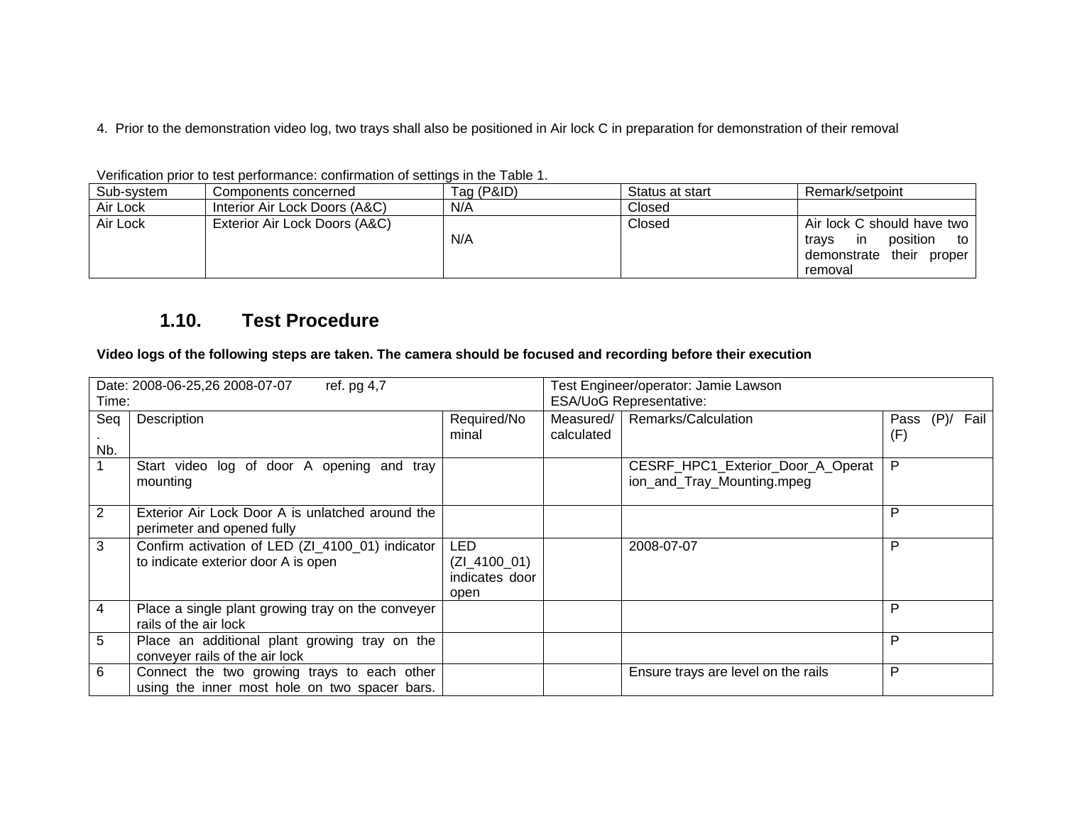4. Prior to the demonstration video log, two trays shall also be positioned in Air lock C in preparation for demonstration of their removal

Verification prior to test performance: confirmation of settings in the Table 1.

| Sub-system | Components concerned | Tag (P&ID) | Status at start | Remark/setpoint |
|---|---|---|---|---|
| Air Lock | Interior Air Lock Doors (A&C) | N/A | Closed | |
| Air Lock | Exterior Air Lock Doors (A&C) | N/A | Closed | Air lock C should have two trays in position to demonstrate their proper removal |

### 1.10. Test Procedure

**Video logs of the following steps are taken. The camera should be focused and recording before their execution**

| Date: 2008-06-25,26 2008-07-07 ref. pg 4,7<br>Time: | | | Test Engineer/operator: Jamie Lawson<br>ESA/UoG Representative: | | |
|---|---|---|---|---|---|
| Seq. Nb. | Description | Required/Nominal | Measured/calculated | Remarks/Calculation | Pass (P)/ Fail (F) |
| 1 | Start video log of door A opening and tray mounting | | | CESRF_HPC1_Exterior_Door_A_Operation_and_Tray_Mounting.mpeg | P |
| 2 | Exterior Air Lock Door A is unlatched around the perimeter and opened fully | | | | P |
| 3 | Confirm activation of LED (ZI_4100_01) indicator to indicate exterior door A is open | LED (ZI_4100_01) indicates door open | | 2008-07-07 | P |
| 4 | Place a single plant growing tray on the conveyer rails of the air lock | | | | P |
| 5 | Place an additional plant growing tray on the conveyer rails of the air lock | | | | P |
| 6 | Connect the two growing trays to each other using the inner most hole on two spacer bars. | | | Ensure trays are level on the rails | P |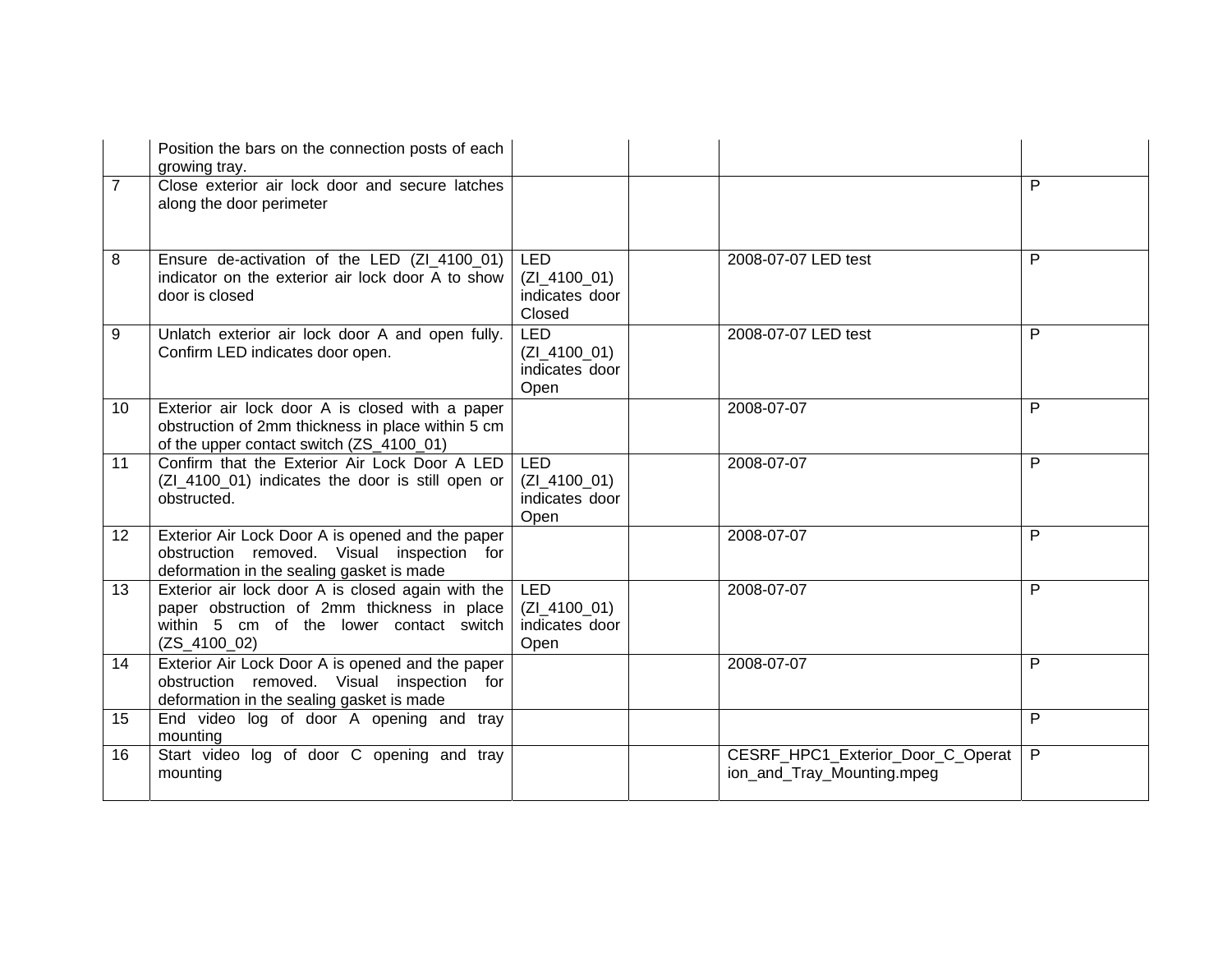| | | | | | |
|---|---|---|---|---|---|
| | Position the bars on the connection posts of each growing tray. | | | | |
| 7 | Close exterior air lock door and secure latches along the door perimeter | | | | P |
| 8 | Ensure de-activation of the LED (ZI_4100_01) indicator on the exterior air lock door A to show door is closed | LED (ZI_4100_01) indicates door Closed | | 2008-07-07 LED test | P |
| 9 | Unlatch exterior air lock door A and open fully. Confirm LED indicates door open. | LED (ZI_4100_01) indicates door Open | | 2008-07-07 LED test | P |
| 10 | Exterior air lock door A is closed with a paper obstruction of 2mm thickness in place within 5 cm of the upper contact switch (ZS_4100_01) | | | 2008-07-07 | P |
| 11 | Confirm that the Exterior Air Lock Door A LED (ZI_4100_01) indicates the door is still open or obstructed. | LED (ZI_4100_01) indicates door Open | | 2008-07-07 | P |
| 12 | Exterior Air Lock Door A is opened and the paper obstruction removed. Visual inspection for deformation in the sealing gasket is made | | | 2008-07-07 | P |
| 13 | Exterior air lock door A is closed again with the paper obstruction of 2mm thickness in place within 5 cm of the lower contact switch (ZS_4100_02) | LED (ZI_4100_01) indicates door Open | | 2008-07-07 | P |
| 14 | Exterior Air Lock Door A is opened and the paper obstruction removed. Visual inspection for deformation in the sealing gasket is made | | | 2008-07-07 | P |
| 15 | End video log of door A opening and tray mounting | | | | P |
| 16 | Start video log of door C opening and tray mounting | | | CESRF_HPC1_Exterior_Door_C_Operation_and_Tray_Mounting.mpeg | P |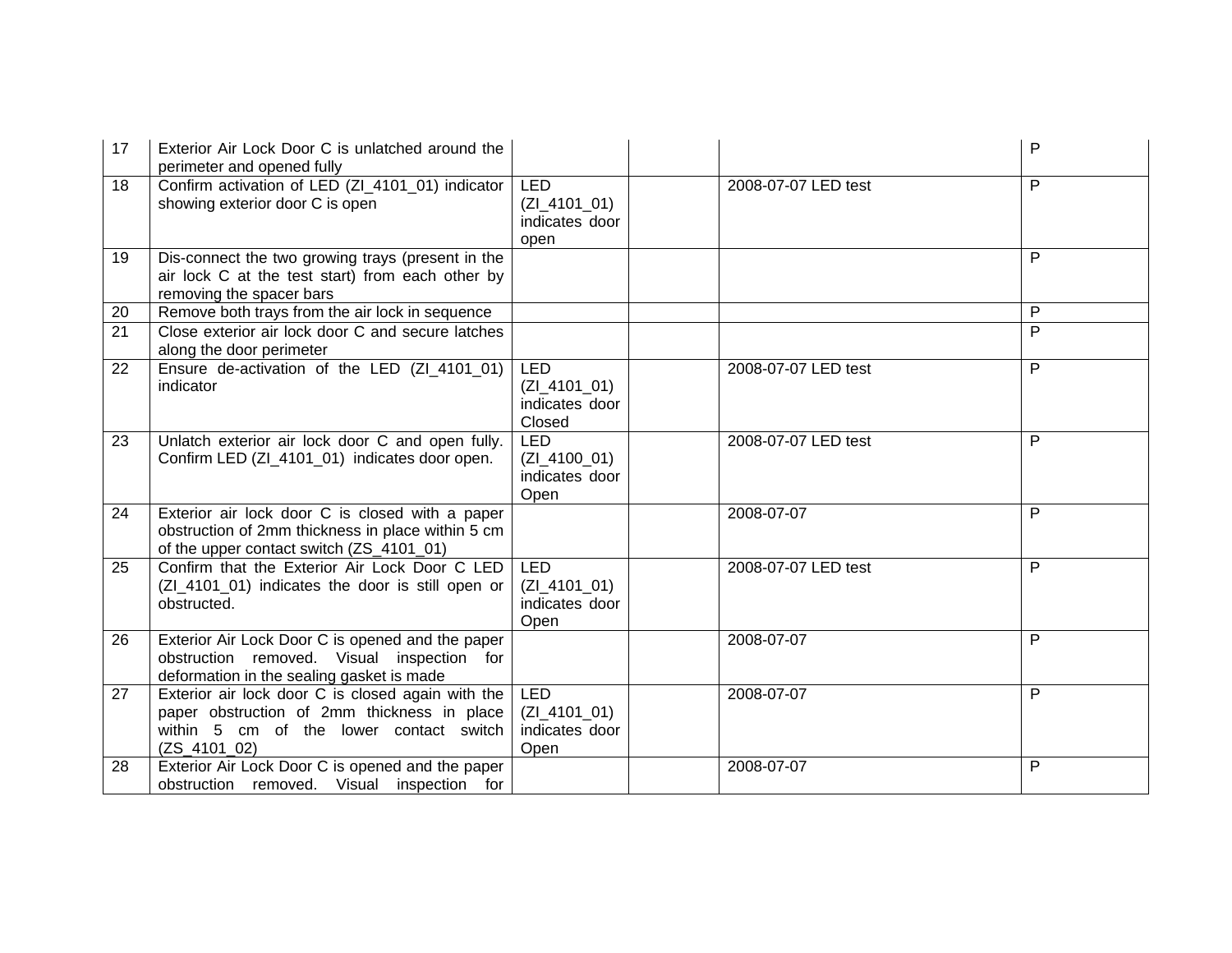| 17 | Exterior Air Lock Door C is unlatched around the perimeter and opened fully | | | | P |
|---|---|---|---|---|---|
| 18 | Confirm activation of LED (ZI_4101_01) indicator showing exterior door C is open | LED (ZI_4101_01) indicates door open | | 2008-07-07 LED test | P |
| 19 | Dis-connect the two growing trays (present in the air lock C at the test start) from each other by removing the spacer bars | | | | P |
| 20 | Remove both trays from the air lock in sequence | | | | P |
| 21 | Close exterior air lock door C and secure latches along the door perimeter | | | | P |
| 22 | Ensure de-activation of the LED (ZI_4101_01) indicator | LED (ZI_4101_01) indicates door Closed | | 2008-07-07 LED test | P |
| 23 | Unlatch exterior air lock door C and open fully. Confirm LED (ZI_4101_01) indicates door open. | LED (ZI_4100_01) indicates door Open | | 2008-07-07 LED test | P |
| 24 | Exterior air lock door C is closed with a paper obstruction of 2mm thickness in place within 5 cm of the upper contact switch (ZS_4101_01) | | | 2008-07-07 | P |
| 25 | Confirm that the Exterior Air Lock Door C LED (ZI_4101_01) indicates the door is still open or obstructed. | LED (ZI_4101_01) indicates door Open | | 2008-07-07 LED test | P |
| 26 | Exterior Air Lock Door C is opened and the paper obstruction removed. Visual inspection for deformation in the sealing gasket is made | | | 2008-07-07 | P |
| 27 | Exterior air lock door C is closed again with the paper obstruction of 2mm thickness in place within 5 cm of the lower contact switch (ZS_4101_02) | LED (ZI_4101_01) indicates door Open | | 2008-07-07 | P |
| 28 | Exterior Air Lock Door C is opened and the paper obstruction removed. Visual inspection for | | | 2008-07-07 | P |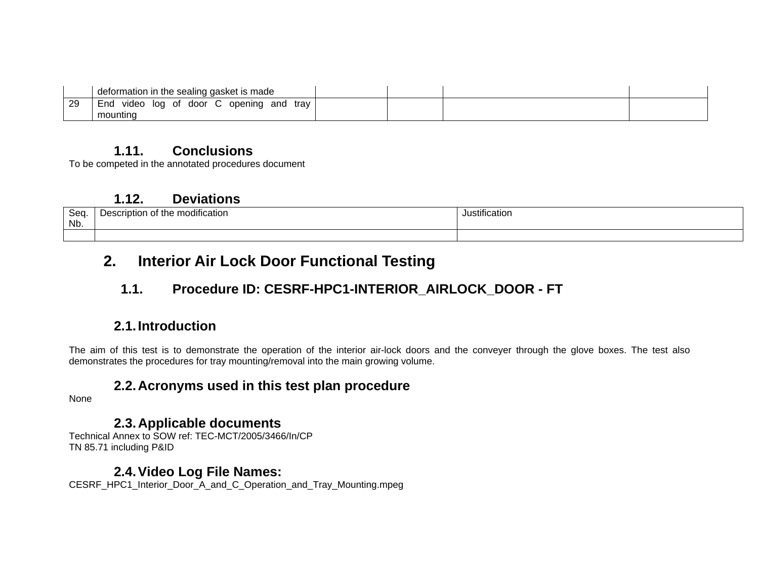|  | deformation in the sealing gasket is made |  |  |  |  |
|---|---|---|---|---|---|
| 29 | End video log of door C opening and tray mounting |  |  |  |  |

### 1.11. Conclusions

To be competed in the annotated procedures document

### 1.12. Deviations

| Seq. Nb. | Description of the modification | Justification |
|---|---|---|
|  |  |  |

# 2. Interior Air Lock Door Functional Testing

## 1.1. Procedure ID: CESRF-HPC1-INTERIOR_AIRLOCK_DOOR - FT

### 2.1. Introduction

The aim of this test is to demonstrate the operation of the interior air-lock doors and the conveyer through the glove boxes. The test also demonstrates the procedures for tray mounting/removal into the main growing volume.

### 2.2. Acronyms used in this test plan procedure

None

### 2.3. Applicable documents

Technical Annex to SOW ref: TEC-MCT/2005/3466/In/CP
TN 85.71 including P&ID

### 2.4. Video Log File Names:

CESRF_HPC1_Interior_Door_A_and_C_Operation_and_Tray_Mounting.mpeg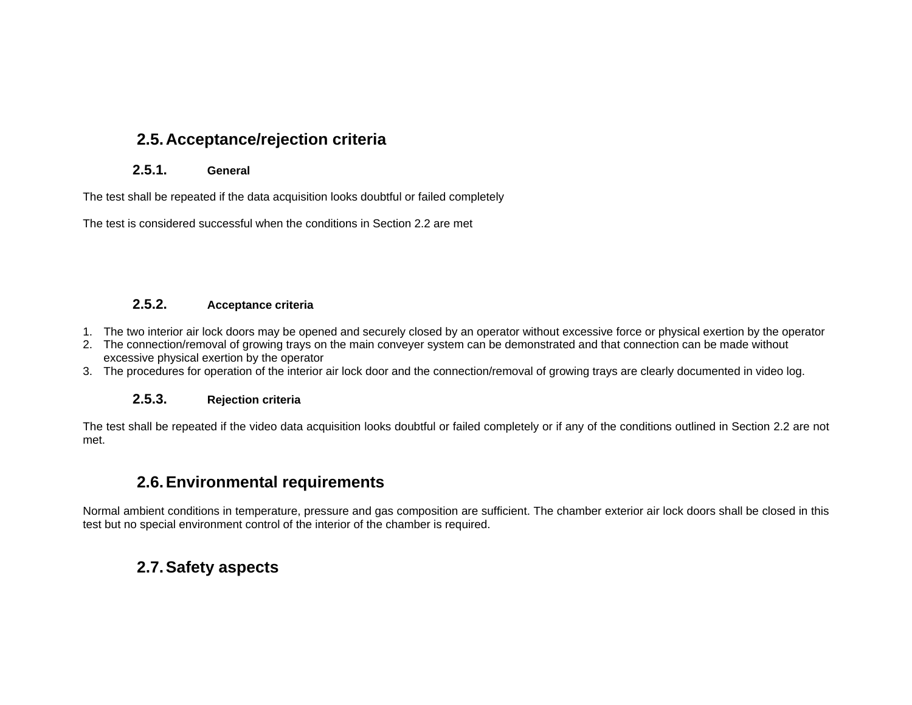## 2.5. Acceptance/rejection criteria

### 2.5.1. General

The test shall be repeated if the data acquisition looks doubtful or failed completely

The test is considered successful when the conditions in Section 2.2 are met

### 2.5.2. Acceptance criteria

1. The two interior air lock doors may be opened and securely closed by an operator without excessive force or physical exertion by the operator
2. The connection/removal of growing trays on the main conveyer system can be demonstrated and that connection can be made without excessive physical exertion by the operator
3. The procedures for operation of the interior air lock door and the connection/removal of growing trays are clearly documented in video log.

### 2.5.3. Rejection criteria

The test shall be repeated if the video data acquisition looks doubtful or failed completely or if any of the conditions outlined in Section 2.2 are not met.

## 2.6. Environmental requirements

Normal ambient conditions in temperature, pressure and gas composition are sufficient. The chamber exterior air lock doors shall be closed in this test but no special environment control of the interior of the chamber is required.

## 2.7. Safety aspects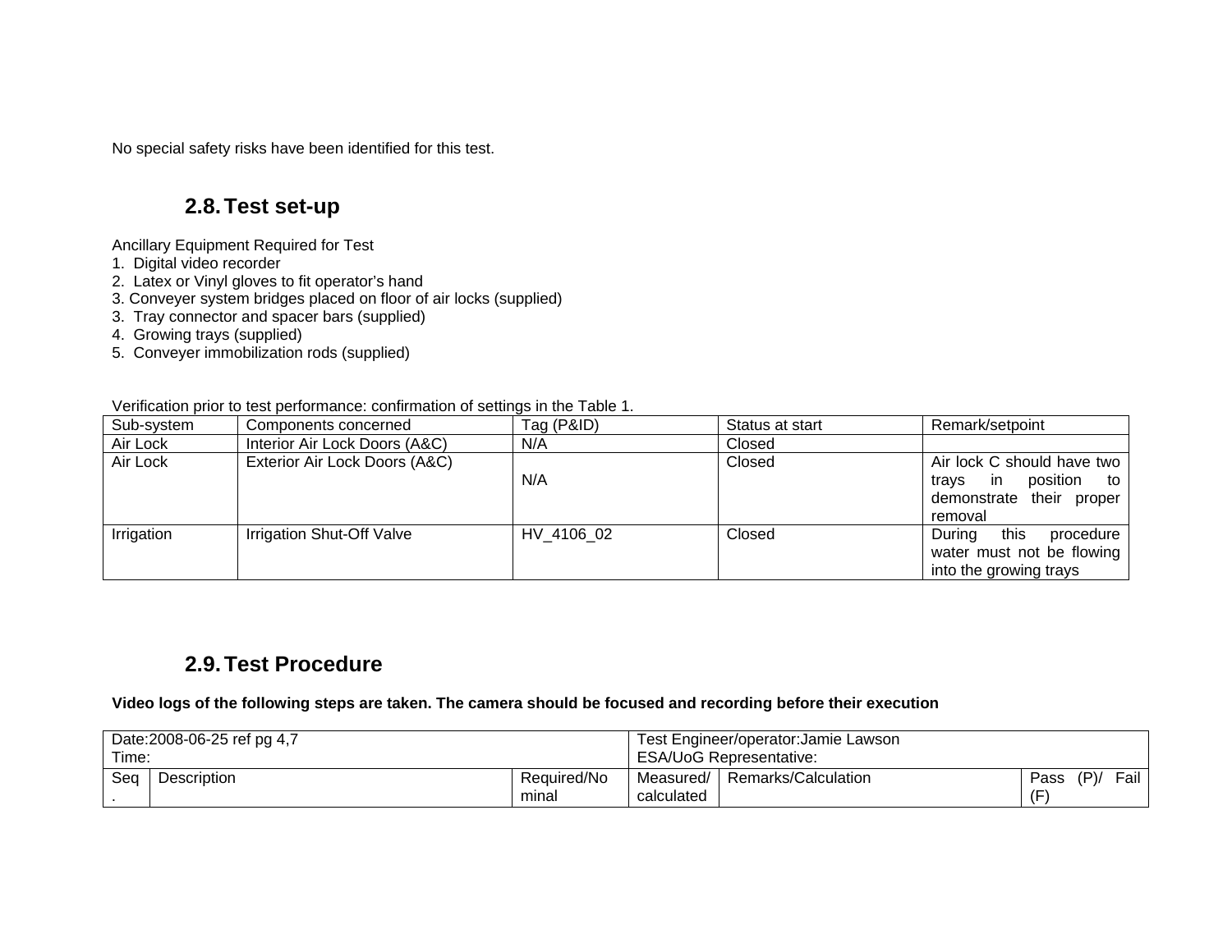No special safety risks have been identified for this test.

## 2.8. Test set-up

Ancillary Equipment Required for Test
1. Digital video recorder
2. Latex or Vinyl gloves to fit operator's hand
3. Conveyer system bridges placed on floor of air locks (supplied)
3. Tray connector and spacer bars (supplied)
4. Growing trays (supplied)
5. Conveyer immobilization rods (supplied)

Verification prior to test performance: confirmation of settings in the Table 1.

| Sub-system | Components concerned | Tag (P&ID) | Status at start | Remark/setpoint |
|---|---|---|---|---|
| Air Lock | Interior Air Lock Doors (A&C) | N/A | Closed | |
| Air Lock | Exterior Air Lock Doors (A&C) | N/A | Closed | Air lock C should have two trays in position to demonstrate their proper removal |
| Irrigation | Irrigation Shut-Off Valve | HV_4106_02 | Closed | During this procedure water must not be flowing into the growing trays |

## 2.9. Test Procedure

**Video logs of the following steps are taken. The camera should be focused and recording before their execution**

| Date:2008-06-25 ref pg 4,7<br>Time: | | | Test Engineer/operator:Jamie Lawson<br>ESA/UoG Representative: | | |
|---|---|---|---|---|---|
| Seq. | Description | Required/Nominal | Measured/calculated | Remarks/Calculation | Pass (P)/ Fail (F) |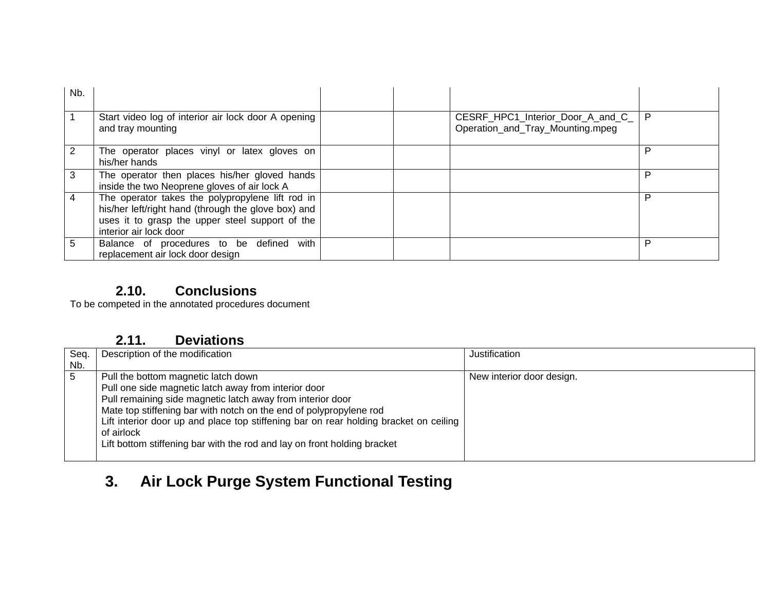| Nb. | | | | | |
|---|---|---|---|---|---|
| 1 | Start video log of interior air lock door A opening and tray mounting | | | CESRF_HPC1_Interior_Door_A_and_C_Operation_and_Tray_Mounting.mpeg | P |
| 2 | The operator places vinyl or latex gloves on his/her hands | | | | P |
| 3 | The operator then places his/her gloved hands inside the two Neoprene gloves of air lock A | | | | P |
| 4 | The operator takes the polypropylene lift rod in his/her left/right hand (through the glove box) and uses it to grasp the upper steel support of the interior air lock door | | | | P |
| 5 | Balance of procedures to be defined with replacement air lock door design | | | | P |

### 2.10. Conclusions

To be competed in the annotated procedures document

### 2.11. Deviations

| Seq. Nb. | Description of the modification | Justification |
|---|---|---|
| 5 | Pull the bottom magnetic latch down<br>Pull one side magnetic latch away from interior door<br>Pull remaining side magnetic latch away from interior door<br>Mate top stiffening bar with notch on the end of polypropylene rod<br>Lift interior door up and place top stiffening bar on rear holding bracket on ceiling of airlock<br>Lift bottom stiffening bar with the rod and lay on front holding bracket | New interior door design. |

## 3. Air Lock Purge System Functional Testing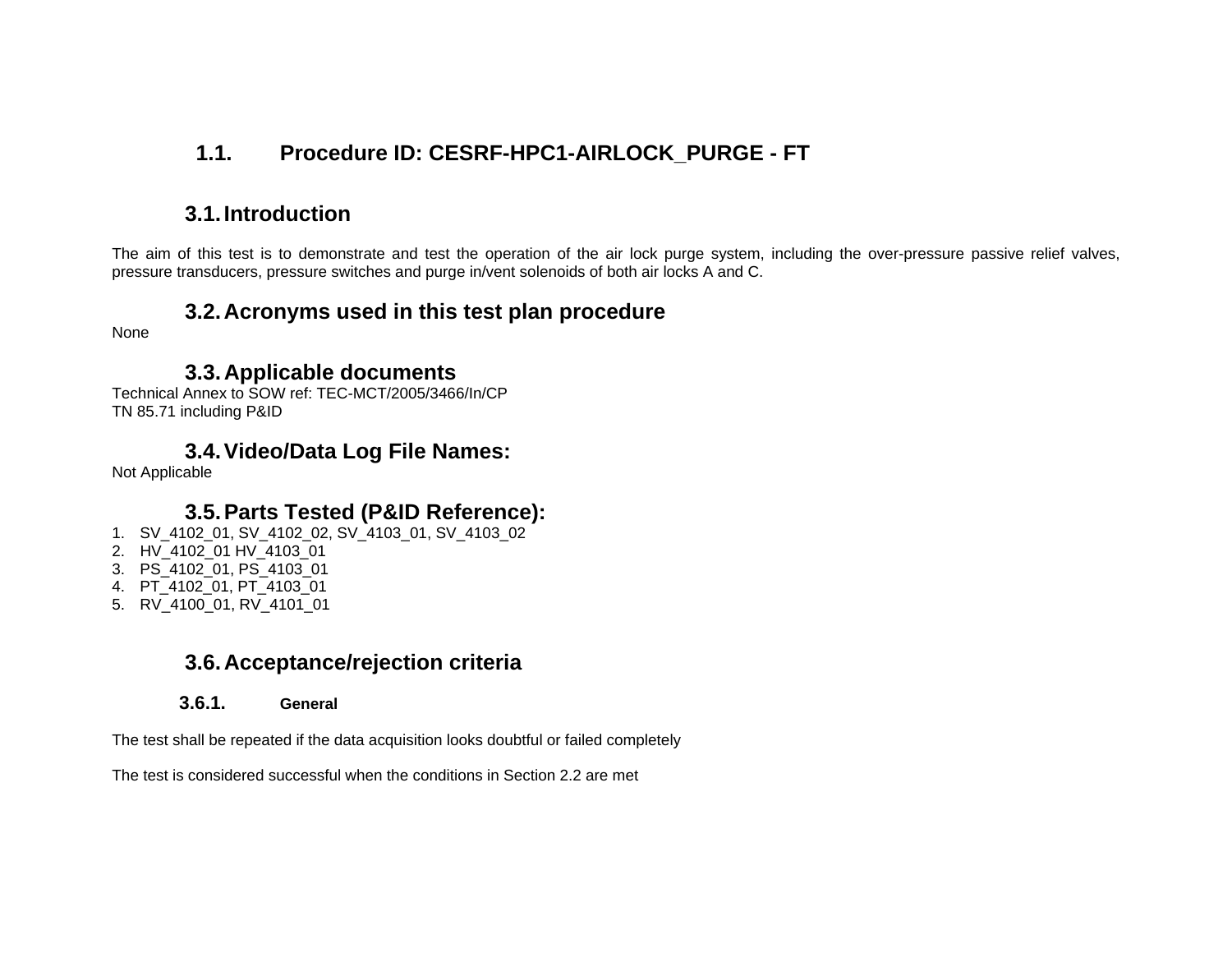## 1.1. Procedure ID: CESRF-HPC1-AIRLOCK_PURGE - FT

### 3.1. Introduction

The aim of this test is to demonstrate and test the operation of the air lock purge system, including the over-pressure passive relief valves, pressure transducers, pressure switches and purge in/vent solenoids of both air locks A and C.

### 3.2. Acronyms used in this test plan procedure

None

### 3.3. Applicable documents

Technical Annex to SOW ref: TEC-MCT/2005/3466/In/CP
TN 85.71 including P&ID

### 3.4. Video/Data Log File Names:

Not Applicable

### 3.5. Parts Tested (P&ID Reference):

1. SV_4102_01, SV_4102_02, SV_4103_01, SV_4103_02
2. HV_4102_01 HV_4103_01
3. PS_4102_01, PS_4103_01
4. PT_4102_01, PT_4103_01
5. RV_4100_01, RV_4101_01

### 3.6. Acceptance/rejection criteria

#### 3.6.1. General

The test shall be repeated if the data acquisition looks doubtful or failed completely

The test is considered successful when the conditions in Section 2.2 are met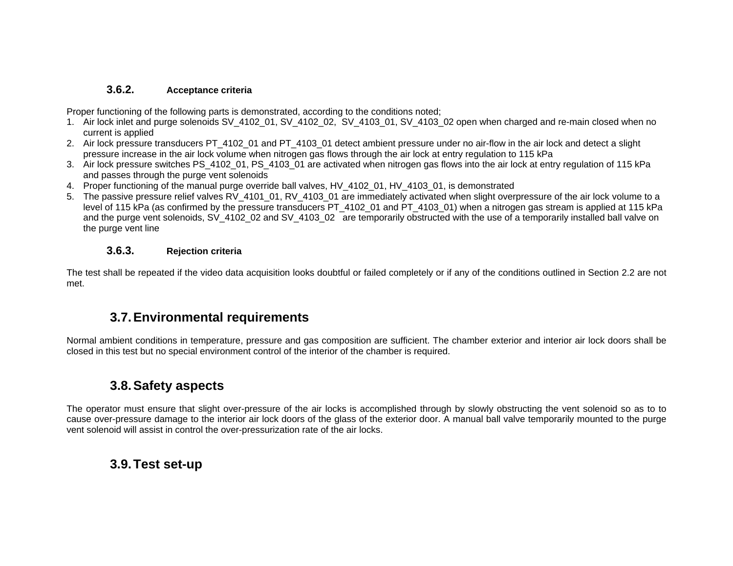#### 3.6.2. Acceptance criteria

Proper functioning of the following parts is demonstrated, according to the conditions noted;

1. Air lock inlet and purge solenoids SV_4102_01, SV_4102_02, SV_4103_01, SV_4103_02 open when charged and re-main closed when no current is applied
2. Air lock pressure transducers PT_4102_01 and PT_4103_01 detect ambient pressure under no air-flow in the air lock and detect a slight pressure increase in the air lock volume when nitrogen gas flows through the air lock at entry regulation to 115 kPa
3. Air lock pressure switches PS_4102_01, PS_4103_01 are activated when nitrogen gas flows into the air lock at entry regulation of 115 kPa and passes through the purge vent solenoids
4. Proper functioning of the manual purge override ball valves, HV_4102_01, HV_4103_01, is demonstrated
5. The passive pressure relief valves RV_4101_01, RV_4103_01 are immediately activated when slight overpressure of the air lock volume to a level of 115 kPa (as confirmed by the pressure transducers PT_4102_01 and PT_4103_01) when a nitrogen gas stream is applied at 115 kPa and the purge vent solenoids, SV_4102_02 and SV_4103_02 are temporarily obstructed with the use of a temporarily installed ball valve on the purge vent line

#### 3.6.3. Rejection criteria

The test shall be repeated if the video data acquisition looks doubtful or failed completely or if any of the conditions outlined in Section 2.2 are not met.

### 3.7. Environmental requirements

Normal ambient conditions in temperature, pressure and gas composition are sufficient. The chamber exterior and interior air lock doors shall be closed in this test but no special environment control of the interior of the chamber is required.

### 3.8. Safety aspects

The operator must ensure that slight over-pressure of the air locks is accomplished through by slowly obstructing the vent solenoid so as to to cause over-pressure damage to the interior air lock doors of the glass of the exterior door. A manual ball valve temporarily mounted to the purge vent solenoid will assist in control the over-pressurization rate of the air locks.

### 3.9. Test set-up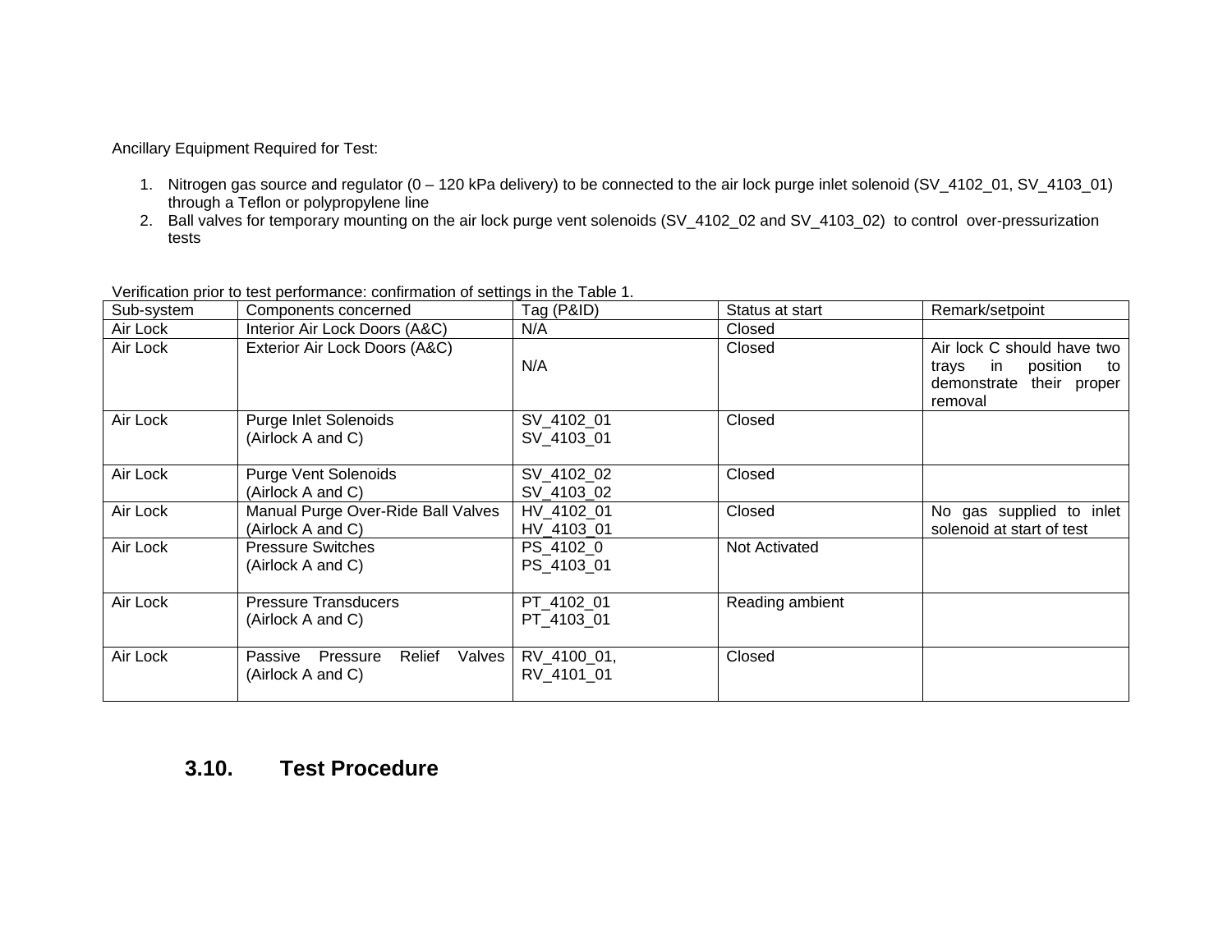Ancillary Equipment Required for Test:

1. Nitrogen gas source and regulator (0 – 120 kPa delivery) to be connected to the air lock purge inlet solenoid (SV_4102_01, SV_4103_01) through a Teflon or polypropylene line
2. Ball valves for temporary mounting on the air lock purge vent solenoids (SV_4102_02 and SV_4103_02) to control over-pressurization tests

Verification prior to test performance: confirmation of settings in the Table 1.

| Sub-system | Components concerned | Tag (P&ID) | Status at start | Remark/setpoint |
|---|---|---|---|---|
| Air Lock | Interior Air Lock Doors (A&C) | N/A | Closed | |
| Air Lock | Exterior Air Lock Doors (A&C) | N/A | Closed | Air lock C should have two trays in position to demonstrate their proper removal |
| Air Lock | Purge Inlet Solenoids (Airlock A and C) | SV_4102_01 SV_4103_01 | Closed | |
| Air Lock | Purge Vent Solenoids (Airlock A and C) | SV_4102_02 SV_4103_02 | Closed | |
| Air Lock | Manual Purge Over-Ride Ball Valves (Airlock A and C) | HV_4102_01 HV_4103_01 | Closed | No gas supplied to inlet solenoid at start of test |
| Air Lock | Pressure Switches (Airlock A and C) | PS_4102_0 PS_4103_01 | Not Activated | |
| Air Lock | Pressure Transducers (Airlock A and C) | PT_4102_01 PT_4103_01 | Reading ambient | |
| Air Lock | Passive Pressure Relief Valves (Airlock A and C) | RV_4100_01, RV_4101_01 | Closed | |

## 3.10. Test Procedure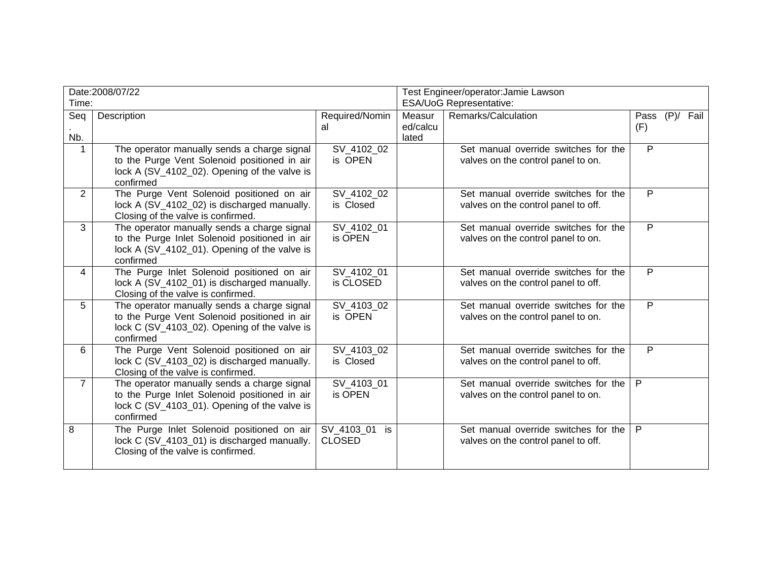| Date:2008/07/22<br>Time: | | | Test Engineer/operator:Jamie Lawson<br>ESA/UoG Representative: | | |
|---|---|---|---|---|---|
| Seq. Nb. | Description | Required/Nominal | Measured/calculated | Remarks/Calculation | Pass (P)/ Fail (F) |
| 1 | The operator manually sends a charge signal to the Purge Vent Solenoid positioned in air lock A (SV_4102_02). Opening of the valve is confirmed | SV_4102_02 is OPEN | | Set manual override switches for the valves on the control panel to on. | P |
| 2 | The Purge Vent Solenoid positioned on air lock A (SV_4102_02) is discharged manually. Closing of the valve is confirmed. | SV_4102_02 is Closed | | Set manual override switches for the valves on the control panel to off. | P |
| 3 | The operator manually sends a charge signal to the Purge Inlet Solenoid positioned in air lock A (SV_4102_01). Opening of the valve is confirmed | SV_4102_01 is OPEN | | Set manual override switches for the valves on the control panel to on. | P |
| 4 | The Purge Inlet Solenoid positioned on air lock A (SV_4102_01) is discharged manually. Closing of the valve is confirmed. | SV_4102_01 is CLOSED | | Set manual override switches for the valves on the control panel to off. | P |
| 5 | The operator manually sends a charge signal to the Purge Vent Solenoid positioned in air lock C (SV_4103_02). Opening of the valve is confirmed | SV_4103_02 is OPEN | | Set manual override switches for the valves on the control panel to on. | P |
| 6 | The Purge Vent Solenoid positioned on air lock C (SV_4103_02) is discharged manually. Closing of the valve is confirmed. | SV_4103_02 is Closed | | Set manual override switches for the valves on the control panel to off. | P |
| 7 | The operator manually sends a charge signal to the Purge Inlet Solenoid positioned in air lock C (SV_4103_01). Opening of the valve is confirmed | SV_4103_01 is OPEN | | Set manual override switches for the valves on the control panel to on. | P |
| 8 | The Purge Inlet Solenoid positioned on air lock C (SV_4103_01) is discharged manually. Closing of the valve is confirmed. | SV_4103_01 is CLOSED | | Set manual override switches for the valves on the control panel to off. | P |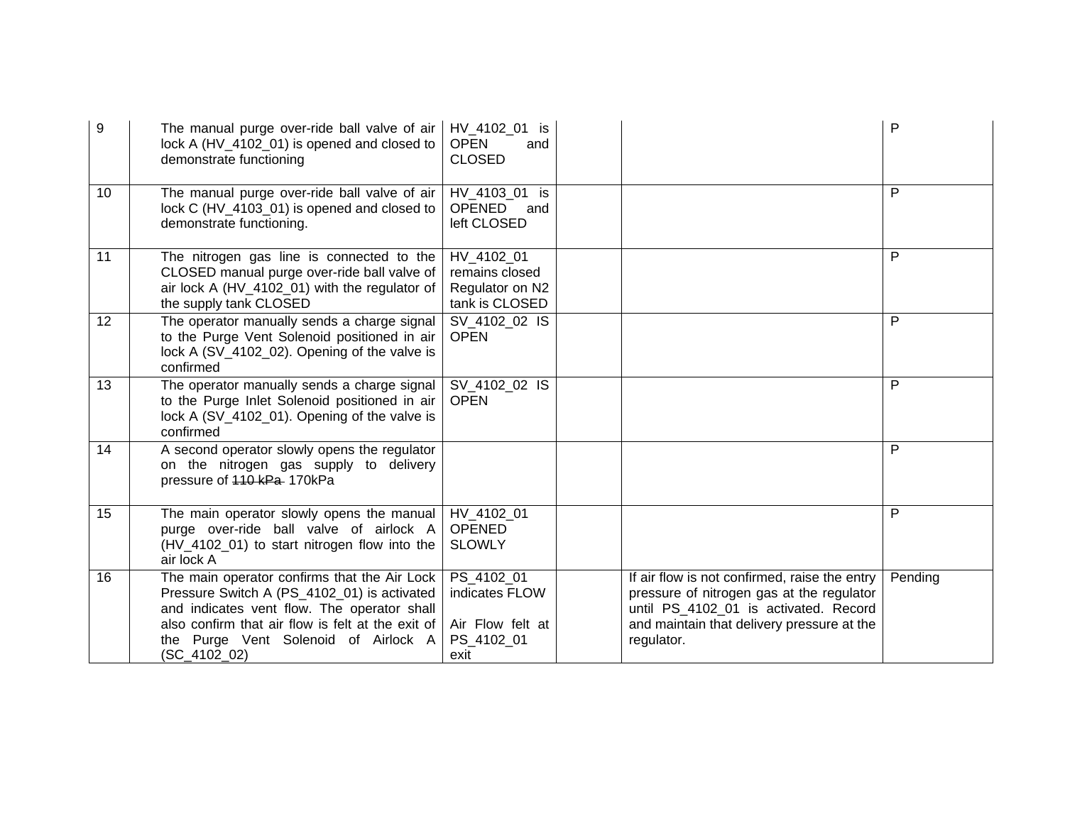| 9 | The manual purge over-ride ball valve of air lock A (HV_4102_01) is opened and closed to demonstrate functioning | HV_4102_01 is OPEN and CLOSED | | | P |
|---|---|---|---|---|---|
| 10 | The manual purge over-ride ball valve of air lock C (HV_4103_01) is opened and closed to demonstrate functioning. | HV_4103_01 is OPENED and left CLOSED | | | P |
| 11 | The nitrogen gas line is connected to the CLOSED manual purge over-ride ball valve of air lock A (HV_4102_01) with the regulator of the supply tank CLOSED | HV_4102_01 remains closed Regulator on N2 tank is CLOSED | | | P |
| 12 | The operator manually sends a charge signal to the Purge Vent Solenoid positioned in air lock A (SV_4102_02). Opening of the valve is confirmed | SV_4102_02 IS OPEN | | | P |
| 13 | The operator manually sends a charge signal to the Purge Inlet Solenoid positioned in air lock A (SV_4102_01). Opening of the valve is confirmed | SV_4102_02 IS OPEN | | | P |
| 14 | A second operator slowly opens the regulator on the nitrogen gas supply to delivery pressure of ~~110 kPa~~ 170kPa | | | | P |
| 15 | The main operator slowly opens the manual purge over-ride ball valve of airlock A (HV_4102_01) to start nitrogen flow into the air lock A | HV_4102_01 OPENED SLOWLY | | | P |
| 16 | The main operator confirms that the Air Lock Pressure Switch A (PS_4102_01) is activated and indicates vent flow. The operator shall also confirm that air flow is felt at the exit of the Purge Vent Solenoid of Airlock A (SC_4102_02) | PS_4102_01 indicates FLOW<br><br>Air Flow felt at PS_4102_01 exit | | If air flow is not confirmed, raise the entry pressure of nitrogen gas at the regulator until PS_4102_01 is activated. Record and maintain that delivery pressure at the regulator. | Pending |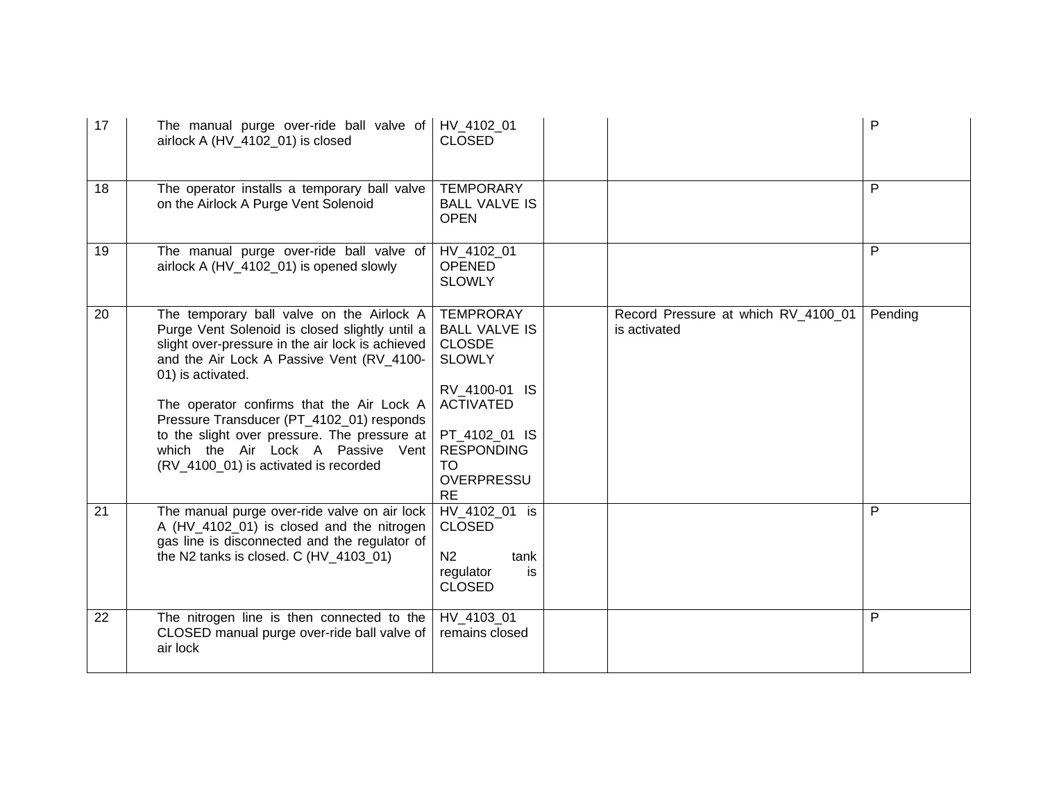| 17 | The manual purge over-ride ball valve of airlock A (HV_4102_01) is closed | HV_4102_01 CLOSED | | | P |
|---|---|---|---|---|---|
| 18 | The operator installs a temporary ball valve on the Airlock A Purge Vent Solenoid | TEMPORARY BALL VALVE IS OPEN | | | P |
| 19 | The manual purge over-ride ball valve of airlock A (HV_4102_01) is opened slowly | HV_4102_01 OPENED SLOWLY | | | P |
| 20 | The temporary ball valve on the Airlock A Purge Vent Solenoid is closed slightly until a slight over-pressure in the air lock is achieved and the Air Lock A Passive Vent (RV_4100-01) is activated.<br><br>The operator confirms that the Air Lock A Pressure Transducer (PT_4102_01) responds to the slight over pressure. The pressure at which the Air Lock A Passive Vent (RV_4100_01) is activated is recorded | TEMPRORAY BALL VALVE IS CLOSDE SLOWLY<br><br>RV_4100-01 IS ACTIVATED<br><br>PT_4102_01 IS RESPONDING TO OVERPRESSURE | | Record Pressure at which RV_4100_01 is activated | Pending |
| 21 | The manual purge over-ride valve on air lock A (HV_4102_01) is closed and the nitrogen gas line is disconnected and the regulator of the N2 tanks is closed. C (HV_4103_01) | HV_4102_01 is CLOSED<br><br>N2 tank regulator is CLOSED | | | P |
| 22 | The nitrogen line is then connected to the CLOSED manual purge over-ride ball valve of air lock | HV_4103_01 remains closed | | | P |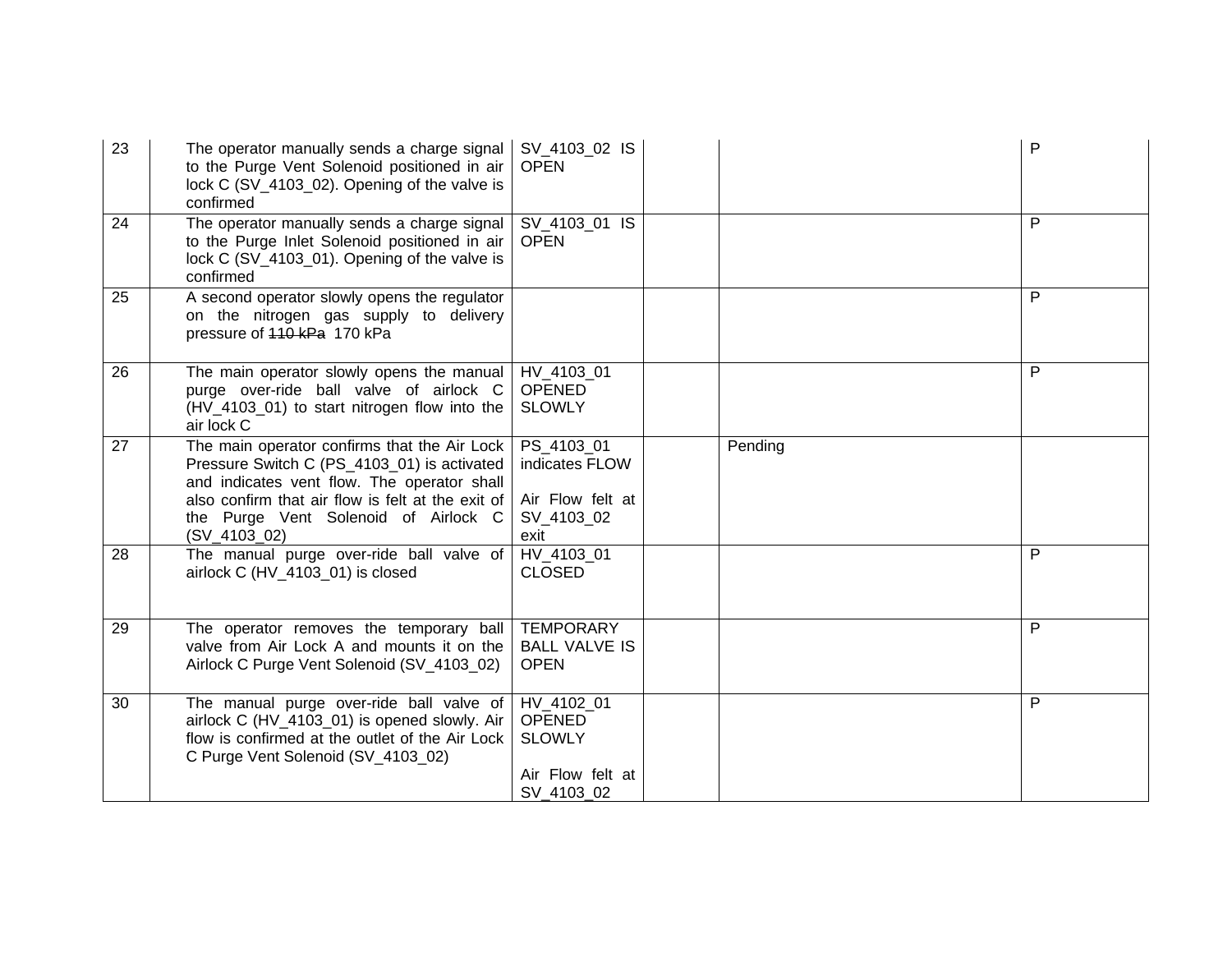| 23 | The operator manually sends a charge signal to the Purge Vent Solenoid positioned in air lock C (SV_4103_02). Opening of the valve is confirmed | SV_4103_02 IS OPEN | | | P |
|---|---|---|---|---|---|
| 24 | The operator manually sends a charge signal to the Purge Inlet Solenoid positioned in air lock C (SV_4103_01). Opening of the valve is confirmed | SV_4103_01 IS OPEN | | | P |
| 25 | A second operator slowly opens the regulator on the nitrogen gas supply to delivery pressure of ~~110 kPa~~ 170 kPa | | | | P |
| 26 | The main operator slowly opens the manual purge over-ride ball valve of airlock C (HV_4103_01) to start nitrogen flow into the air lock C | HV_4103_01 OPENED SLOWLY | | | P |
| 27 | The main operator confirms that the Air Lock Pressure Switch C (PS_4103_01) is activated and indicates vent flow. The operator shall also confirm that air flow is felt at the exit of the Purge Vent Solenoid of Airlock C (SV_4103_02) | PS_4103_01 indicates FLOW<br><br>Air Flow felt at SV_4103_02 exit | | Pending | |
| 28 | The manual purge over-ride ball valve of airlock C (HV_4103_01) is closed | HV_4103_01 CLOSED | | | P |
| 29 | The operator removes the temporary ball valve from Air Lock A and mounts it on the Airlock C Purge Vent Solenoid (SV_4103_02) | TEMPORARY BALL VALVE IS OPEN | | | P |
| 30 | The manual purge over-ride ball valve of airlock C (HV_4103_01) is opened slowly. Air flow is confirmed at the outlet of the Air Lock C Purge Vent Solenoid (SV_4103_02) | HV_4102_01 OPENED SLOWLY<br><br>Air Flow felt at SV_4103_02 | | | P |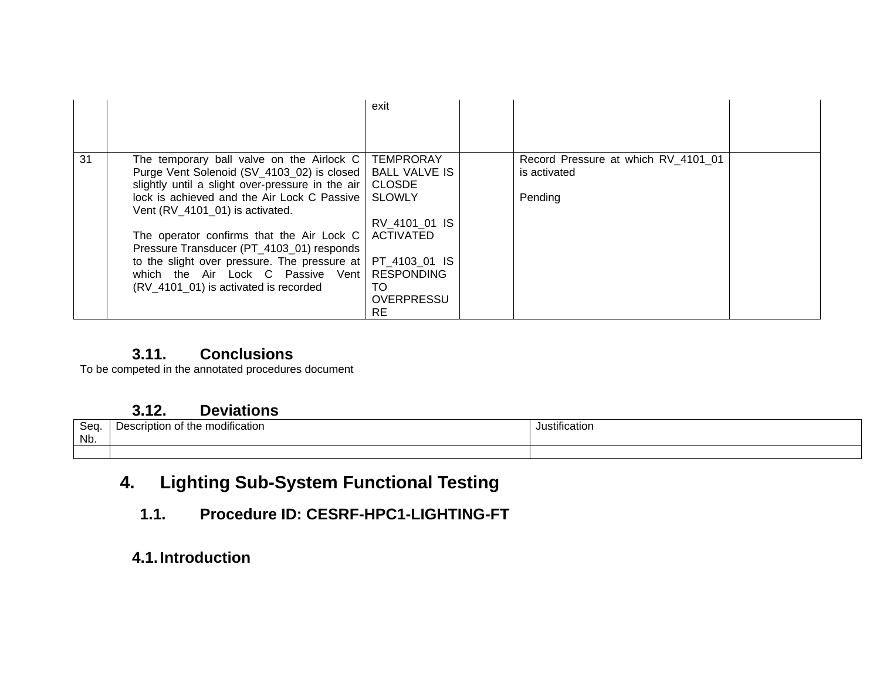| | | | | | |
|---|---|---|---|---|---|
| | | exit | | | |
| 31 | The temporary ball valve on the Airlock C Purge Vent Solenoid (SV_4103_02) is closed slightly until a slight over-pressure in the air lock is achieved and the Air Lock C Passive Vent (RV_4101_01) is activated.<br><br>The operator confirms that the Air Lock C Pressure Transducer (PT_4103_01) responds to the slight over pressure. The pressure at which the Air Lock C Passive Vent (RV_4101_01) is activated is recorded | TEMPRORAY BALL VALVE IS CLOSDE SLOWLY<br><br>RV_4101_01 IS ACTIVATED<br><br>PT_4103_01 IS RESPONDING TO OVERPRESSURE | | Record Pressure at which RV_4101_01 is activated<br><br>Pending | |

### 3.11. Conclusions

To be competed in the annotated procedures document

### 3.12. Deviations

| Seq. Nb. | Description of the modification | Justification |
|---|---|---|
| | | |

# 4. Lighting Sub-System Functional Testing

## 1.1. Procedure ID: CESRF-HPC1-LIGHTING-FT

### 4.1. Introduction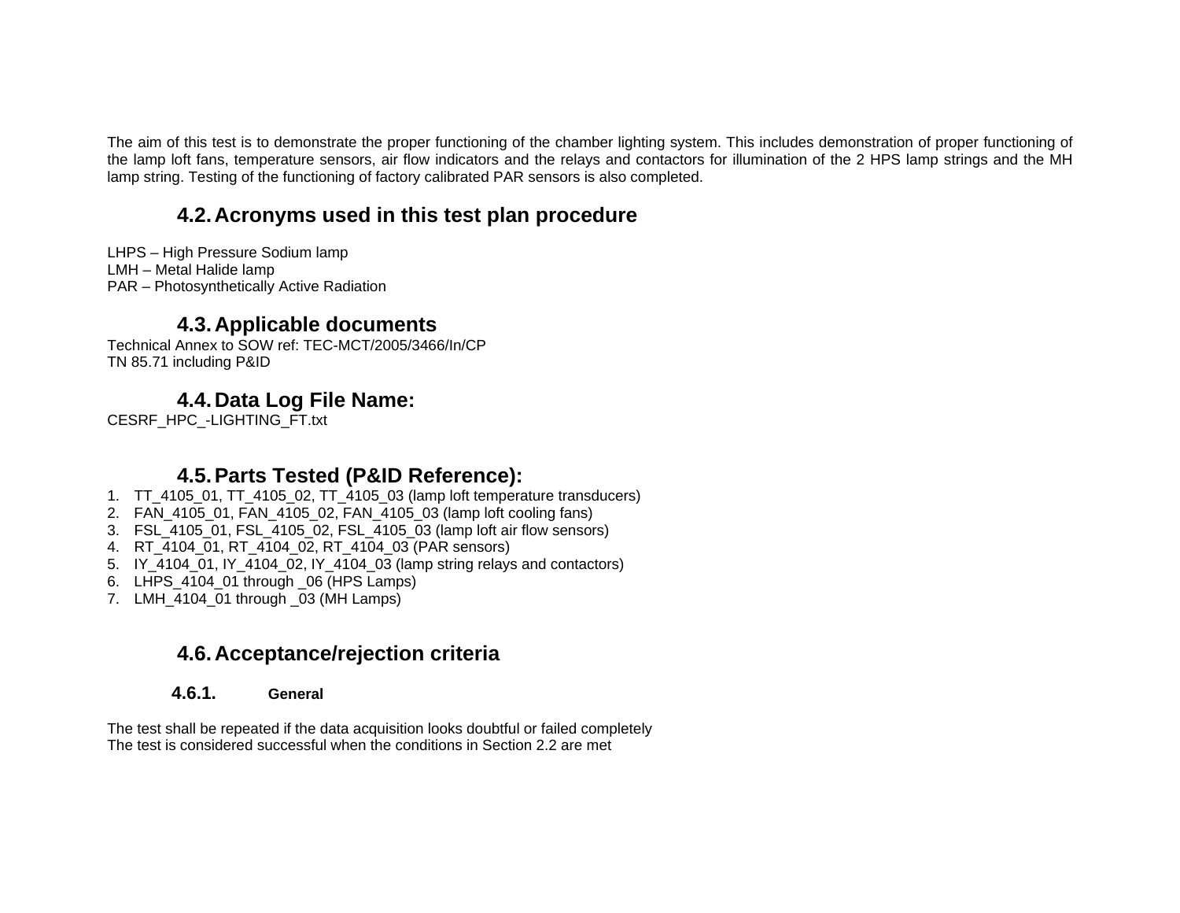The aim of this test is to demonstrate the proper functioning of the chamber lighting system. This includes demonstration of proper functioning of the lamp loft fans, temperature sensors, air flow indicators and the relays and contactors for illumination of the 2 HPS lamp strings and the MH lamp string. Testing of the functioning of factory calibrated PAR sensors is also completed.

## 4.2. Acronyms used in this test plan procedure

LHPS – High Pressure Sodium lamp
LMH – Metal Halide lamp
PAR – Photosynthetically Active Radiation

## 4.3. Applicable documents

Technical Annex to SOW ref: TEC-MCT/2005/3466/In/CP
TN 85.71 including P&ID

## 4.4. Data Log File Name:

CESRF_HPC_-LIGHTING_FT.txt

## 4.5. Parts Tested (P&ID Reference):

1. TT_4105_01, TT_4105_02, TT_4105_03 (lamp loft temperature transducers)
2. FAN_4105_01, FAN_4105_02, FAN_4105_03 (lamp loft cooling fans)
3. FSL_4105_01, FSL_4105_02, FSL_4105_03 (lamp loft air flow sensors)
4. RT_4104_01, RT_4104_02, RT_4104_03 (PAR sensors)
5. IY_4104_01, IY_4104_02, IY_4104_03 (lamp string relays and contactors)
6. LHPS_4104_01 through _06 (HPS Lamps)
7. LMH_4104_01 through _03 (MH Lamps)

## 4.6. Acceptance/rejection criteria

### 4.6.1. General

The test shall be repeated if the data acquisition looks doubtful or failed completely
The test is considered successful when the conditions in Section 2.2 are met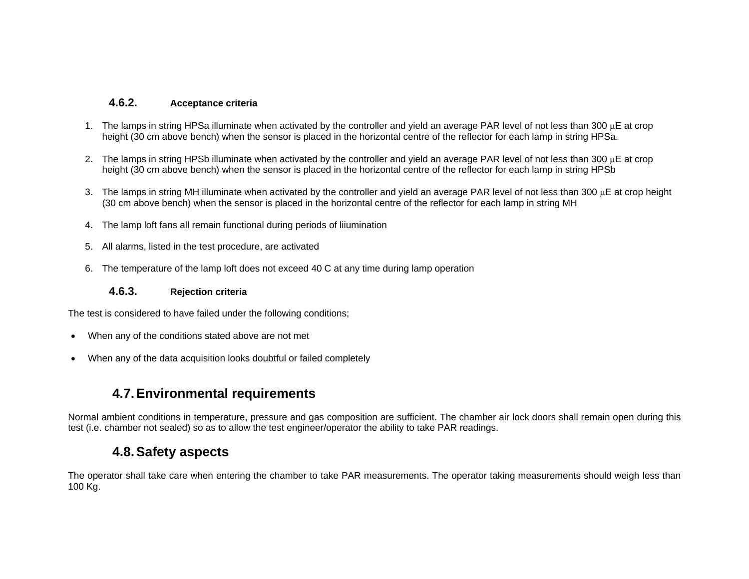#### 4.6.2. Acceptance criteria

1. The lamps in string HPSa illuminate when activated by the controller and yield an average PAR level of not less than 300 $\mu$E at crop height (30 cm above bench) when the sensor is placed in the horizontal centre of the reflector for each lamp in string HPSa.

2. The lamps in string HPSb illuminate when activated by the controller and yield an average PAR level of not less than 300 $\mu$E at crop height (30 cm above bench) when the sensor is placed in the horizontal centre of the reflector for each lamp in string HPSb

3. The lamps in string MH illuminate when activated by the controller and yield an average PAR level of not less than 300 $\mu$E at crop height (30 cm above bench) when the sensor is placed in the horizontal centre of the reflector for each lamp in string MH

4. The lamp loft fans all remain functional during periods of liiumination

5. All alarms, listed in the test procedure, are activated

6. The temperature of the lamp loft does not exceed 40 C at any time during lamp operation

#### 4.6.3. Rejection criteria

The test is considered to have failed under the following conditions;

- When any of the conditions stated above are not met

- When any of the data acquisition looks doubtful or failed completely

### 4.7. Environmental requirements

Normal ambient conditions in temperature, pressure and gas composition are sufficient. The chamber air lock doors shall remain open during this test (i.e. chamber not sealed) so as to allow the test engineer/operator the ability to take PAR readings.

### 4.8. Safety aspects

The operator shall take care when entering the chamber to take PAR measurements. The operator taking measurements should weigh less than 100 Kg.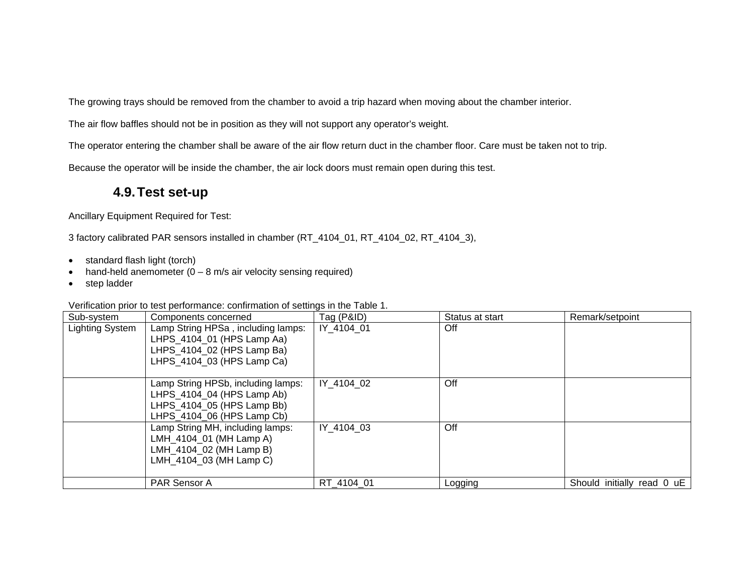The growing trays should be removed from the chamber to avoid a trip hazard when moving about the chamber interior.

The air flow baffles should not be in position as they will not support any operator's weight.

The operator entering the chamber shall be aware of the air flow return duct in the chamber floor. Care must be taken not to trip.

Because the operator will be inside the chamber, the air lock doors must remain open during this test.

### 4.9. Test set-up

Ancillary Equipment Required for Test:

3 factory calibrated PAR sensors installed in chamber (RT_4104_01, RT_4104_02, RT_4104_3),

- standard flash light (torch)
- hand-held anemometer (0 – 8 m/s air velocity sensing required)
- step ladder

Verification prior to test performance: confirmation of settings in the Table 1.

| Sub-system | Components concerned | Tag (P&ID) | Status at start | Remark/setpoint |
|---|---|---|---|---|
| Lighting System | Lamp String HPSa , including lamps:<br>LHPS_4104_01 (HPS Lamp Aa)<br>LHPS_4104_02 (HPS Lamp Ba)<br>LHPS_4104_03 (HPS Lamp Ca) | IY_4104_01 | Off | |
| | Lamp String HPSb, including lamps:<br>LHPS_4104_04 (HPS Lamp Ab)<br>LHPS_4104_05 (HPS Lamp Bb)<br>LHPS_4104_06 (HPS Lamp Cb) | IY_4104_02 | Off | |
| | Lamp String MH, including lamps:<br>LMH_4104_01 (MH Lamp A)<br>LMH_4104_02 (MH Lamp B)<br>LMH_4104_03 (MH Lamp C) | IY_4104_03 | Off | |
| | PAR Sensor A | RT_4104_01 | Logging | Should initially read 0 uE |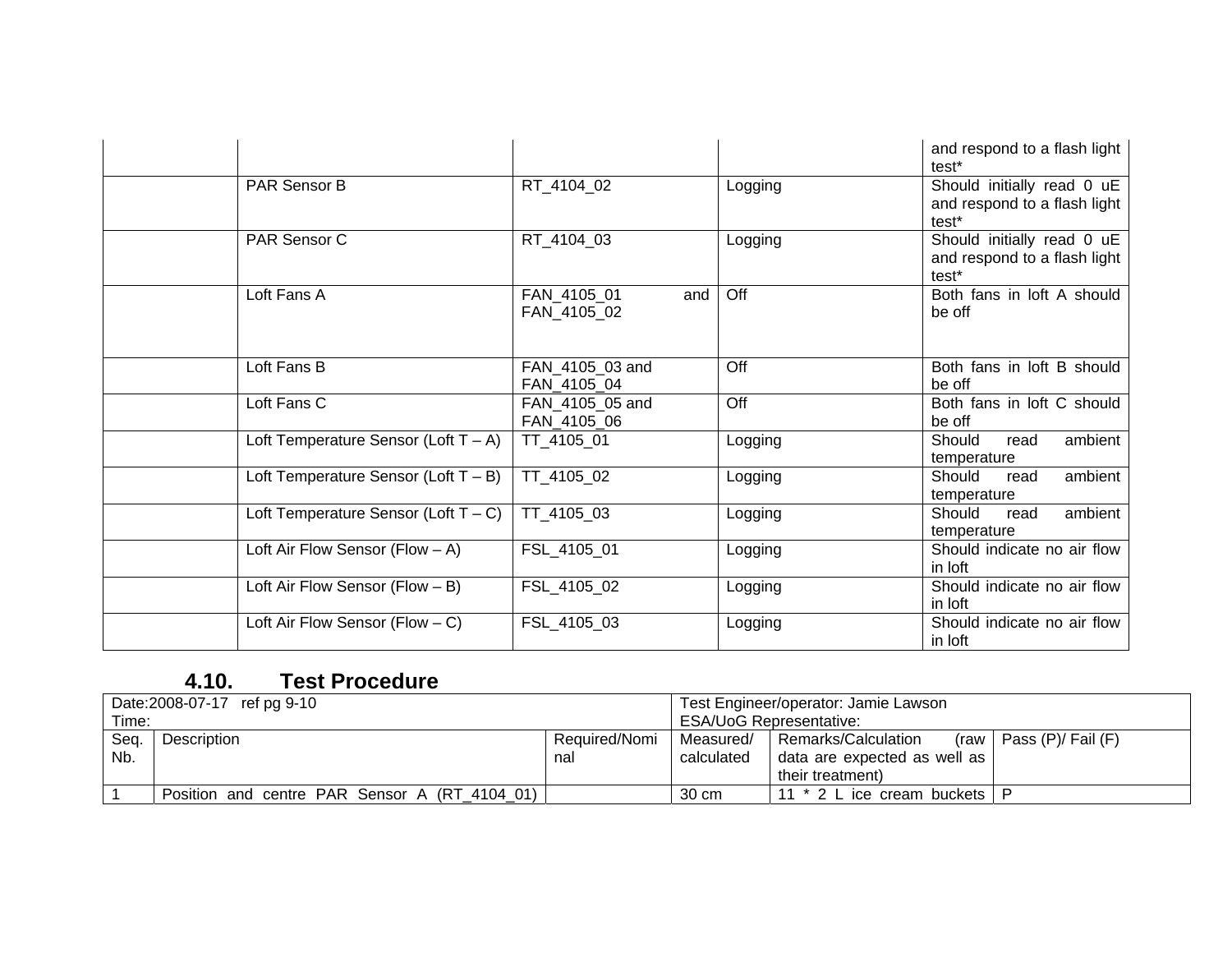|  |  |  |  | and respond to a flash light test* |
|---|---|---|---|---|
|  | PAR Sensor B | RT_4104_02 | Logging | Should initially read 0 uE and respond to a flash light test* |
|  | PAR Sensor C | RT_4104_03 | Logging | Should initially read 0 uE and respond to a flash light test* |
|  | Loft Fans A | FAN_4105_01 and FAN_4105_02 | Off | Both fans in loft A should be off |
|  | Loft Fans B | FAN_4105_03 and FAN_4105_04 | Off | Both fans in loft B should be off |
|  | Loft Fans C | FAN_4105_05 and FAN_4105_06 | Off | Both fans in loft C should be off |
|  | Loft Temperature Sensor (Loft T – A) | TT_4105_01 | Logging | Should read ambient temperature |
|  | Loft Temperature Sensor (Loft T – B) | TT_4105_02 | Logging | Should read ambient temperature |
|  | Loft Temperature Sensor (Loft T – C) | TT_4105_03 | Logging | Should read ambient temperature |
|  | Loft Air Flow Sensor (Flow – A) | FSL_4105_01 | Logging | Should indicate no air flow in loft |
|  | Loft Air Flow Sensor (Flow – B) | FSL_4105_02 | Logging | Should indicate no air flow in loft |
|  | Loft Air Flow Sensor (Flow – C) | FSL_4105_03 | Logging | Should indicate no air flow in loft |

### 4.10. Test Procedure

| Date:2008-07-17 ref pg 9-10<br>Time: |  |  | Test Engineer/operator: Jamie Lawson<br>ESA/UoG Representative: |  |  |
|---|---|---|---|---|---|
| Seq. Nb. | Description | Required/Nominal | Measured/ calculated | Remarks/Calculation (raw data are expected as well as their treatment) | Pass (P)/ Fail (F) |
| 1 | Position and centre PAR Sensor A (RT_4104_01) |  | 30 cm | 11 * 2 L ice cream buckets | P |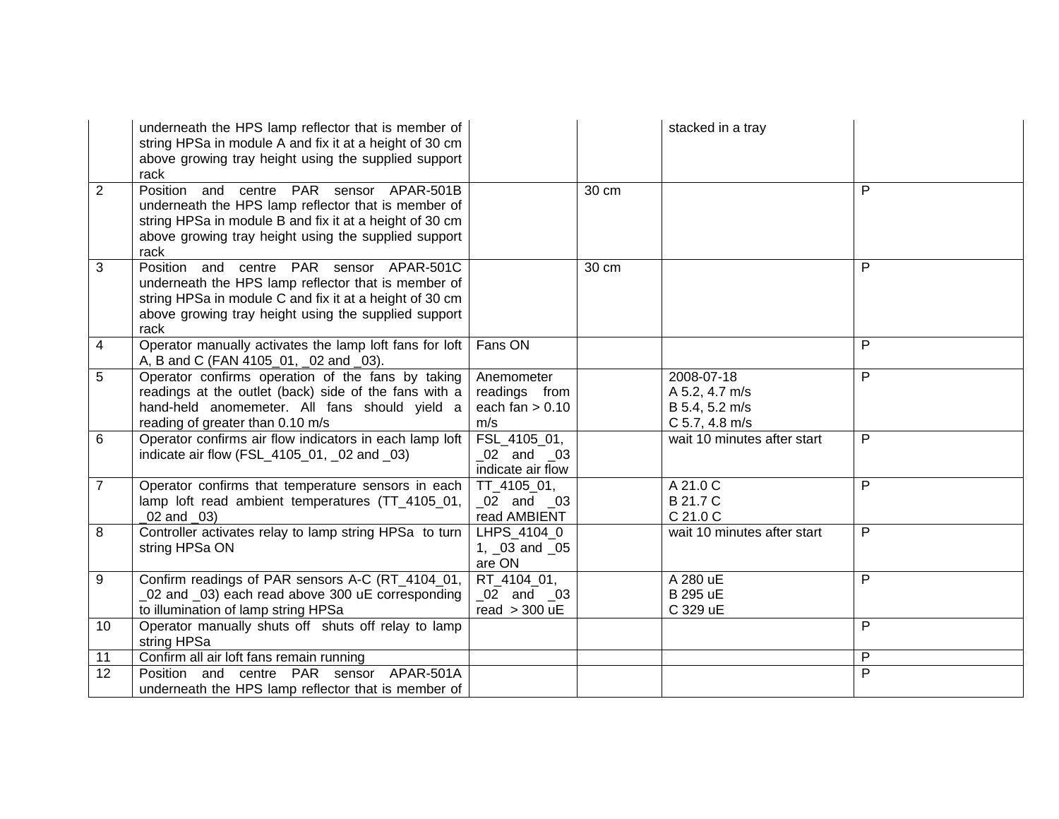| | | | | | |
|---|---|---|---|---|---|
| | underneath the HPS lamp reflector that is member of string HPSa in module A and fix it at a height of 30 cm above growing tray height using the supplied support rack | | | stacked in a tray | |
| 2 | Position and centre PAR sensor APAR-501B underneath the HPS lamp reflector that is member of string HPSa in module B and fix it at a height of 30 cm above growing tray height using the supplied support rack | | 30 cm | | P |
| 3 | Position and centre PAR sensor APAR-501C underneath the HPS lamp reflector that is member of string HPSa in module C and fix it at a height of 30 cm above growing tray height using the supplied support rack | | 30 cm | | P |
| 4 | Operator manually activates the lamp loft fans for loft A, B and C (FAN 4105_01, _02 and _03). | Fans ON | | | P |
| 5 | Operator confirms operation of the fans by taking readings at the outlet (back) side of the fans with a hand-held anomemeter. All fans should yield a reading of greater than 0.10 m/s | Anemometer readings from each fan > 0.10 m/s | | 2008-07-18<br>A 5.2, 4.7 m/s<br>B 5.4, 5.2 m/s<br>C 5.7, 4.8 m/s | P |
| 6 | Operator confirms air flow indicators in each lamp loft indicate air flow (FSL_4105_01, _02 and _03) | FSL_4105_01, _02 and _03 indicate air flow | | wait 10 minutes after start | P |
| 7 | Operator confirms that temperature sensors in each lamp loft read ambient temperatures (TT_4105_01, _02 and _03) | TT_4105_01, _02 and _03 read AMBIENT | | A 21.0 C<br>B 21.7 C<br>C 21.0 C | P |
| 8 | Controller activates relay to lamp string HPSa to turn string HPSa ON | LHPS_4104_01, _03 and _05 are ON | | wait 10 minutes after start | P |
| 9 | Confirm readings of PAR sensors A-C (RT_4104_01, _02 and _03) each read above 300 uE corresponding to illumination of lamp string HPSa | RT_4104_01, _02 and _03 read > 300 uE | | A 280 uE<br>B 295 uE<br>C 329 uE | P |
| 10 | Operator manually shuts off shuts off relay to lamp string HPSa | | | | P |
| 11 | Confirm all air loft fans remain running | | | | P |
| 12 | Position and centre PAR sensor APAR-501A underneath the HPS lamp reflector that is member of | | | | P |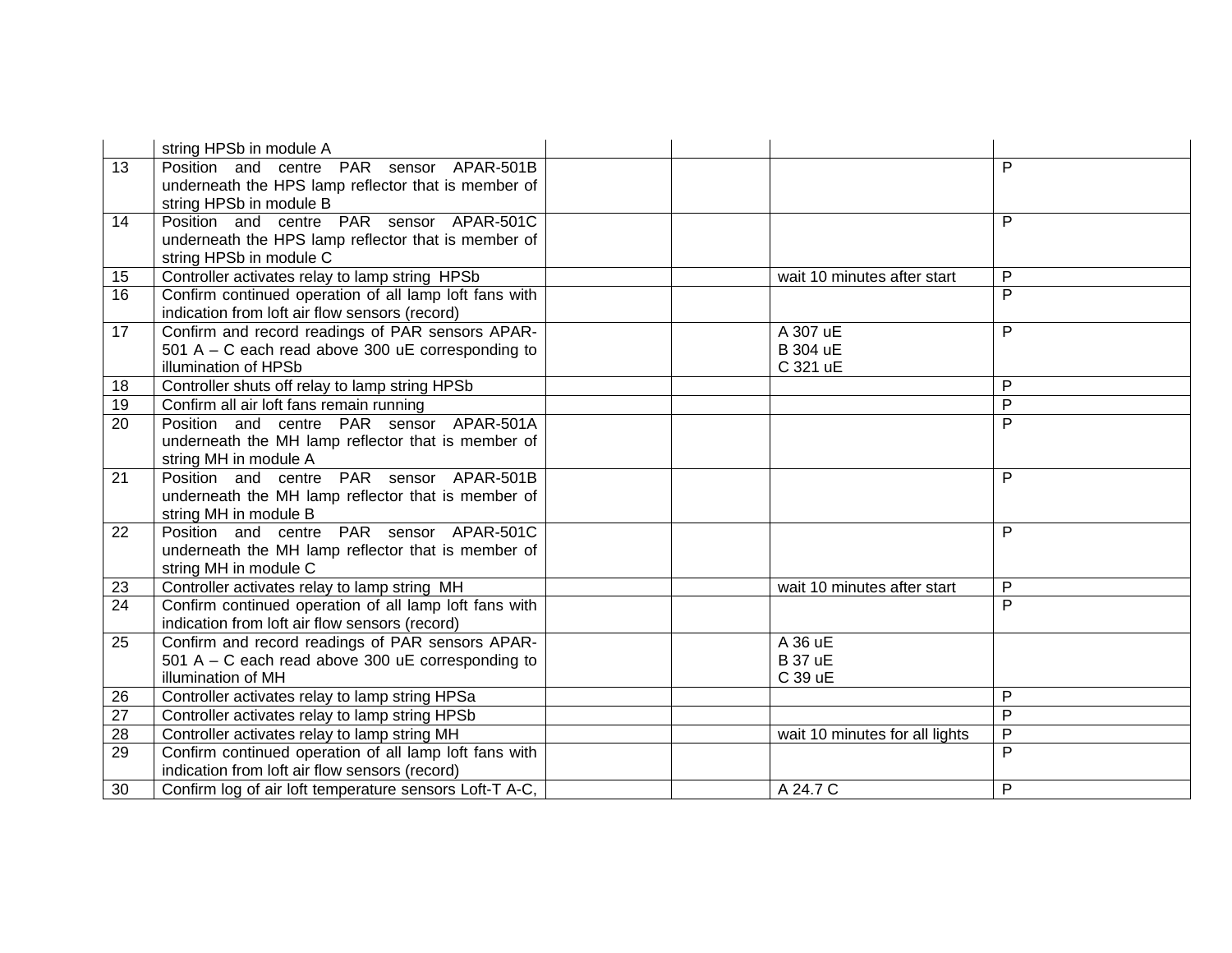| | | | | | |
|---|---|---|---|---|---|
| | string HPSb in module A | | | | |
| 13 | Position and centre PAR sensor APAR-501B underneath the HPS lamp reflector that is member of string HPSb in module B | | | | P |
| 14 | Position and centre PAR sensor APAR-501C underneath the HPS lamp reflector that is member of string HPSb in module C | | | | P |
| 15 | Controller activates relay to lamp string HPSb | | | wait 10 minutes after start | P |
| 16 | Confirm continued operation of all lamp loft fans with indication from loft air flow sensors (record) | | | | P |
| 17 | Confirm and record readings of PAR sensors APAR-501 A – C each read above 300 uE corresponding to illumination of HPSb | | | A 307 uE<br>B 304 uE<br>C 321 uE | P |
| 18 | Controller shuts off relay to lamp string HPSb | | | | P |
| 19 | Confirm all air loft fans remain running | | | | P |
| 20 | Position and centre PAR sensor APAR-501A underneath the MH lamp reflector that is member of string MH in module A | | | | P |
| 21 | Position and centre PAR sensor APAR-501B underneath the MH lamp reflector that is member of string MH in module B | | | | P |
| 22 | Position and centre PAR sensor APAR-501C underneath the MH lamp reflector that is member of string MH in module C | | | | P |
| 23 | Controller activates relay to lamp string MH | | | wait 10 minutes after start | P |
| 24 | Confirm continued operation of all lamp loft fans with indication from loft air flow sensors (record) | | | | P |
| 25 | Confirm and record readings of PAR sensors APAR-501 A – C each read above 300 uE corresponding to illumination of MH | | | A 36 uE<br>B 37 uE<br>C 39 uE | |
| 26 | Controller activates relay to lamp string HPSa | | | | P |
| 27 | Controller activates relay to lamp string HPSb | | | | P |
| 28 | Controller activates relay to lamp string MH | | | wait 10 minutes for all lights | P |
| 29 | Confirm continued operation of all lamp loft fans with indication from loft air flow sensors (record) | | | | P |
| 30 | Confirm log of air loft temperature sensors Loft-T A-C, | | | A 24.7 C | P |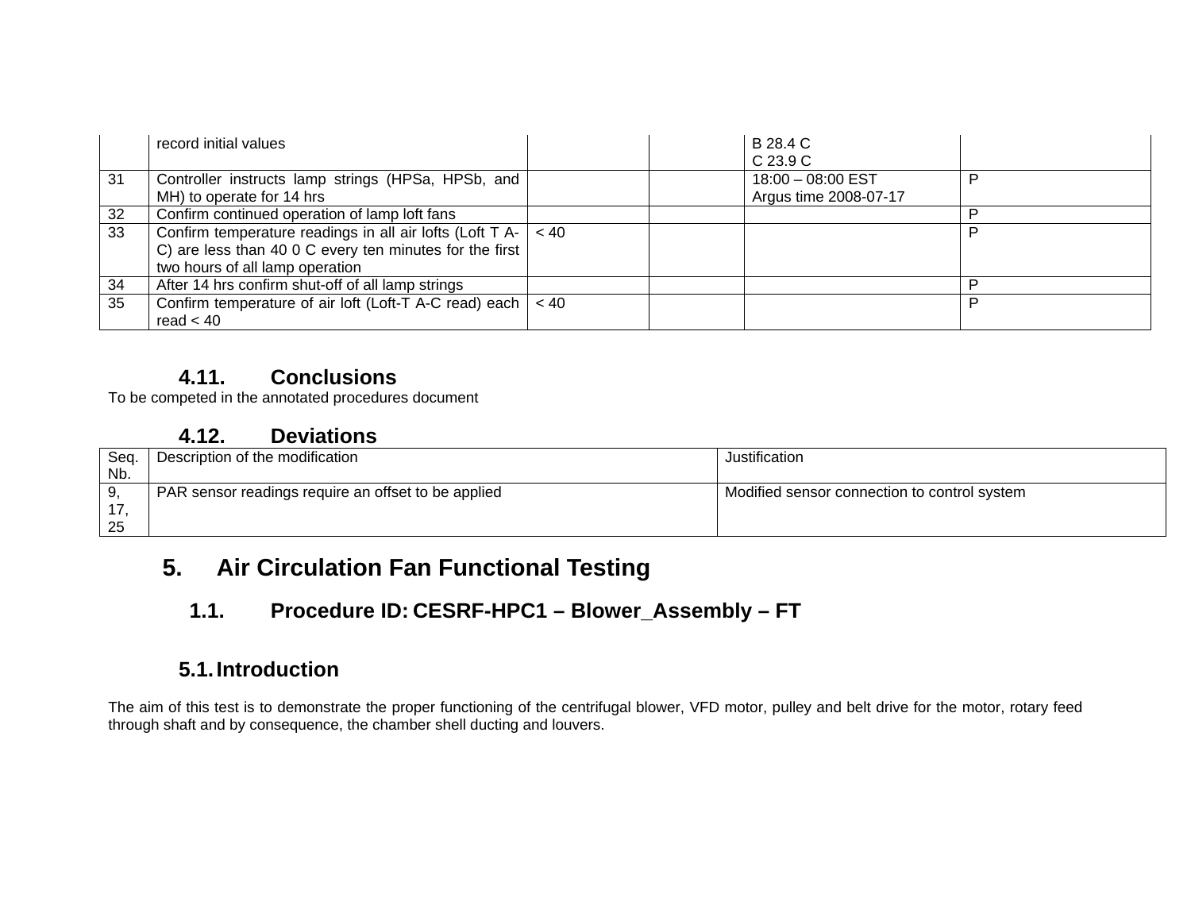|  | record initial values |  |  | B 28.4 C<br>C 23.9 C |  |
|---|---|---|---|---|---|
| 31 | Controller instructs lamp strings (HPSa, HPSb, and MH) to operate for 14 hrs |  |  | 18:00 – 08:00 EST<br>Argus time 2008-07-17 | P |
| 32 | Confirm continued operation of lamp loft fans |  |  |  | P |
| 33 | Confirm temperature readings in all air lofts (Loft T A-C) are less than 40 0 C every ten minutes for the first two hours of all lamp operation | < 40 |  |  | P |
| 34 | After 14 hrs confirm shut-off of all lamp strings |  |  |  | P |
| 35 | Confirm temperature of air loft (Loft-T A-C read) each read < 40 | < 40 |  |  | P |

### 4.11. Conclusions

To be competed in the annotated procedures document

### 4.12. Deviations

| Seq. Nb. | Description of the modification | Justification |
|---|---|---|
| 9, 17, 25 | PAR sensor readings require an offset to be applied | Modified sensor connection to control system |

# 5. Air Circulation Fan Functional Testing

## 1.1. Procedure ID: CESRF-HPC1 – Blower_Assembly – FT

### 5.1. Introduction

The aim of this test is to demonstrate the proper functioning of the centrifugal blower, VFD motor, pulley and belt drive for the motor, rotary feed through shaft and by consequence, the chamber shell ducting and louvers.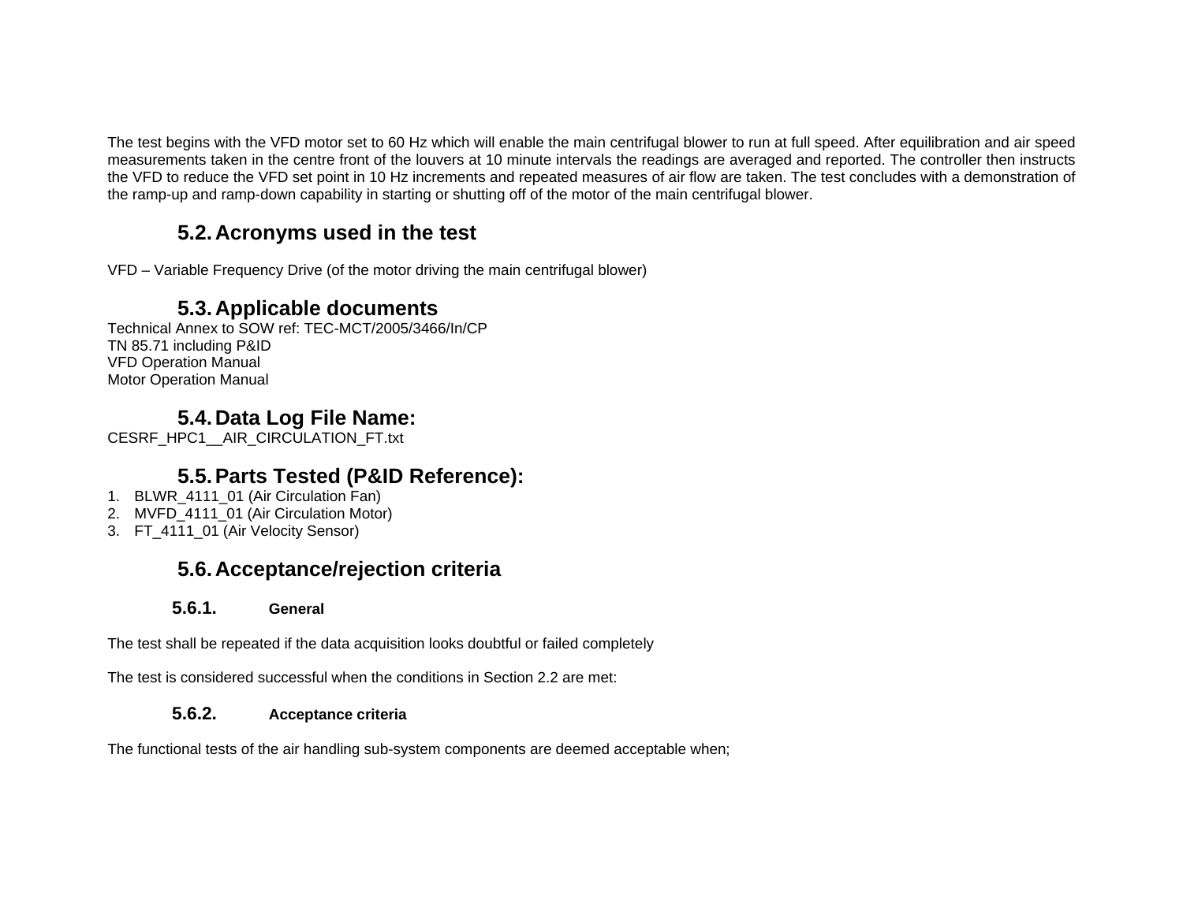The test begins with the VFD motor set to 60 Hz which will enable the main centrifugal blower to run at full speed. After equilibration and air speed measurements taken in the centre front of the louvers at 10 minute intervals the readings are averaged and reported. The controller then instructs the VFD to reduce the VFD set point in 10 Hz increments and repeated measures of air flow are taken. The test concludes with a demonstration of the ramp-up and ramp-down capability in starting or shutting off of the motor of the main centrifugal blower.

## 5.2. Acronyms used in the test

VFD – Variable Frequency Drive (of the motor driving the main centrifugal blower)

## 5.3. Applicable documents

Technical Annex to SOW ref: TEC-MCT/2005/3466/In/CP
TN 85.71 including P&ID
VFD Operation Manual
Motor Operation Manual

## 5.4. Data Log File Name:

CESRF_HPC1__AIR_CIRCULATION_FT.txt

## 5.5. Parts Tested (P&ID Reference):

1. BLWR_4111_01 (Air Circulation Fan)
2. MVFD_4111_01 (Air Circulation Motor)
3. FT_4111_01 (Air Velocity Sensor)

## 5.6. Acceptance/rejection criteria

### 5.6.1. General

The test shall be repeated if the data acquisition looks doubtful or failed completely

The test is considered successful when the conditions in Section 2.2 are met:

### 5.6.2. Acceptance criteria

The functional tests of the air handling sub-system components are deemed acceptable when;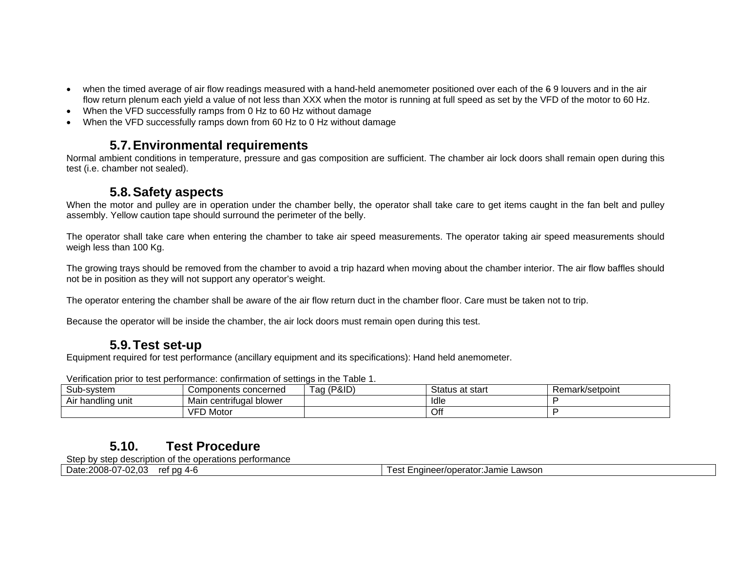- when the timed average of air flow readings measured with a hand-held anemometer positioned over each of the ~~6~~ 9 louvers and in the air flow return plenum each yield a value of not less than XXX when the motor is running at full speed as set by the VFD of the motor to 60 Hz.
- When the VFD successfully ramps from 0 Hz to 60 Hz without damage
- When the VFD successfully ramps down from 60 Hz to 0 Hz without damage

### 5.7. Environmental requirements

Normal ambient conditions in temperature, pressure and gas composition are sufficient. The chamber air lock doors shall remain open during this test (i.e. chamber not sealed).

### 5.8. Safety aspects

When the motor and pulley are in operation under the chamber belly, the operator shall take care to get items caught in the fan belt and pulley assembly. Yellow caution tape should surround the perimeter of the belly.

The operator shall take care when entering the chamber to take air speed measurements. The operator taking air speed measurements should weigh less than 100 Kg.

The growing trays should be removed from the chamber to avoid a trip hazard when moving about the chamber interior. The air flow baffles should not be in position as they will not support any operator's weight.

The operator entering the chamber shall be aware of the air flow return duct in the chamber floor. Care must be taken not to trip.

Because the operator will be inside the chamber, the air lock doors must remain open during this test.

### 5.9. Test set-up

Equipment required for test performance (ancillary equipment and its specifications): Hand held anemometer.

Verification prior to test performance: confirmation of settings in the Table 1.

| Sub-system | Components concerned | Tag (P&ID) | Status at start | Remark/setpoint |
|---|---|---|---|---|
| Air handling unit | Main centrifugal blower | | Idle | P |
| | VFD Motor | | Off | P |

### 5.10. Test Procedure

Step by step description of the operations performance

| Date:2008-07-02,03 ref pg 4-6 | Test Engineer/operator:Jamie Lawson |
|---|---|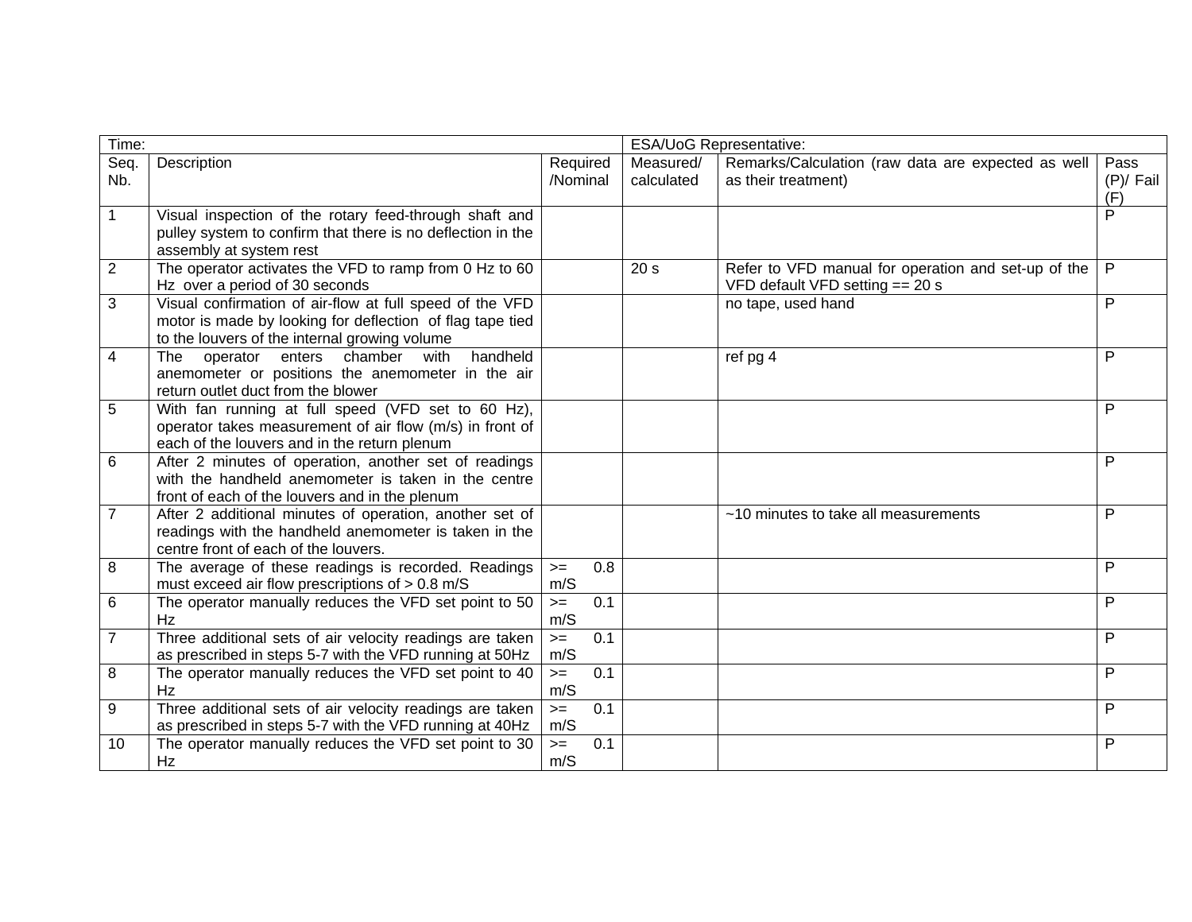| Time: | | | ESA/UoG Representative: | | |
|---|---|---|---|---|---|
| Seq. Nb. | Description | Required /Nominal | Measured/ calculated | Remarks/Calculation (raw data are expected as well as their treatment) | Pass (P)/ Fail (F) |
| 1 | Visual inspection of the rotary feed-through shaft and pulley system to confirm that there is no deflection in the assembly at system rest | | | | P |
| 2 | The operator activates the VFD to ramp from 0 Hz to 60 Hz over a period of 30 seconds | | 20 s | Refer to VFD manual for operation and set-up of the VFD default VFD setting == 20 s | P |
| 3 | Visual confirmation of air-flow at full speed of the VFD motor is made by looking for deflection of flag tape tied to the louvers of the internal growing volume | | | no tape, used hand | P |
| 4 | The operator enters chamber with handheld anemometer or positions the anemometer in the air return outlet duct from the blower | | | ref pg 4 | P |
| 5 | With fan running at full speed (VFD set to 60 Hz), operator takes measurement of air flow (m/s) in front of each of the louvers and in the return plenum | | | | P |
| 6 | After 2 minutes of operation, another set of readings with the handheld anemometer is taken in the centre front of each of the louvers and in the plenum | | | | P |
| 7 | After 2 additional minutes of operation, another set of readings with the handheld anemometer is taken in the centre front of each of the louvers. | | | ~10 minutes to take all measurements | P |
| 8 | The average of these readings is recorded. Readings must exceed air flow prescriptions of > 0.8 m/S | >= 0.8 m/S | | | P |
| 6 | The operator manually reduces the VFD set point to 50 Hz | >= 0.1 m/S | | | P |
| 7 | Three additional sets of air velocity readings are taken as prescribed in steps 5-7 with the VFD running at 50Hz | >= 0.1 m/S | | | P |
| 8 | The operator manually reduces the VFD set point to 40 Hz | >= 0.1 m/S | | | P |
| 9 | Three additional sets of air velocity readings are taken as prescribed in steps 5-7 with the VFD running at 40Hz | >= 0.1 m/S | | | P |
| 10 | The operator manually reduces the VFD set point to 30 Hz | >= 0.1 m/S | | | P |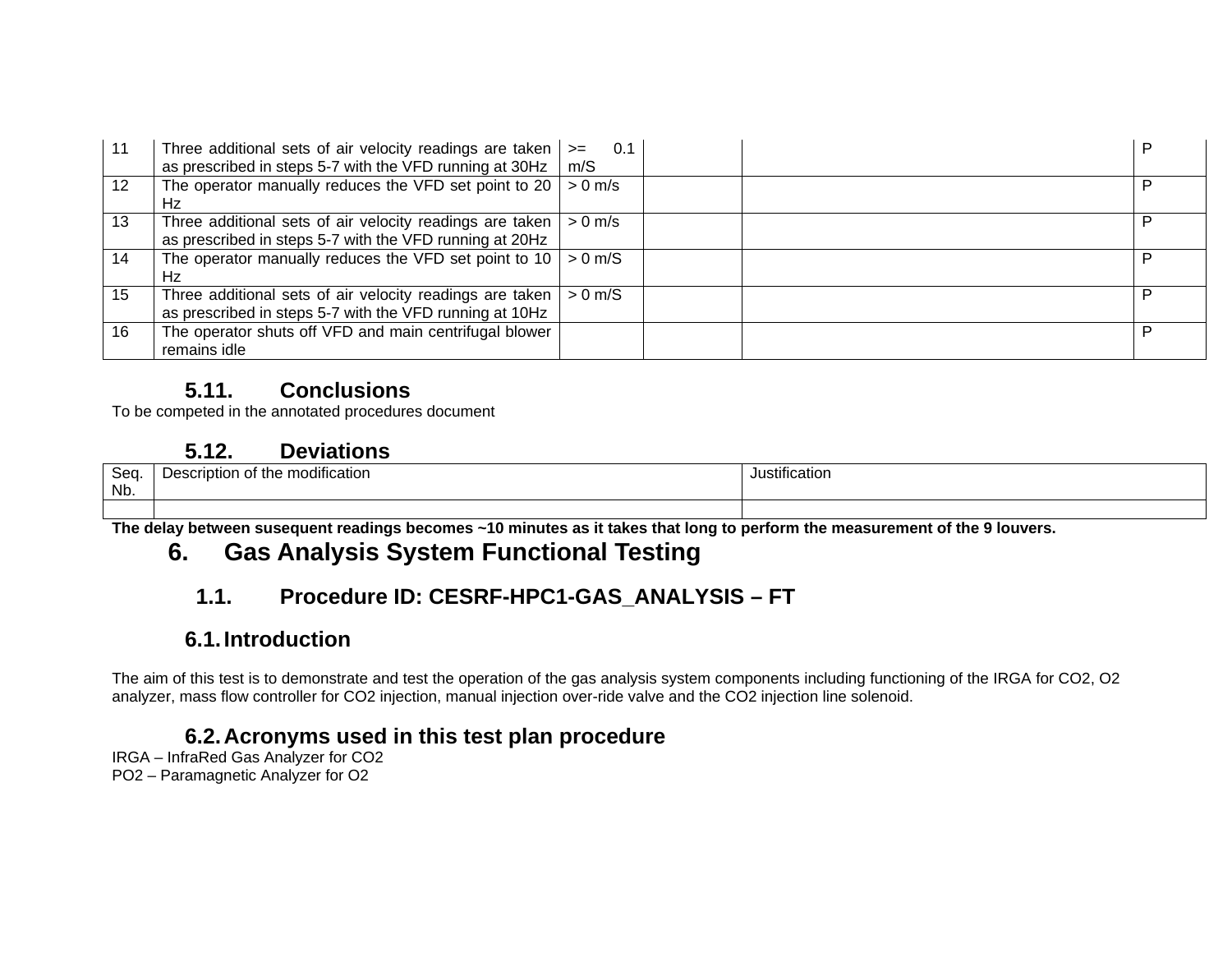| 11 | Three additional sets of air velocity readings are taken as prescribed in steps 5-7 with the VFD running at 30Hz | >= 0.1 m/S | | | P |
|---|---|---|---|---|---|
| 12 | The operator manually reduces the VFD set point to 20 Hz | > 0 m/s | | | P |
| 13 | Three additional sets of air velocity readings are taken as prescribed in steps 5-7 with the VFD running at 20Hz | > 0 m/s | | | P |
| 14 | The operator manually reduces the VFD set point to 10 Hz | > 0 m/S | | | P |
| 15 | Three additional sets of air velocity readings are taken as prescribed in steps 5-7 with the VFD running at 10Hz | > 0 m/S | | | P |
| 16 | The operator shuts off VFD and main centrifugal blower remains idle | | | | P |

### 5.11. Conclusions

To be competed in the annotated procedures document

### 5.12. Deviations

| Seq. Nb. | Description of the modification | Justification |
|---|---|---|
| | | |

**The delay between susequent readings becomes ~10 minutes as it takes that long to perform the measurement of the 9 louvers.**

## 6. Gas Analysis System Functional Testing

### 1.1. Procedure ID: CESRF-HPC1-GAS_ANALYSIS – FT

### 6.1. Introduction

The aim of this test is to demonstrate and test the operation of the gas analysis system components including functioning of the IRGA for $CO_2$, $O_2$ analyzer, mass flow controller for $CO_2$ injection, manual injection over-ride valve and the $CO_2$ injection line solenoid.

### 6.2. Acronyms used in this test plan procedure

IRGA – InfraRed Gas Analyzer for $CO_2$
PO2 – Paramagnetic Analyzer for $O_2$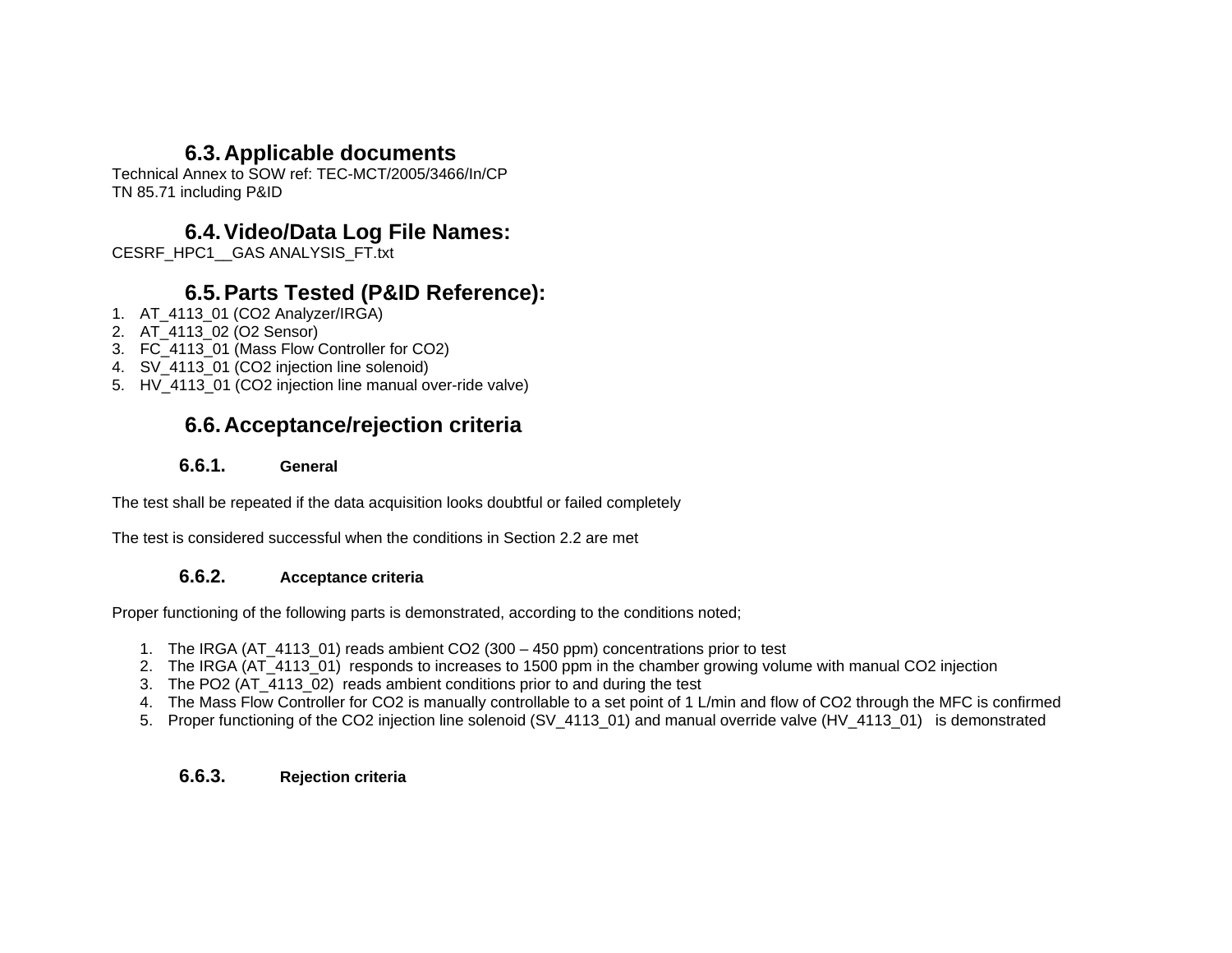## 6.3. Applicable documents

Technical Annex to SOW ref: TEC-MCT/2005/3466/In/CP
TN 85.71 including P&ID

## 6.4. Video/Data Log File Names:

CESRF_HPC1__GAS ANALYSIS_FT.txt

## 6.5. Parts Tested (P&ID Reference):

1. AT_4113_01 ($CO_2$ Analyzer/IRGA)
2. AT_4113_02 ($O_2$ Sensor)
3. FC_4113_01 (Mass Flow Controller for $CO_2$)
4. SV_4113_01 ($CO_2$ injection line solenoid)
5. HV_4113_01 ($CO_2$ injection line manual over-ride valve)

## 6.6. Acceptance/rejection criteria

### 6.6.1. General

The test shall be repeated if the data acquisition looks doubtful or failed completely

The test is considered successful when the conditions in Section 2.2 are met

### 6.6.2. Acceptance criteria

Proper functioning of the following parts is demonstrated, according to the conditions noted;

1. The IRGA (AT_4113_01) reads ambient $CO_2$ (300 – 450 ppm) concentrations prior to test
2. The IRGA (AT_4113_01) responds to increases to 1500 ppm in the chamber growing volume with manual $CO_2$ injection
3. The $PO_2$ (AT_4113_02) reads ambient conditions prior to and during the test
4. The Mass Flow Controller for $CO_2$ is manually controllable to a set point of 1 L/min and flow of $CO_2$ through the MFC is confirmed
5. Proper functioning of the $CO_2$ injection line solenoid (SV_4113_01) and manual override valve (HV_4113_01) is demonstrated

### 6.6.3. Rejection criteria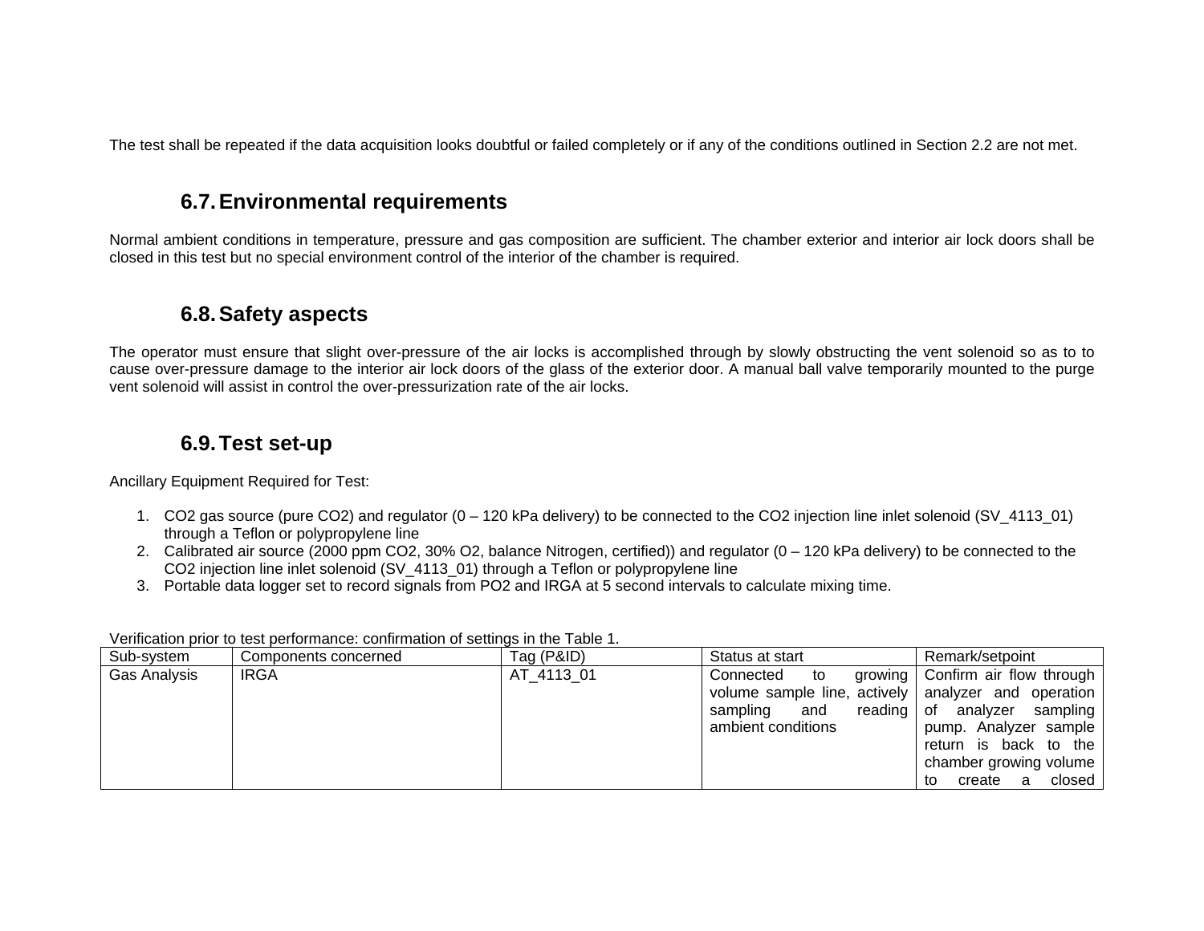The test shall be repeated if the data acquisition looks doubtful or failed completely or if any of the conditions outlined in Section 2.2 are not met.

## 6.7. Environmental requirements

Normal ambient conditions in temperature, pressure and gas composition are sufficient. The chamber exterior and interior air lock doors shall be closed in this test but no special environment control of the interior of the chamber is required.

## 6.8. Safety aspects

The operator must ensure that slight over-pressure of the air locks is accomplished through by slowly obstructing the vent solenoid so as to to cause over-pressure damage to the interior air lock doors of the glass of the exterior door. A manual ball valve temporarily mounted to the purge vent solenoid will assist in control the over-pressurization rate of the air locks.

## 6.9. Test set-up

Ancillary Equipment Required for Test:

1. $CO_2$ gas source (pure $CO_2$) and regulator (0 – 120 kPa delivery) to be connected to the $CO_2$ injection line inlet solenoid (SV_4113_01) through a Teflon or polypropylene line
2. Calibrated air source (2000 ppm $CO_2$, 30% $O_2$, balance Nitrogen, certified)) and regulator (0 – 120 kPa delivery) to be connected to the $CO_2$ injection line inlet solenoid (SV_4113_01) through a Teflon or polypropylene line
3. Portable data logger set to record signals from PO2 and IRGA at 5 second intervals to calculate mixing time.

Verification prior to test performance: confirmation of settings in the Table 1.

| Sub-system | Components concerned | Tag (P&ID) | Status at start | Remark/setpoint |
|---|---|---|---|---|
| Gas Analysis | IRGA | AT_4113_01 | Connected to growing volume sample line, actively sampling and reading ambient conditions | Confirm air flow through analyzer and operation of analyzer sampling pump. Analyzer sample return is back to the chamber growing volume to create a closed |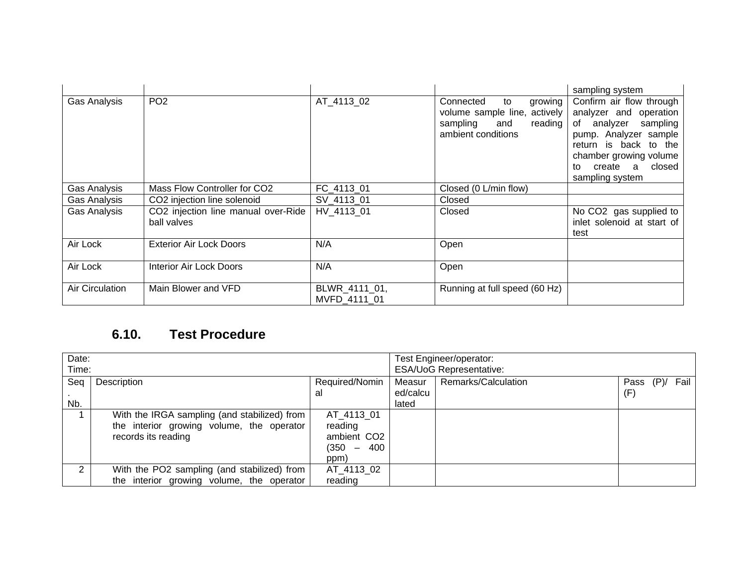| | | | | sampling system |
|---|---|---|---|---|
| Gas Analysis | PO2 | AT_4113_02 | Connected to growing volume sample line, actively sampling and reading ambient conditions | Confirm air flow through analyzer and operation of analyzer sampling pump. Analyzer sample return is back to the chamber growing volume to create a closed sampling system |
| Gas Analysis | Mass Flow Controller for CO2 | FC_4113_01 | Closed (0 L/min flow) | |
| Gas Analysis | CO2 injection line solenoid | SV_4113_01 | Closed | |
| Gas Analysis | CO2 injection line manual over-Ride ball valves | HV_4113_01 | Closed | No CO2 gas supplied to inlet solenoid at start of test |
| Air Lock | Exterior Air Lock Doors | N/A | Open | |
| Air Lock | Interior Air Lock Doors | N/A | Open | |
| Air Circulation | Main Blower and VFD | BLWR_4111_01, MVFD_4111_01 | Running at full speed (60 Hz) | |

### 6.10. Test Procedure

| Date:<br>Time: | | | Test Engineer/operator:<br>ESA/UoG Representative: | | |
|---|---|---|---|---|---|
| Seq. Nb. | Description | Required/Nominal | Measured/calculated | Remarks/Calculation | Pass (P)/ Fail (F) |
| 1 | With the IRGA sampling (and stabilized) from the interior growing volume, the operator records its reading | AT_4113_01 reading ambient CO2 (350 – 400 ppm) | | | |
| 2 | With the PO2 sampling (and stabilized) from the interior growing volume, the operator | AT_4113_02 reading | | | |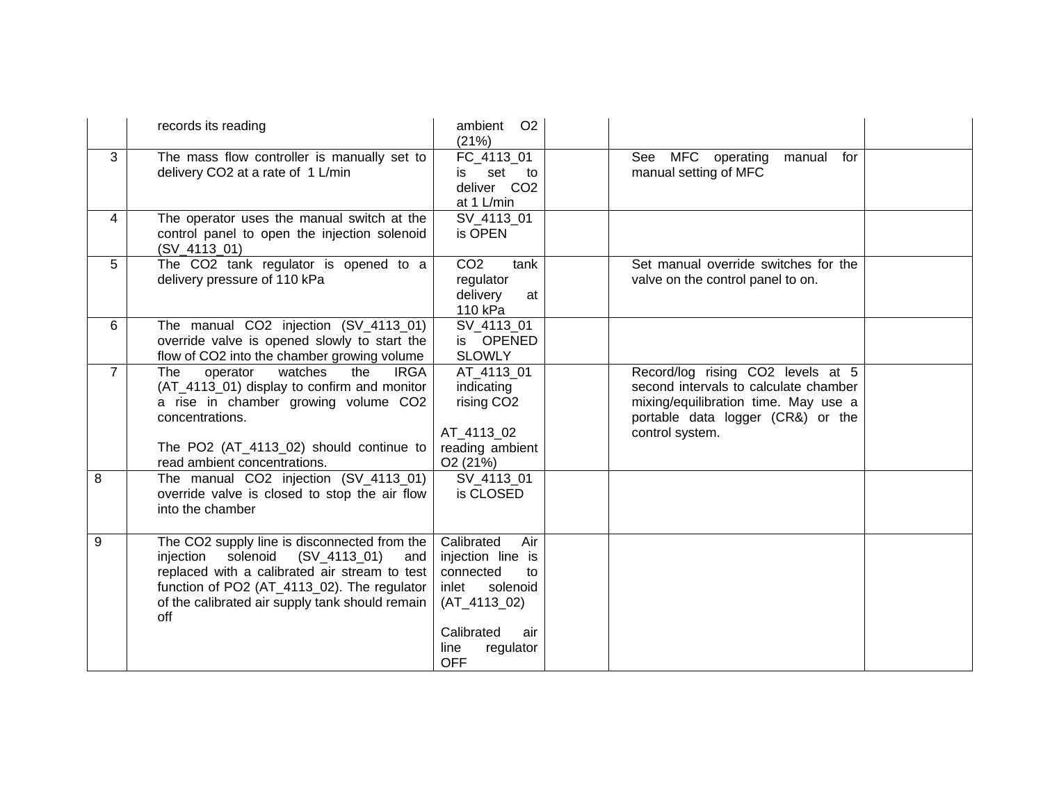| | | | | | |
|---|---|---|---|---|---|
| | records its reading | ambient $O_2$ (21%) | | | |
| 3 | The mass flow controller is manually set to delivery $CO_2$ at a rate of 1 L/min | FC_4113_01 is set to deliver $CO_2$ at 1 L/min | | See MFC operating manual for manual setting of MFC | |
| 4 | The operator uses the manual switch at the control panel to open the injection solenoid (SV_4113_01) | SV_4113_01 is OPEN | | | |
| 5 | The $CO_2$ tank regulator is opened to a delivery pressure of 110 kPa | $CO_2$ tank regulator delivery at 110 kPa | | Set manual override switches for the valve on the control panel to on. | |
| 6 | The manual $CO_2$ injection (SV_4113_01) override valve is opened slowly to start the flow of $CO_2$ into the chamber growing volume | SV_4113_01 is OPENED SLOWLY | | | |
| 7 | The operator watches the IRGA (AT_4113_01) display to confirm and monitor a rise in chamber growing volume $CO_2$ concentrations.<br><br>The $PO_2$ (AT_4113_02) should continue to read ambient concentrations. | AT_4113_01 indicating rising $CO_2$<br><br>AT_4113_02 reading ambient $O_2$ (21%) | | Record/log rising $CO_2$ levels at 5 second intervals to calculate chamber mixing/equilibration time. May use a portable data logger (CR&) or the control system. | |
| 8 | The manual $CO_2$ injection (SV_4113_01) override valve is closed to stop the air flow into the chamber | SV_4113_01 is CLOSED | | | |
| 9 | The $CO_2$ supply line is disconnected from the injection solenoid (SV_4113_01) and replaced with a calibrated air stream to test function of $PO_2$ (AT_4113_02). The regulator of the calibrated air supply tank should remain off | Calibrated Air injection line is connected to inlet solenoid (AT_4113_02)<br><br>Calibrated air line regulator OFF | | | |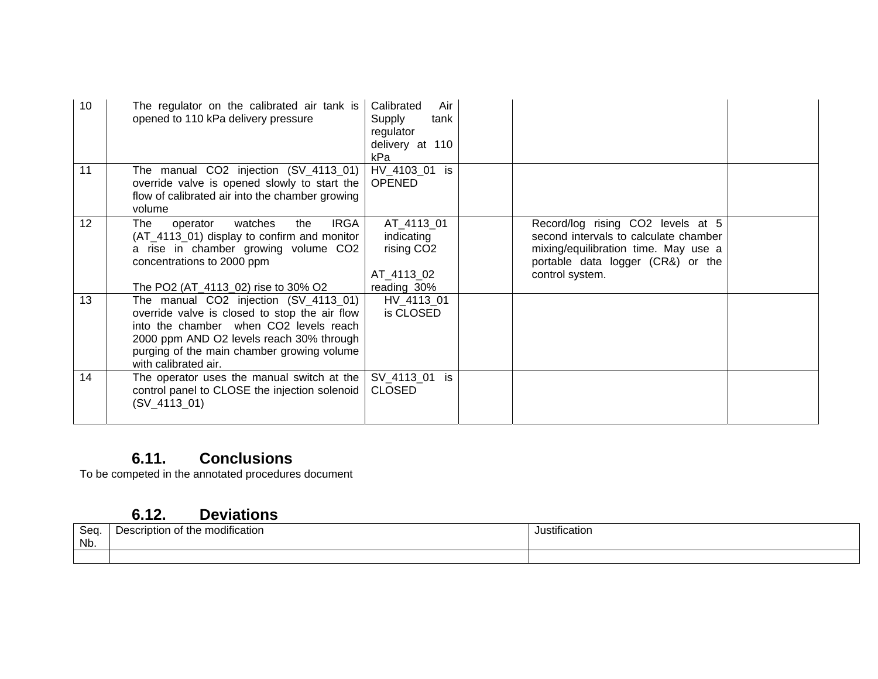| | | | | | |
|---|---|---|---|---|---|
| 10 | The regulator on the calibrated air tank is opened to 110 kPa delivery pressure | Calibrated Air Supply tank regulator delivery at 110 kPa | | | |
| 11 | The manual $CO_2$ injection (SV_4113_01) override valve is opened slowly to start the flow of calibrated air into the chamber growing volume | HV_4103_01 is OPENED | | | |
| 12 | The operator watches the IRGA (AT_4113_01) display to confirm and monitor a rise in chamber growing volume $CO_2$ concentrations to 2000 ppm<br><br>The PO2 (AT_4113_02) rise to 30% $O_2$ | AT_4113_01 indicating rising $CO_2$<br><br>AT_4113_02 reading 30% | | Record/log rising $CO_2$ levels at 5 second intervals to calculate chamber mixing/equilibration time. May use a portable data logger (CR&) or the control system. | |
| 13 | The manual $CO_2$ injection (SV_4113_01) override valve is closed to stop the air flow into the chamber when $CO_2$ levels reach 2000 ppm AND $O_2$ levels reach 30% through purging of the main chamber growing volume with calibrated air. | HV_4113_01 is CLOSED | | | |
| 14 | The operator uses the manual switch at the control panel to CLOSE the injection solenoid (SV_4113_01) | SV_4113_01 is CLOSED | | | |

### 6.11. Conclusions

To be competed in the annotated procedures document

### 6.12. Deviations

| Seq. Nb. | Description of the modification | Justification |
|---|---|---|
| | | |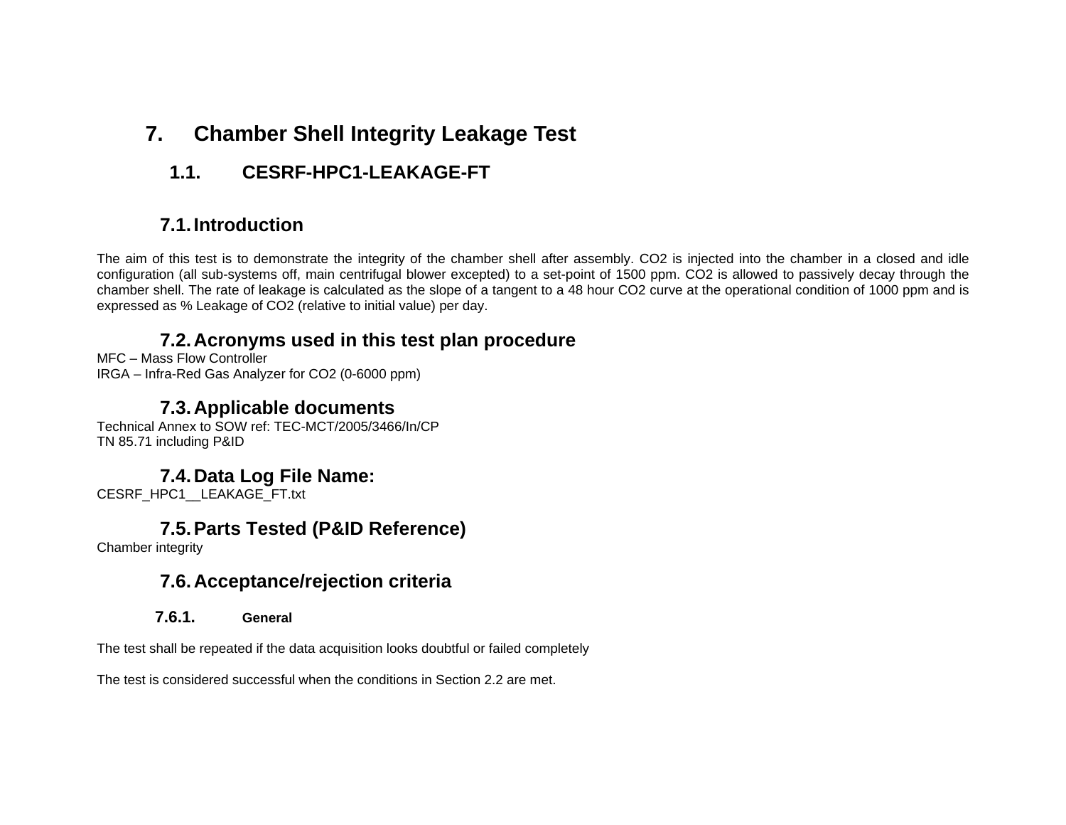# 7. Chamber Shell Integrity Leakage Test

## 1.1. CESRF-HPC1-LEAKAGE-FT

## 7.1. Introduction

The aim of this test is to demonstrate the integrity of the chamber shell after assembly. $CO_2$ is injected into the chamber in a closed and idle configuration (all sub-systems off, main centrifugal blower excepted) to a set-point of 1500 ppm. $CO_2$ is allowed to passively decay through the chamber shell. The rate of leakage is calculated as the slope of a tangent to a 48 hour $CO_2$ curve at the operational condition of 1000 ppm and is expressed as % Leakage of $CO_2$ (relative to initial value) per day.

## 7.2. Acronyms used in this test plan procedure

MFC – Mass Flow Controller
IRGA – Infra-Red Gas Analyzer for $CO_2$ (0-6000 ppm)

## 7.3. Applicable documents

Technical Annex to SOW ref: TEC-MCT/2005/3466/In/CP
TN 85.71 including P&ID

## 7.4. Data Log File Name:

CESRF_HPC1__LEAKAGE_FT.txt

## 7.5. Parts Tested (P&ID Reference)

Chamber integrity

## 7.6. Acceptance/rejection criteria

### 7.6.1. General

The test shall be repeated if the data acquisition looks doubtful or failed completely

The test is considered successful when the conditions in Section 2.2 are met.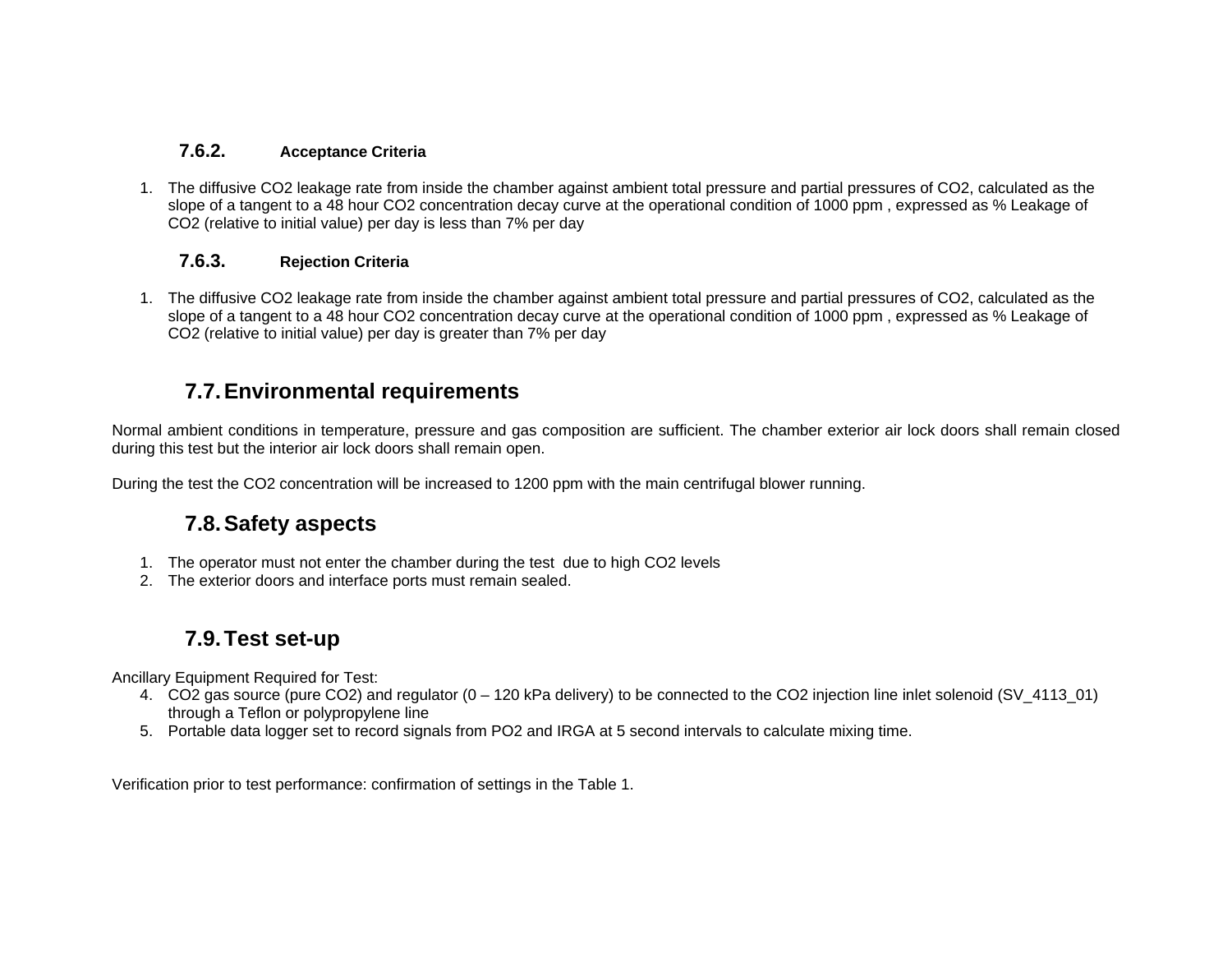#### 7.6.2. Acceptance Criteria

1. The diffusive $CO_2$ leakage rate from inside the chamber against ambient total pressure and partial pressures of $CO_2$, calculated as the slope of a tangent to a 48 hour $CO_2$ concentration decay curve at the operational condition of 1000 ppm , expressed as % Leakage of $CO_2$ (relative to initial value) per day is less than 7% per day

#### 7.6.3. Rejection Criteria

1. The diffusive $CO_2$ leakage rate from inside the chamber against ambient total pressure and partial pressures of $CO_2$, calculated as the slope of a tangent to a 48 hour $CO_2$ concentration decay curve at the operational condition of 1000 ppm , expressed as % Leakage of $CO_2$ (relative to initial value) per day is greater than 7% per day

### 7.7. Environmental requirements

Normal ambient conditions in temperature, pressure and gas composition are sufficient. The chamber exterior air lock doors shall remain closed during this test but the interior air lock doors shall remain open.

During the test the $CO_2$ concentration will be increased to 1200 ppm with the main centrifugal blower running.

### 7.8. Safety aspects

1. The operator must not enter the chamber during the test due to high $CO_2$ levels
2. The exterior doors and interface ports must remain sealed.

### 7.9. Test set-up

Ancillary Equipment Required for Test:

4. $CO_2$ gas source (pure $CO_2$) and regulator (0 – 120 kPa delivery) to be connected to the $CO_2$ injection line inlet solenoid (SV_4113_01) through a Teflon or polypropylene line
5. Portable data logger set to record signals from PO2 and IRGA at 5 second intervals to calculate mixing time.

Verification prior to test performance: confirmation of settings in the Table 1.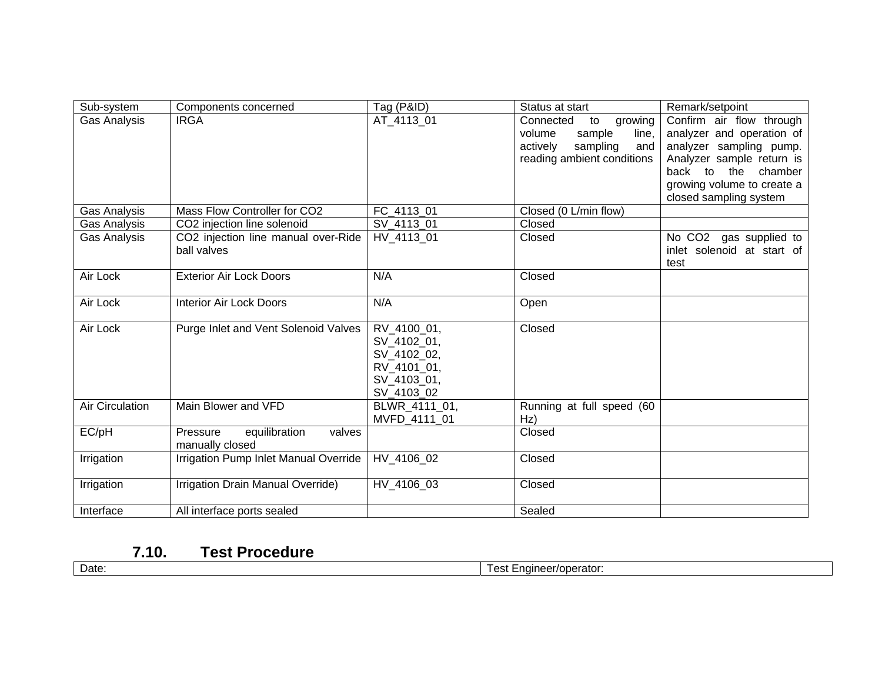| Sub-system | Components concerned | Tag (P&ID) | Status at start | Remark/setpoint |
|---|---|---|---|---|
| Gas Analysis | IRGA | AT_4113_01 | Connected to growing volume sample line, actively sampling and reading ambient conditions | Confirm air flow through analyzer and operation of analyzer sampling pump. Analyzer sample return is back to the chamber growing volume to create a closed sampling system |
| Gas Analysis | Mass Flow Controller for CO2 | FC_4113_01 | Closed (0 L/min flow) | |
| Gas Analysis | CO2 injection line solenoid | SV_4113_01 | Closed | |
| Gas Analysis | CO2 injection line manual over-Ride ball valves | HV_4113_01 | Closed | No CO2 gas supplied to inlet solenoid at start of test |
| Air Lock | Exterior Air Lock Doors | N/A | Closed | |
| Air Lock | Interior Air Lock Doors | N/A | Open | |
| Air Lock | Purge Inlet and Vent Solenoid Valves | RV_4100_01, SV_4102_01, SV_4102_02, RV_4101_01, SV_4103_01, SV_4103_02 | Closed | |
| Air Circulation | Main Blower and VFD | BLWR_4111_01, MVFD_4111_01 | Running at full speed (60 Hz) | |
| EC/pH | Pressure equilibration valves manually closed | | Closed | |
| Irrigation | Irrigation Pump Inlet Manual Override | HV_4106_02 | Closed | |
| Irrigation | Irrigation Drain Manual Override) | HV_4106_03 | Closed | |
| Interface | All interface ports sealed | | Sealed | |

### 7.10. Test Procedure

| Date: | Test Engineer/operator: |
|---|---|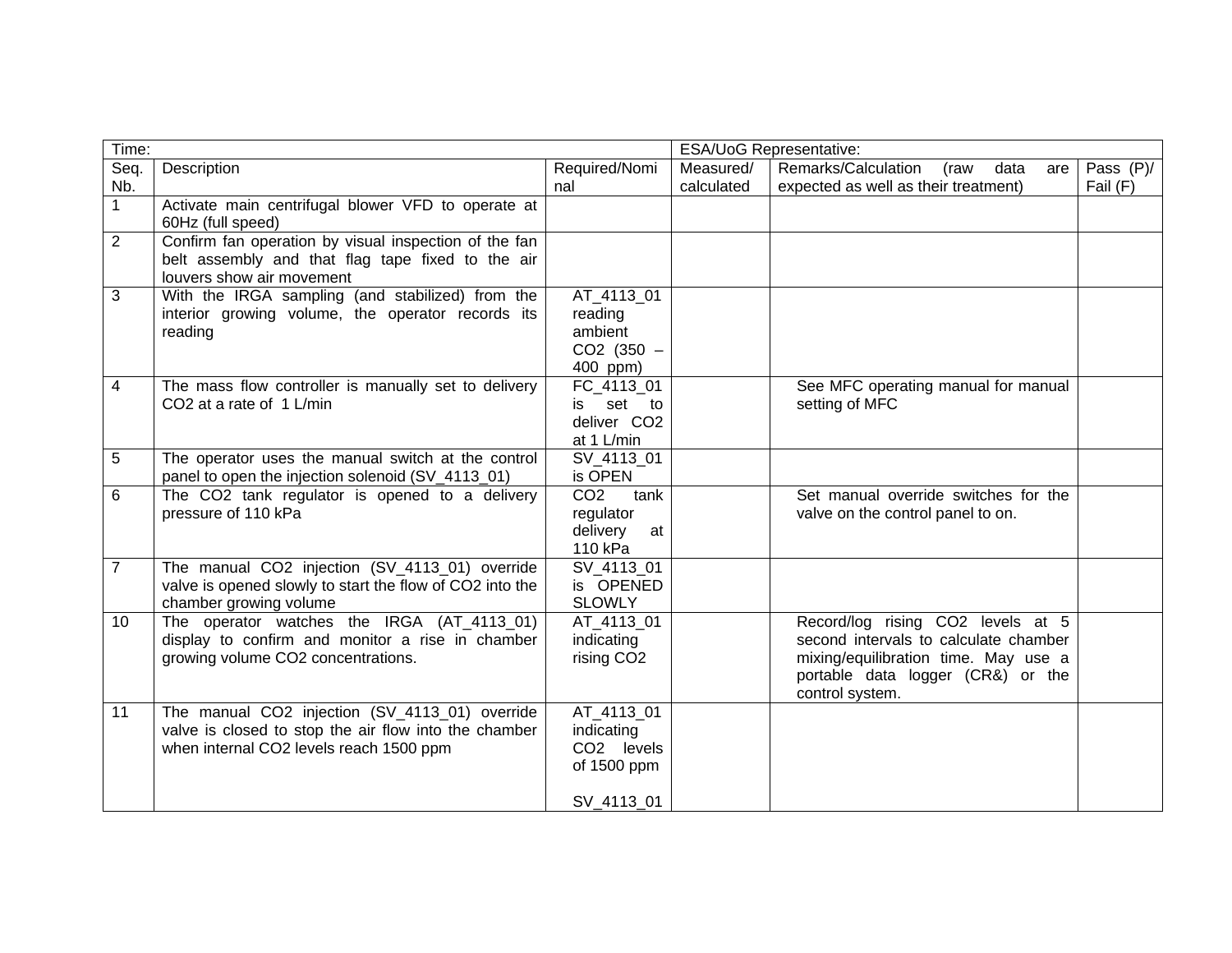| Time: | | | ESA/UoG Representative: | | |
|---|---|---|---|---|---|
| Seq. Nb. | Description | Required/Nominal | Measured/ calculated | Remarks/Calculation (raw data are expected as well as their treatment) | Pass (P)/ Fail (F) |
| 1 | Activate main centrifugal blower VFD to operate at 60Hz (full speed) | | | | |
| 2 | Confirm fan operation by visual inspection of the fan belt assembly and that flag tape fixed to the air louvers show air movement | | | | |
| 3 | With the IRGA sampling (and stabilized) from the interior growing volume, the operator records its reading | AT_4113_01 reading ambient $CO_2$ (350 – 400 ppm) | | | |
| 4 | The mass flow controller is manually set to delivery $CO_2$ at a rate of 1 L/min | FC_4113_01 is set to deliver $CO_2$ at 1 L/min | | See MFC operating manual for manual setting of MFC | |
| 5 | The operator uses the manual switch at the control panel to open the injection solenoid (SV_4113_01) | SV_4113_01 is OPEN | | | |
| 6 | The $CO_2$ tank regulator is opened to a delivery pressure of 110 kPa | $CO_2$ tank regulator delivery at 110 kPa | | Set manual override switches for the valve on the control panel to on. | |
| 7 | The manual $CO_2$ injection (SV_4113_01) override valve is opened slowly to start the flow of $CO_2$ into the chamber growing volume | SV_4113_01 is OPENED SLOWLY | | | |
| 10 | The operator watches the IRGA (AT_4113_01) display to confirm and monitor a rise in chamber growing volume $CO_2$ concentrations. | AT_4113_01 indicating rising $CO_2$ | | Record/log rising $CO_2$ levels at 5 second intervals to calculate chamber mixing/equilibration time. May use a portable data logger (CR&) or the control system. | |
| 11 | The manual $CO_2$ injection (SV_4113_01) override valve is closed to stop the air flow into the chamber when internal $CO_2$ levels reach 1500 ppm | AT_4113_01 indicating $CO_2$ levels of 1500 ppm<br><br>SV_4113_01 | | | |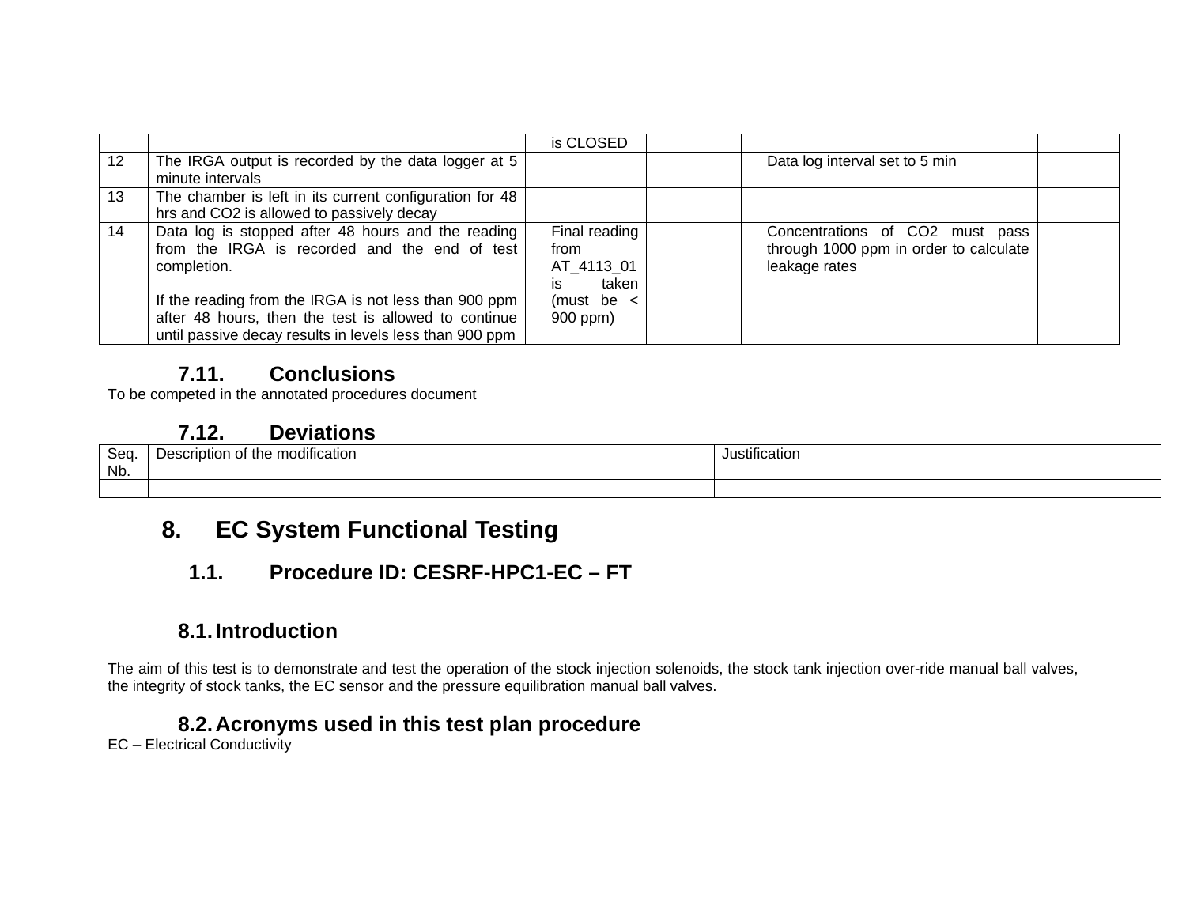| | | is CLOSED | | | |
|---|---|---|---|---|---|
| 12 | The IRGA output is recorded by the data logger at 5 minute intervals | | | Data log interval set to 5 min | |
| 13 | The chamber is left in its current configuration for 48 hrs and $CO_2$ is allowed to passively decay | | | | |
| 14 | Data log is stopped after 48 hours and the reading from the IRGA is recorded and the end of test completion.<br><br>If the reading from the IRGA is not less than 900 ppm after 48 hours, then the test is allowed to continue until passive decay results in levels less than 900 ppm | Final reading from AT_4113_01 is taken (must be < 900 ppm) | | Concentrations of $CO_2$ must pass through 1000 ppm in order to calculate leakage rates | |

### 7.11. Conclusions

To be competed in the annotated procedures document

### 7.12. Deviations

| Seq. Nb. | Description of the modification | Justification |
|---|---|---|
| | | |

# 8. EC System Functional Testing

### 1.1. Procedure ID: CESRF-HPC1-EC – FT

### 8.1. Introduction

The aim of this test is to demonstrate and test the operation of the stock injection solenoids, the stock tank injection over-ride manual ball valves, the integrity of stock tanks, the EC sensor and the pressure equilibration manual ball valves.

### 8.2. Acronyms used in this test plan procedure

EC – Electrical Conductivity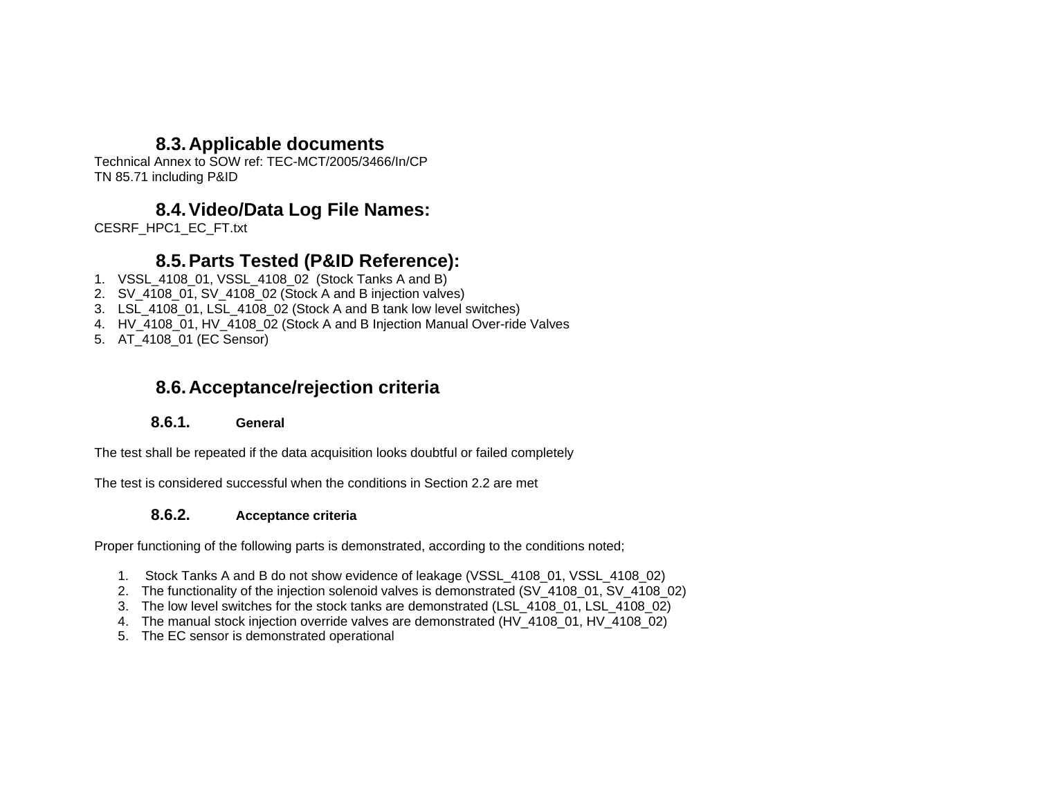## 8.3. Applicable documents

Technical Annex to SOW ref: TEC-MCT/2005/3466/In/CP
TN 85.71 including P&ID

## 8.4. Video/Data Log File Names:

CESRF_HPC1_EC_FT.txt

## 8.5. Parts Tested (P&ID Reference):

1. VSSL_4108_01, VSSL_4108_02 (Stock Tanks A and B)
2. SV_4108_01, SV_4108_02 (Stock A and B injection valves)
3. LSL_4108_01, LSL_4108_02 (Stock A and B tank low level switches)
4. HV_4108_01, HV_4108_02 (Stock A and B Injection Manual Over-ride Valves
5. AT_4108_01 (EC Sensor)

## 8.6. Acceptance/rejection criteria

### 8.6.1. General

The test shall be repeated if the data acquisition looks doubtful or failed completely

The test is considered successful when the conditions in Section 2.2 are met

### 8.6.2. Acceptance criteria

Proper functioning of the following parts is demonstrated, according to the conditions noted;

1. Stock Tanks A and B do not show evidence of leakage (VSSL_4108_01, VSSL_4108_02)
2. The functionality of the injection solenoid valves is demonstrated (SV_4108_01, SV_4108_02)
3. The low level switches for the stock tanks are demonstrated (LSL_4108_01, LSL_4108_02)
4. The manual stock injection override valves are demonstrated (HV_4108_01, HV_4108_02)
5. The EC sensor is demonstrated operational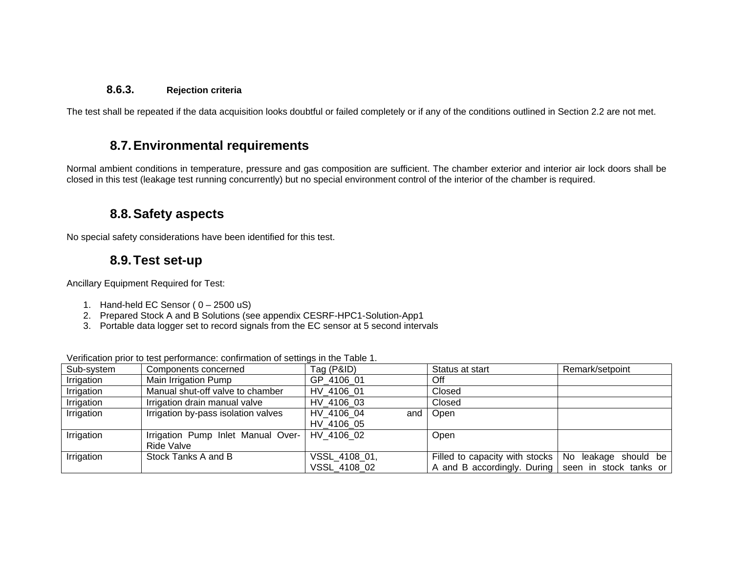#### 8.6.3. Rejection criteria

The test shall be repeated if the data acquisition looks doubtful or failed completely or if any of the conditions outlined in Section 2.2 are not met.

## 8.7. Environmental requirements

Normal ambient conditions in temperature, pressure and gas composition are sufficient. The chamber exterior and interior air lock doors shall be closed in this test (leakage test running concurrently) but no special environment control of the interior of the chamber is required.

## 8.8. Safety aspects

No special safety considerations have been identified for this test.

## 8.9. Test set-up

Ancillary Equipment Required for Test:

1. Hand-held EC Sensor ( 0 – 2500 uS)
2. Prepared Stock A and B Solutions (see appendix CESRF-HPC1-Solution-App1
3. Portable data logger set to record signals from the EC sensor at 5 second intervals

Verification prior to test performance: confirmation of settings in the Table 1.

| Sub-system | Components concerned | Tag (P&ID) | Status at start | Remark/setpoint |
|---|---|---|---|---|
| Irrigation | Main Irrigation Pump | GP_4106_01 | Off | |
| Irrigation | Manual shut-off valve to chamber | HV_4106_01 | Closed | |
| Irrigation | Irrigation drain manual valve | HV_4106_03 | Closed | |
| Irrigation | Irrigation by-pass isolation valves | HV_4106_04 and HV_4106_05 | Open | |
| Irrigation | Irrigation Pump Inlet Manual Over-Ride Valve | HV_4106_02 | Open | |
| Irrigation | Stock Tanks A and B | VSSL_4108_01, VSSL_4108_02 | Filled to capacity with stocks A and B accordingly. During | No leakage should be seen in stock tanks or |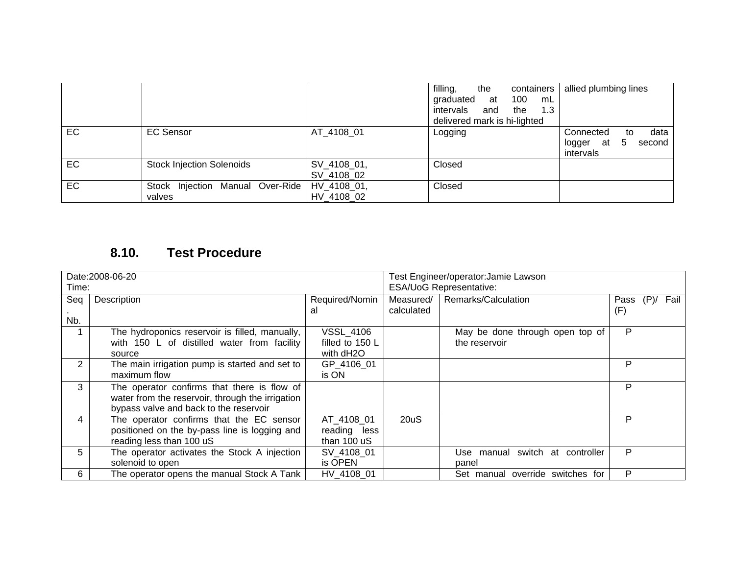| | | | filling, the containers graduated at 100 mL intervals and the 1.3 delivered mark is hi-lighted | allied plumbing lines |
|---|---|---|---|---|
| EC | EC Sensor | AT_4108_01 | Logging | Connected to data logger at 5 second intervals |
| EC | Stock Injection Solenoids | SV_4108_01, SV_4108_02 | Closed | |
| EC | Stock Injection Manual Over-Ride valves | HV_4108_01, HV_4108_02 | Closed | |

## 8.10. Test Procedure

| Date:2008-06-20<br>Time: | | | Test Engineer/operator:Jamie Lawson<br>ESA/UoG Representative: | | |
|---|---|---|---|---|---|
| Seq. Nb. | Description | Required/Nominal | Measured/ calculated | Remarks/Calculation | Pass (P)/ Fail (F) |
| 1 | The hydroponics reservoir is filled, manually, with 150 L of distilled water from facility source | VSSL_4106 filled to 150 L with dH2O | | May be done through open top of the reservoir | P |
| 2 | The main irrigation pump is started and set to maximum flow | GP_4106_01 is ON | | | P |
| 3 | The operator confirms that there is flow of water from the reservoir, through the irrigation bypass valve and back to the reservoir | | | | P |
| 4 | The operator confirms that the EC sensor positioned on the by-pass line is logging and reading less than 100 uS | AT_4108_01 reading less than 100 uS | 20uS | | P |
| 5 | The operator activates the Stock A injection solenoid to open | SV_4108_01 is OPEN | | Use manual switch at controller panel | P |
| 6 | The operator opens the manual Stock A Tank | HV_4108_01 | | Set manual override switches for | P |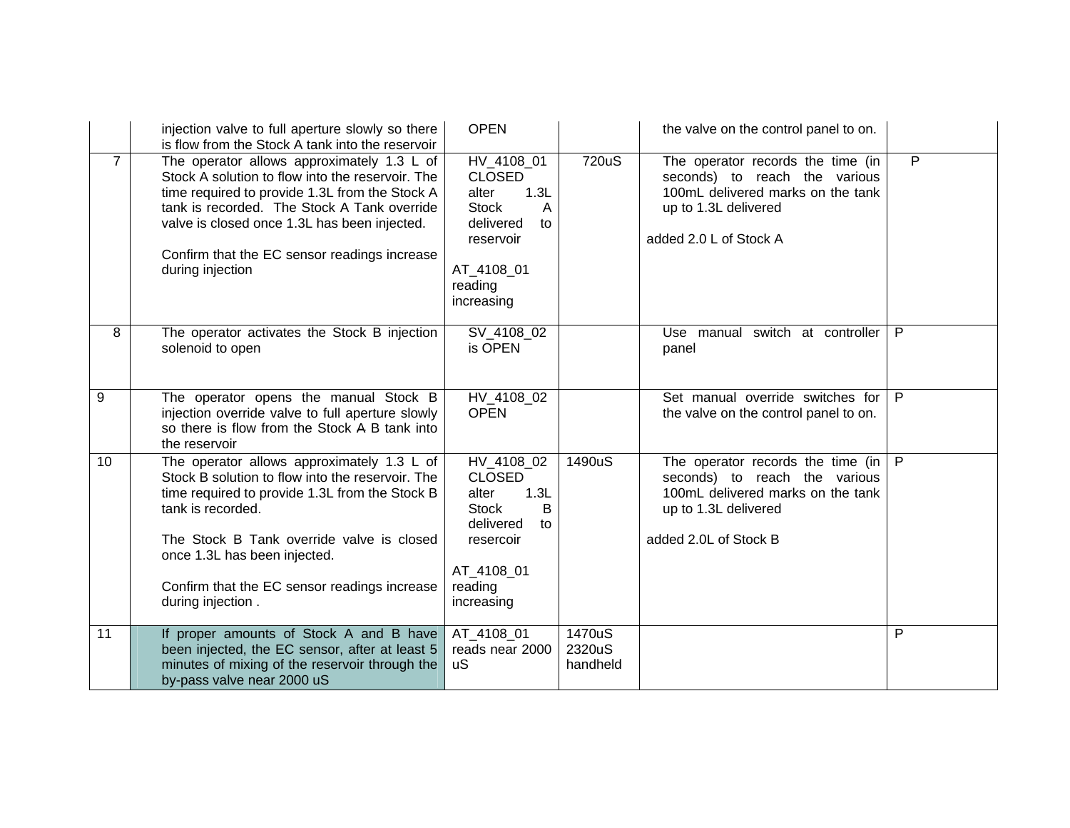| | | | | | |
|---|---|---|---|---|---|
| | injection valve to full aperture slowly so there is flow from the Stock A tank into the reservoir | OPEN | | the valve on the control panel to on. | |
| 7 | The operator allows approximately 1.3 L of Stock A solution to flow into the reservoir. The time required to provide 1.3L from the Stock A tank is recorded. The Stock A Tank override valve is closed once 1.3L has been injected.<br><br>Confirm that the EC sensor readings increase during injection | HV_4108_01 CLOSED alter 1.3L Stock A delivered to reservoir<br><br>AT_4108_01 reading increasing | 720uS | The operator records the time (in seconds) to reach the various 100mL delivered marks on the tank up to 1.3L delivered<br><br>added 2.0 L of Stock A | P |
| 8 | The operator activates the Stock B injection solenoid to open | SV_4108_02 is OPEN | | Use manual switch at controller panel | P |
| 9 | The operator opens the manual Stock B injection override valve to full aperture slowly so there is flow from the Stock ~~A~~ B tank into the reservoir | HV_4108_02 OPEN | | Set manual override switches for the valve on the control panel to on. | P |
| 10 | The operator allows approximately 1.3 L of Stock B solution to flow into the reservoir. The time required to provide 1.3L from the Stock B tank is recorded.<br><br>The Stock B Tank override valve is closed once 1.3L has been injected.<br><br>Confirm that the EC sensor readings increase during injection . | HV_4108_02 CLOSED alter 1.3L Stock B delivered to resercoir<br><br>AT_4108_01 reading increasing | 1490uS | The operator records the time (in seconds) to reach the various 100mL delivered marks on the tank up to 1.3L delivered<br><br>added 2.0L of Stock B | P |
| 11 | If proper amounts of Stock A and B have been injected, the EC sensor, after at least 5 minutes of mixing of the reservoir through the by-pass valve near 2000 uS | AT_4108_01 reads near 2000 uS | 1470uS<br>2320uS handheld | | P |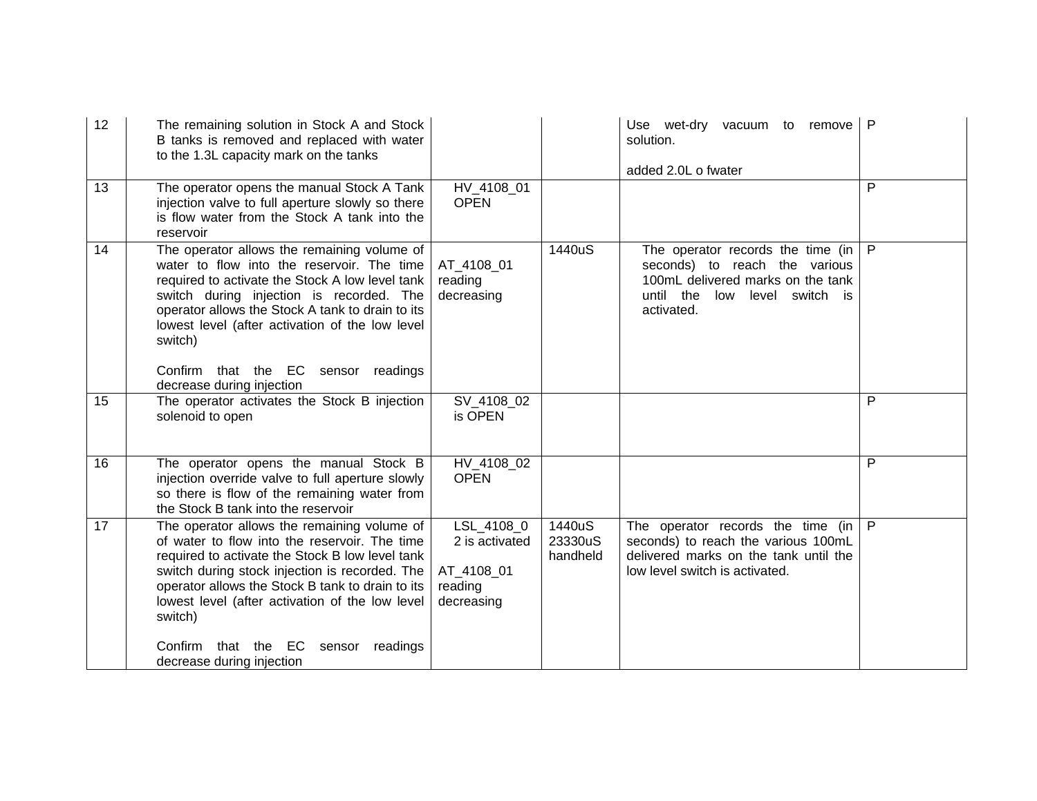| 12 | The remaining solution in Stock A and Stock B tanks is removed and replaced with water to the 1.3L capacity mark on the tanks | | | Use wet-dry vacuum to remove solution.<br><br>added 2.0L o fwater | P |
|---|---|---|---|---|---|
| 13 | The operator opens the manual Stock A Tank injection valve to full aperture slowly so there is flow water from the Stock A tank into the reservoir | HV_4108_01 OPEN | | | P |
| 14 | The operator allows the remaining volume of water to flow into the reservoir. The time required to activate the Stock A low level tank switch during injection is recorded. The operator allows the Stock A tank to drain to its lowest level (after activation of the low level switch)<br><br>Confirm that the EC sensor readings decrease during injection | AT_4108_01 reading decreasing | 1440uS | The operator records the time (in seconds) to reach the various 100mL delivered marks on the tank until the low level switch is activated. | P |
| 15 | The operator activates the Stock B injection solenoid to open | SV_4108_02 is OPEN | | | P |
| 16 | The operator opens the manual Stock B injection override valve to full aperture slowly so there is flow of the remaining water from the Stock B tank into the reservoir | HV_4108_02 OPEN | | | P |
| 17 | The operator allows the remaining volume of of water to flow into the reservoir. The time required to activate the Stock B low level tank switch during stock injection is recorded. The operator allows the Stock B tank to drain to its lowest level (after activation of the low level switch)<br><br>Confirm that the EC sensor readings decrease during injection | LSL_4108_02 is activated<br><br>AT_4108_01 reading decreasing | 1440uS 23330uS handheld | The operator records the time (in seconds) to reach the various 100mL delivered marks on the tank until the low level switch is activated. | P |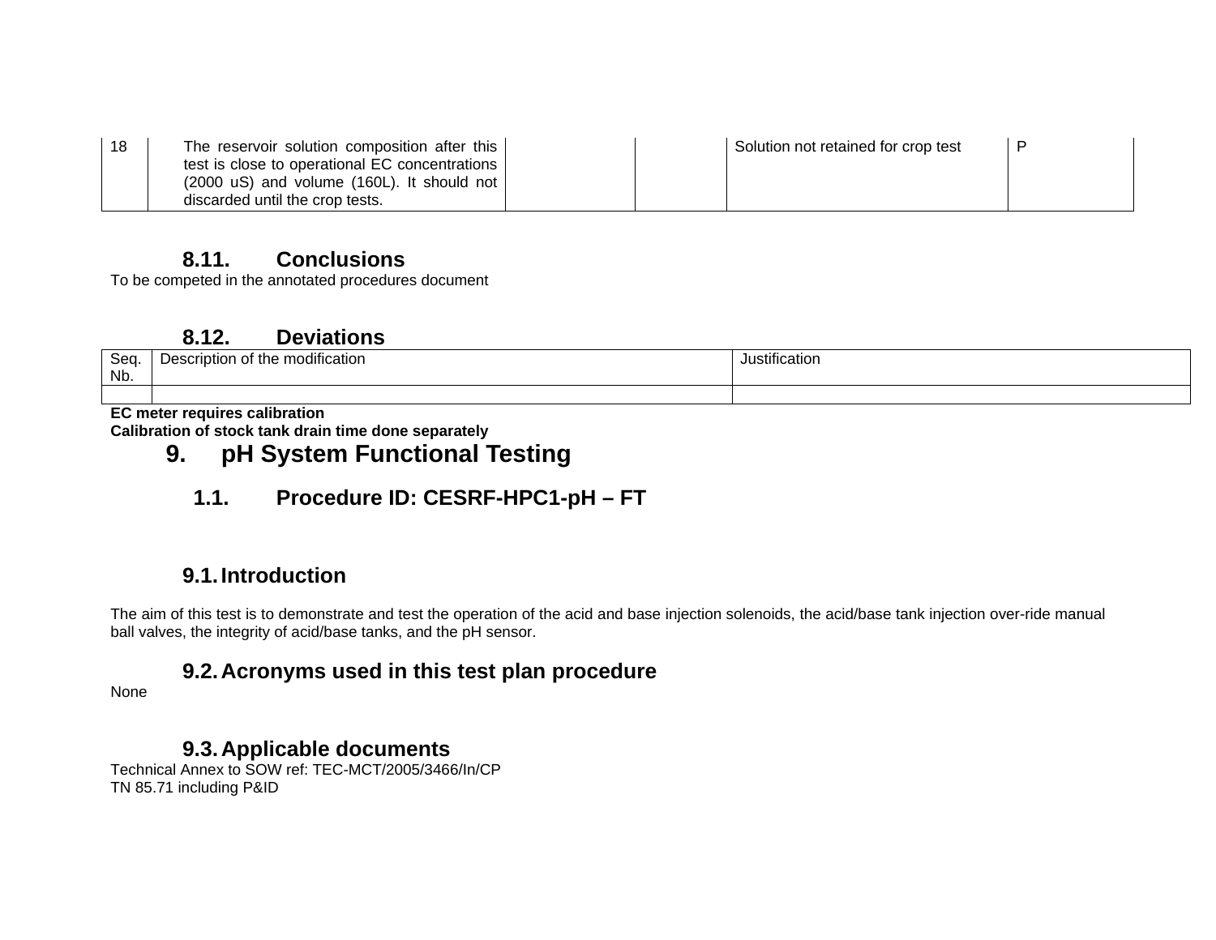| 18 | The reservoir solution composition after this test is close to operational EC concentrations (2000 uS) and volume (160L). It should not discarded until the crop tests. | | | Solution not retained for crop test | P |
|---|---|---|---|---|---|

### 8.11. Conclusions

To be competed in the annotated procedures document

### 8.12. Deviations

| Seq. Nb. | Description of the modification | Justification |
|---|---|---|
| | | |

**EC meter requires calibration**
**Calibration of stock tank drain time done separately**

## 9. pH System Functional Testing

### 1.1. Procedure ID: CESRF-HPC1-pH – FT

### 9.1. Introduction

The aim of this test is to demonstrate and test the operation of the acid and base injection solenoids, the acid/base tank injection over-ride manual ball valves, the integrity of acid/base tanks, and the pH sensor.

### 9.2. Acronyms used in this test plan procedure

None

### 9.3. Applicable documents

Technical Annex to SOW ref: TEC-MCT/2005/3466/In/CP
TN 85.71 including P&ID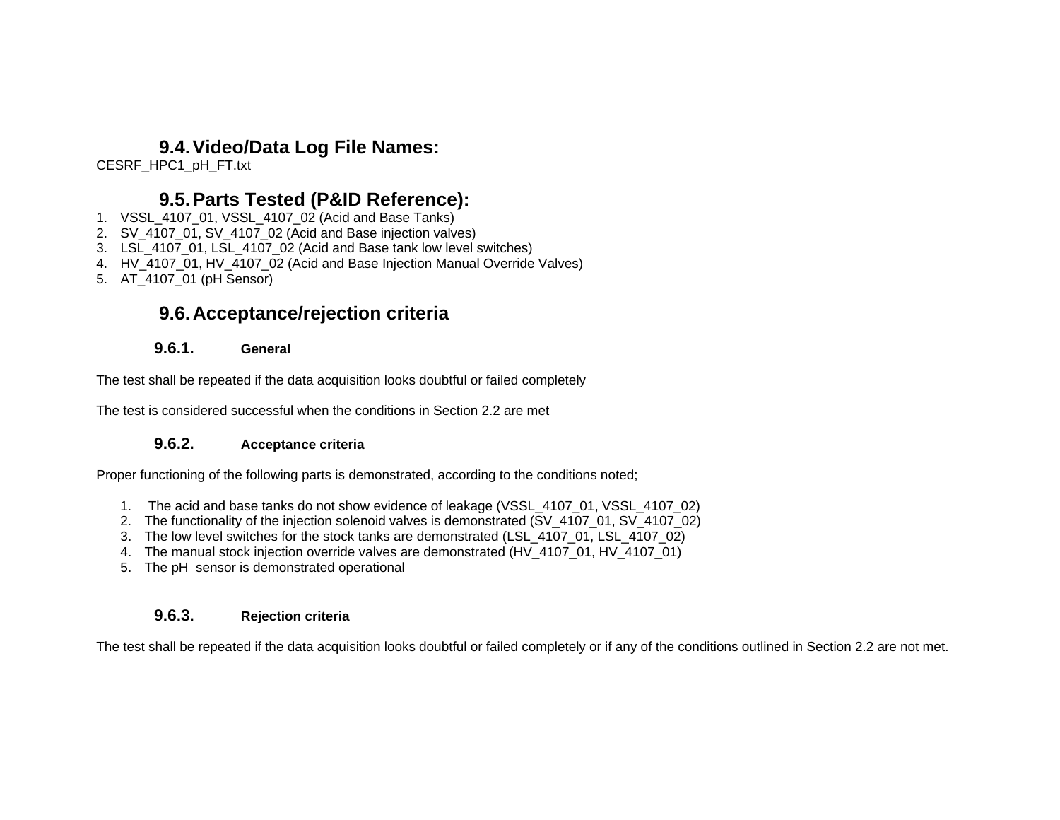## 9.4. Video/Data Log File Names:

CESRF_HPC1_pH_FT.txt

## 9.5. Parts Tested (P&ID Reference):

1. VSSL_4107_01, VSSL_4107_02 (Acid and Base Tanks)
2. SV_4107_01, SV_4107_02 (Acid and Base injection valves)
3. LSL_4107_01, LSL_4107_02 (Acid and Base tank low level switches)
4. HV_4107_01, HV_4107_02 (Acid and Base Injection Manual Override Valves)
5. AT_4107_01 (pH Sensor)

## 9.6. Acceptance/rejection criteria

### 9.6.1. General

The test shall be repeated if the data acquisition looks doubtful or failed completely

The test is considered successful when the conditions in Section 2.2 are met

### 9.6.2. Acceptance criteria

Proper functioning of the following parts is demonstrated, according to the conditions noted;

1. The acid and base tanks do not show evidence of leakage (VSSL_4107_01, VSSL_4107_02)
2. The functionality of the injection solenoid valves is demonstrated (SV_4107_01, SV_4107_02)
3. The low level switches for the stock tanks are demonstrated (LSL_4107_01, LSL_4107_02)
4. The manual stock injection override valves are demonstrated (HV_4107_01, HV_4107_01)
5. The pH sensor is demonstrated operational

### 9.6.3. Rejection criteria

The test shall be repeated if the data acquisition looks doubtful or failed completely or if any of the conditions outlined in Section 2.2 are not met.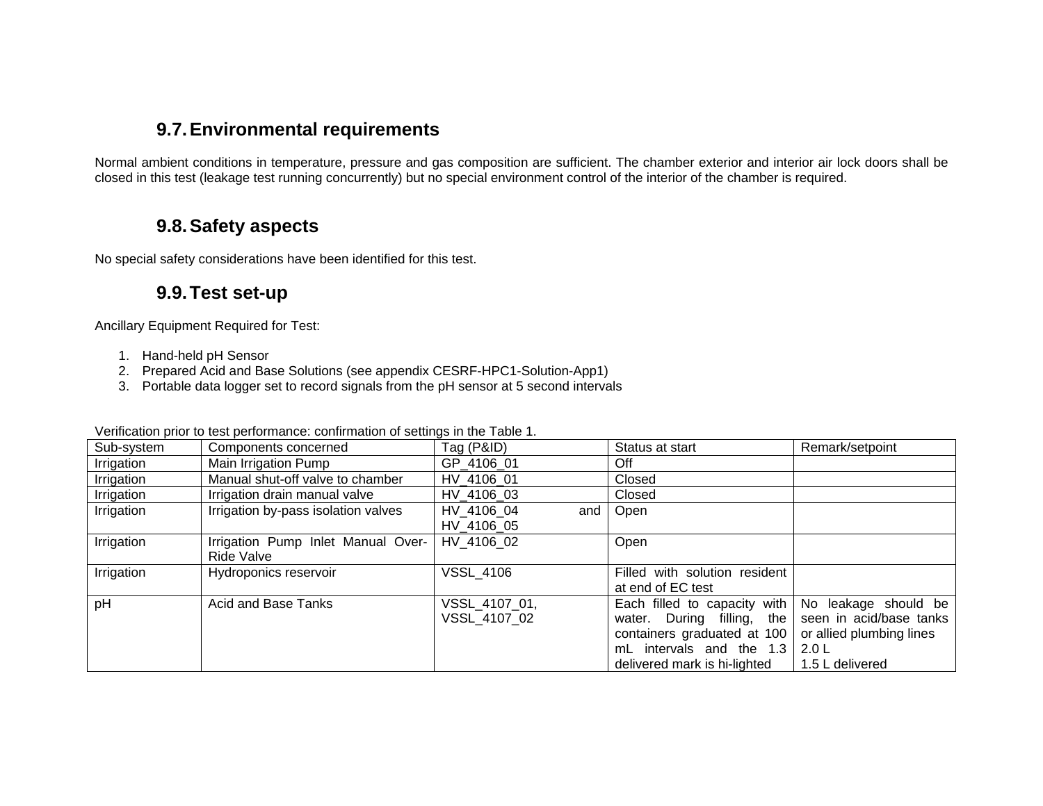## 9.7. Environmental requirements

Normal ambient conditions in temperature, pressure and gas composition are sufficient. The chamber exterior and interior air lock doors shall be closed in this test (leakage test running concurrently) but no special environment control of the interior of the chamber is required.

## 9.8. Safety aspects

No special safety considerations have been identified for this test.

## 9.9. Test set-up

Ancillary Equipment Required for Test:

1. Hand-held pH Sensor
2. Prepared Acid and Base Solutions (see appendix CESRF-HPC1-Solution-App1)
3. Portable data logger set to record signals from the pH sensor at 5 second intervals

Verification prior to test performance: confirmation of settings in the Table 1.

| Sub-system | Components concerned | Tag (P&ID) | Status at start | Remark/setpoint |
|---|---|---|---|---|
| Irrigation | Main Irrigation Pump | GP_4106_01 | Off | |
| Irrigation | Manual shut-off valve to chamber | HV_4106_01 | Closed | |
| Irrigation | Irrigation drain manual valve | HV_4106_03 | Closed | |
| Irrigation | Irrigation by-pass isolation valves | HV_4106_04 and HV_4106_05 | Open | |
| Irrigation | Irrigation Pump Inlet Manual Over-Ride Valve | HV_4106_02 | Open | |
| Irrigation | Hydroponics reservoir | VSSL_4106 | Filled with solution resident at end of EC test | |
| pH | Acid and Base Tanks | VSSL_4107_01, VSSL_4107_02 | Each filled to capacity with water. During filling, the containers graduated at 100 mL intervals and the 1.3 delivered mark is hi-lighted | No leakage should be seen in acid/base tanks or allied plumbing lines 2.0 L 1.5 L delivered |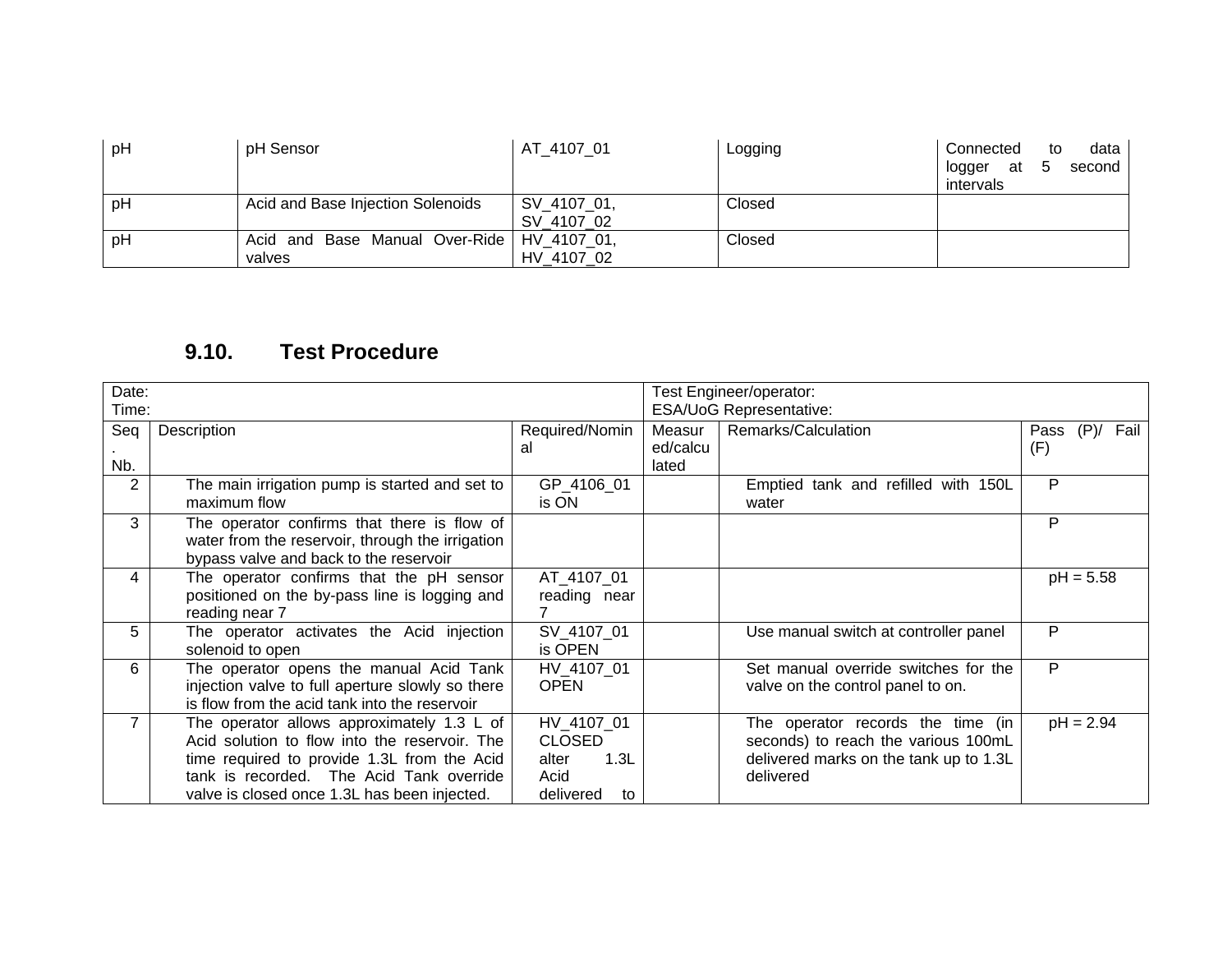| pH | pH Sensor | AT_4107_01 | Logging | Connected to data logger at 5 second intervals |
|---|---|---|---|---|
| pH | Acid and Base Injection Solenoids | SV_4107_01, SV_4107_02 | Closed | |
| pH | Acid and Base Manual Over-Ride valves | HV_4107_01, HV_4107_02 | Closed | |

## 9.10. Test Procedure

| Date: Time: | | | Test Engineer/operator: ESA/UoG Representative: | | |
|---|---|---|---|---|---|
| Seq. Nb. | Description | Required/Nominal | Measured/calculated | Remarks/Calculation | Pass (P)/ Fail (F) |
| 2 | The main irrigation pump is started and set to maximum flow | GP_4106_01 is ON | | Emptied tank and refilled with 150L water | P |
| 3 | The operator confirms that there is flow of water from the reservoir, through the irrigation bypass valve and back to the reservoir | | | | P |
| 4 | The operator confirms that the pH sensor positioned on the by-pass line is logging and reading near 7 | AT_4107_01 reading near 7 | | | pH = 5.58 |
| 5 | The operator activates the Acid injection solenoid to open | SV_4107_01 is OPEN | | Use manual switch at controller panel | P |
| 6 | The operator opens the manual Acid Tank injection valve to full aperture slowly so there is flow from the acid tank into the reservoir | HV_4107_01 OPEN | | Set manual override switches for the valve on the control panel to on. | P |
| 7 | The operator allows approximately 1.3 L of Acid solution to flow into the reservoir. The time required to provide 1.3L from the Acid tank is recorded. The Acid Tank override valve is closed once 1.3L has been injected. | HV_4107_01 CLOSED alter 1.3L Acid delivered to | | The operator records the time (in seconds) to reach the various 100mL delivered marks on the tank up to 1.3L delivered | pH = 2.94 |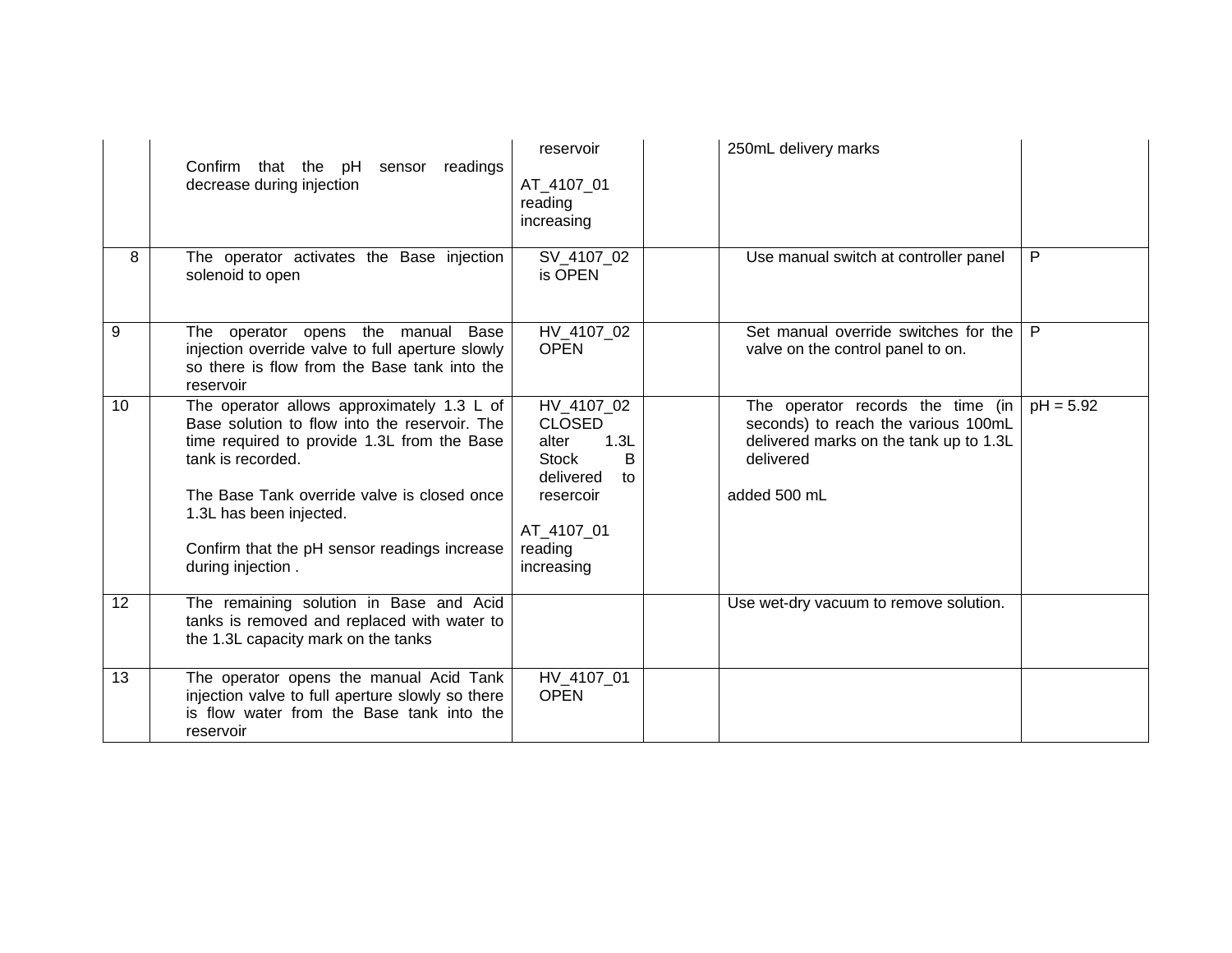| | | | | | |
|---|---|---|---|---|---|
| | Confirm that the pH sensor readings decrease during injection | reservoir<br><br>AT_4107_01 reading increasing | | 250mL delivery marks | |
| 8 | The operator activates the Base injection solenoid to open | SV_4107_02 is OPEN | | Use manual switch at controller panel | P |
| 9 | The operator opens the manual Base injection override valve to full aperture slowly so there is flow from the Base tank into the reservoir | HV_4107_02 OPEN | | Set manual override switches for the valve on the control panel to on. | P |
| 10 | The operator allows approximately 1.3 L of Base solution to flow into the reservoir. The time required to provide 1.3L from the Base tank is recorded.<br><br>The Base Tank override valve is closed once 1.3L has been injected.<br><br>Confirm that the pH sensor readings increase during injection . | HV_4107_02 CLOSED alter 1.3L Stock B delivered to resercoir<br><br>AT_4107_01 reading increasing | | The operator records the time (in seconds) to reach the various 100mL delivered marks on the tank up to 1.3L delivered<br><br>added 500 mL | pH = 5.92 |
| 12 | The remaining solution in Base and Acid tanks is removed and replaced with water to the 1.3L capacity mark on the tanks | | | Use wet-dry vacuum to remove solution. | |
| 13 | The operator opens the manual Acid Tank injection valve to full aperture slowly so there is flow water from the Base tank into the reservoir | HV_4107_01 OPEN | | | |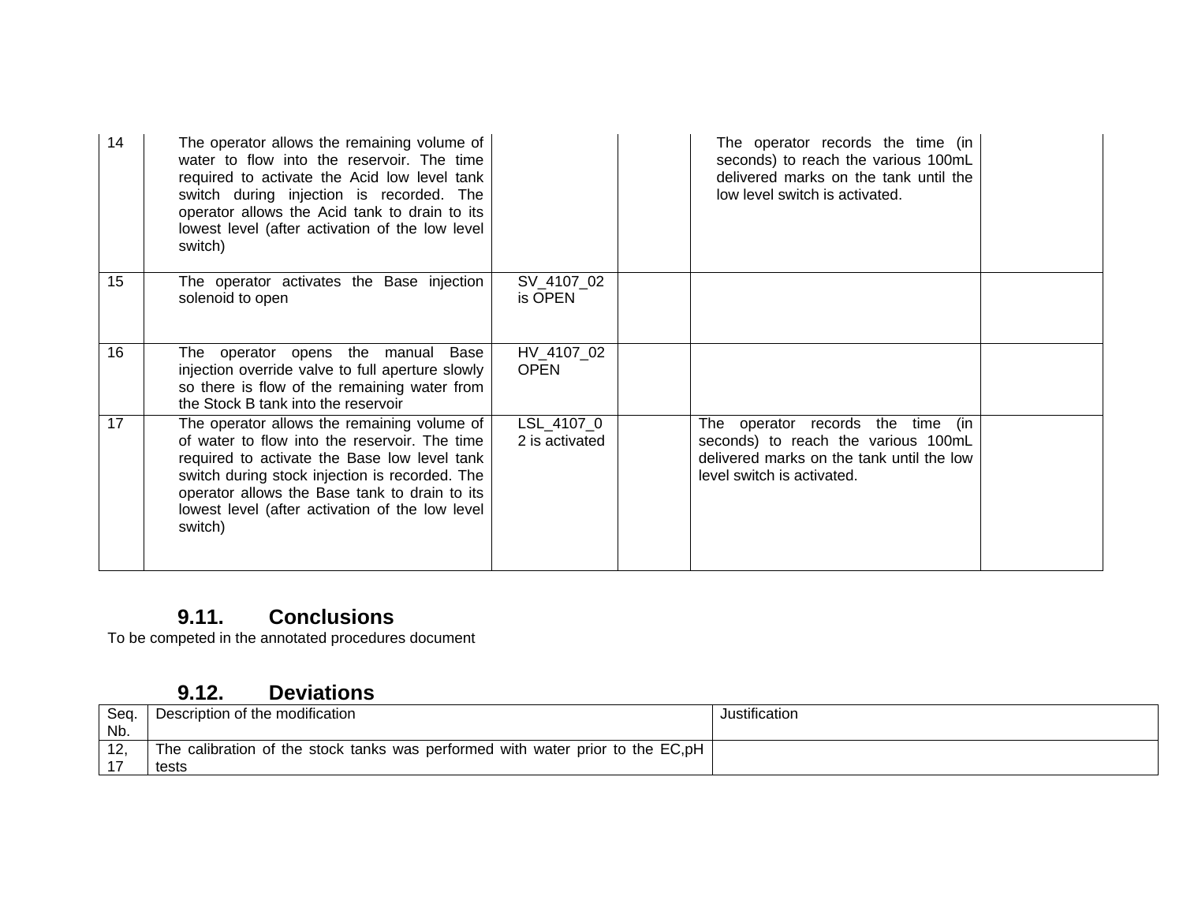| | | | | | |
|---|---|---|---|---|---|
| 14 | The operator allows the remaining volume of water to flow into the reservoir. The time required to activate the Acid low level tank switch during injection is recorded. The operator allows the Acid tank to drain to its lowest level (after activation of the low level switch) | | | The operator records the time (in seconds) to reach the various 100mL delivered marks on the tank until the low level switch is activated. | |
| 15 | The operator activates the Base injection solenoid to open | SV_4107_02 is OPEN | | | |
| 16 | The operator opens the manual Base injection override valve to full aperture slowly so there is flow of the remaining water from the Stock B tank into the reservoir | HV_4107_02 OPEN | | | |
| 17 | The operator allows the remaining volume of of water to flow into the reservoir. The time required to activate the Base low level tank switch during stock injection is recorded. The operator allows the Base tank to drain to its lowest level (after activation of the low level switch) | LSL_4107_02 is activated | | The operator records the time (in seconds) to reach the various 100mL delivered marks on the tank until the low level switch is activated. | |

## 9.11. Conclusions

To be competed in the annotated procedures document

## 9.12. Deviations

| Seq. Nb. | Description of the modification | Justification |
|---|---|---|
| 12, 17 | The calibration of the stock tanks was performed with water prior to the EC,pH tests | |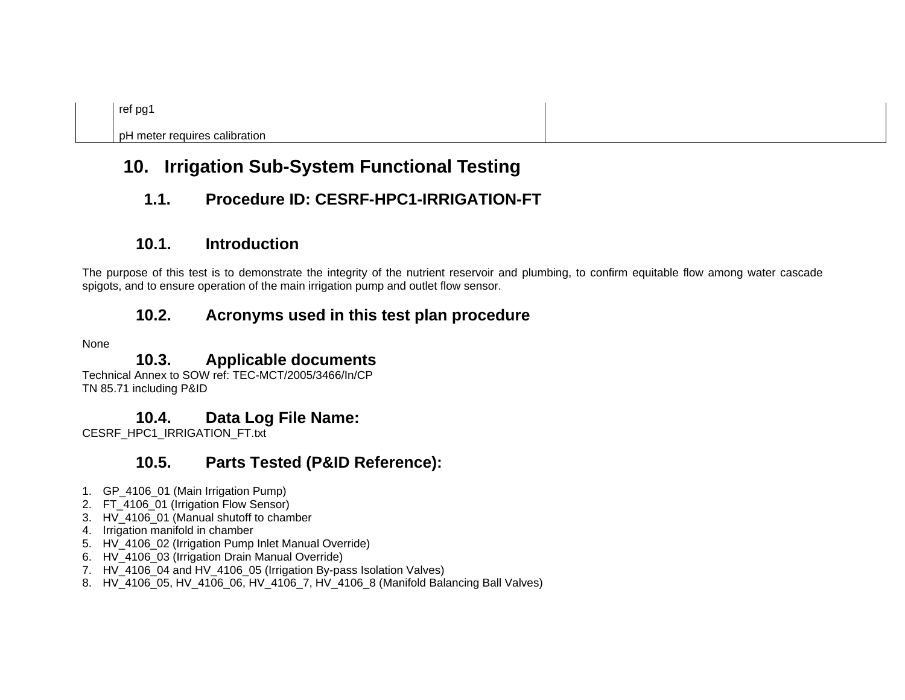|  | ref pg1<br><br>pH meter requires calibration |  |
|---|---|---|

# 10. Irrigation Sub-System Functional Testing

## 1.1. Procedure ID: CESRF-HPC1-IRRIGATION-FT

## 10.1. Introduction

The purpose of this test is to demonstrate the integrity of the nutrient reservoir and plumbing, to confirm equitable flow among water cascade spigots, and to ensure operation of the main irrigation pump and outlet flow sensor.

## 10.2. Acronyms used in this test plan procedure

None

## 10.3. Applicable documents

Technical Annex to SOW ref: TEC-MCT/2005/3466/In/CP
TN 85.71 including P&ID

## 10.4. Data Log File Name:

CESRF_HPC1_IRRIGATION_FT.txt

## 10.5. Parts Tested (P&ID Reference):

1. GP_4106_01 (Main Irrigation Pump)
2. FT_4106_01 (Irrigation Flow Sensor)
3. HV_4106_01 (Manual shutoff to chamber
4. Irrigation manifold in chamber
5. HV_4106_02 (Irrigation Pump Inlet Manual Override)
6. HV_4106_03 (Irrigation Drain Manual Override)
7. HV_4106_04 and HV_4106_05 (Irrigation By-pass Isolation Valves)
8. HV_4106_05, HV_4106_06, HV_4106_7, HV_4106_8 (Manifold Balancing Ball Valves)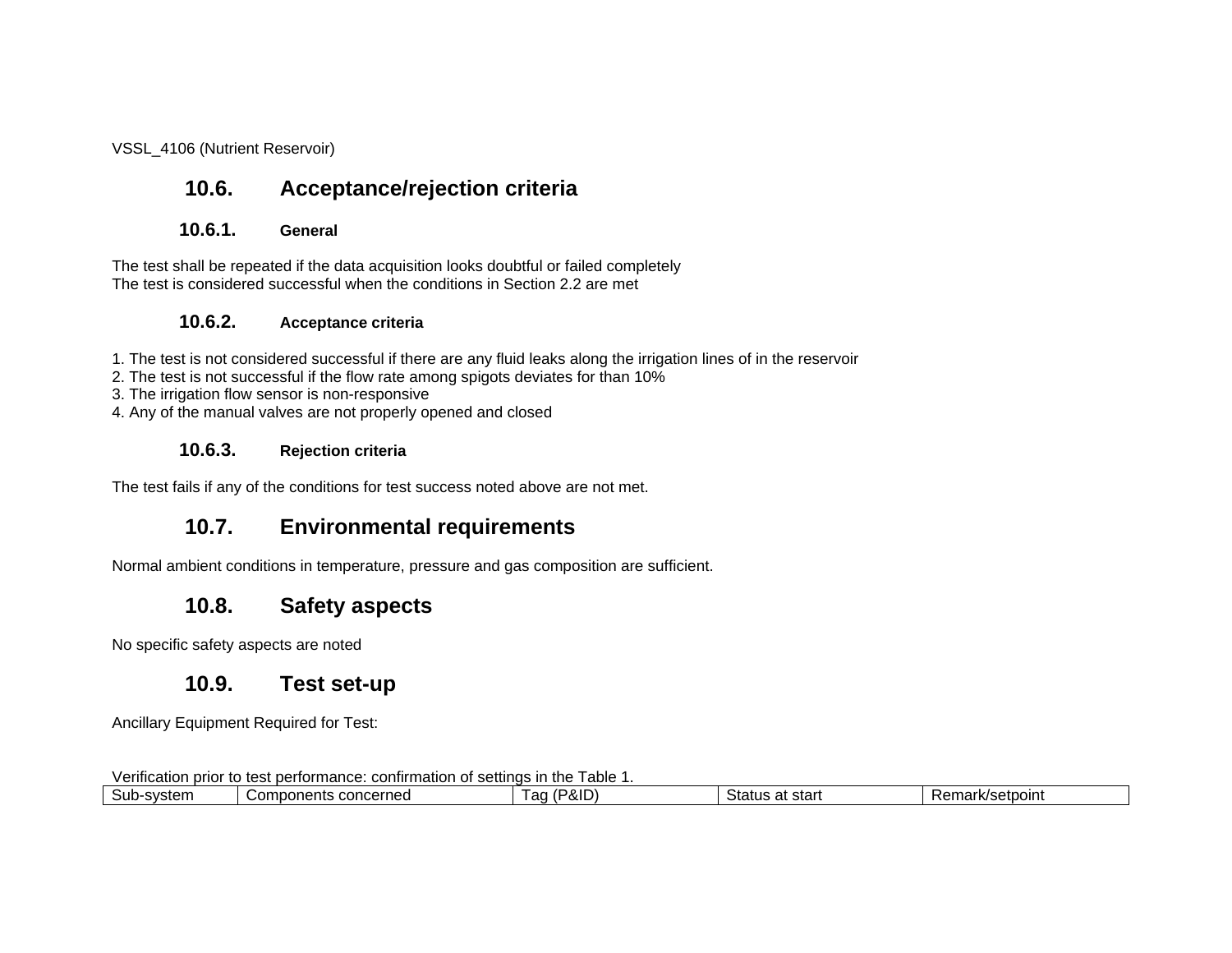VSSL_4106 (Nutrient Reservoir)

## 10.6. Acceptance/rejection criteria

### 10.6.1. General

The test shall be repeated if the data acquisition looks doubtful or failed completely
The test is considered successful when the conditions in Section 2.2 are met

### 10.6.2. Acceptance criteria

1. The test is not considered successful if there are any fluid leaks along the irrigation lines of in the reservoir
2. The test is not successful if the flow rate among spigots deviates for than 10%
3. The irrigation flow sensor is non-responsive
4. Any of the manual valves are not properly opened and closed

### 10.6.3. Rejection criteria

The test fails if any of the conditions for test success noted above are not met.

## 10.7. Environmental requirements

Normal ambient conditions in temperature, pressure and gas composition are sufficient.

## 10.8. Safety aspects

No specific safety aspects are noted

## 10.9. Test set-up

Ancillary Equipment Required for Test:

Verification prior to test performance: confirmation of settings in the Table 1.

| Sub-system | Components concerned | Tag (P&ID) | Status at start | Remark/setpoint |
|---|---|---|---|---|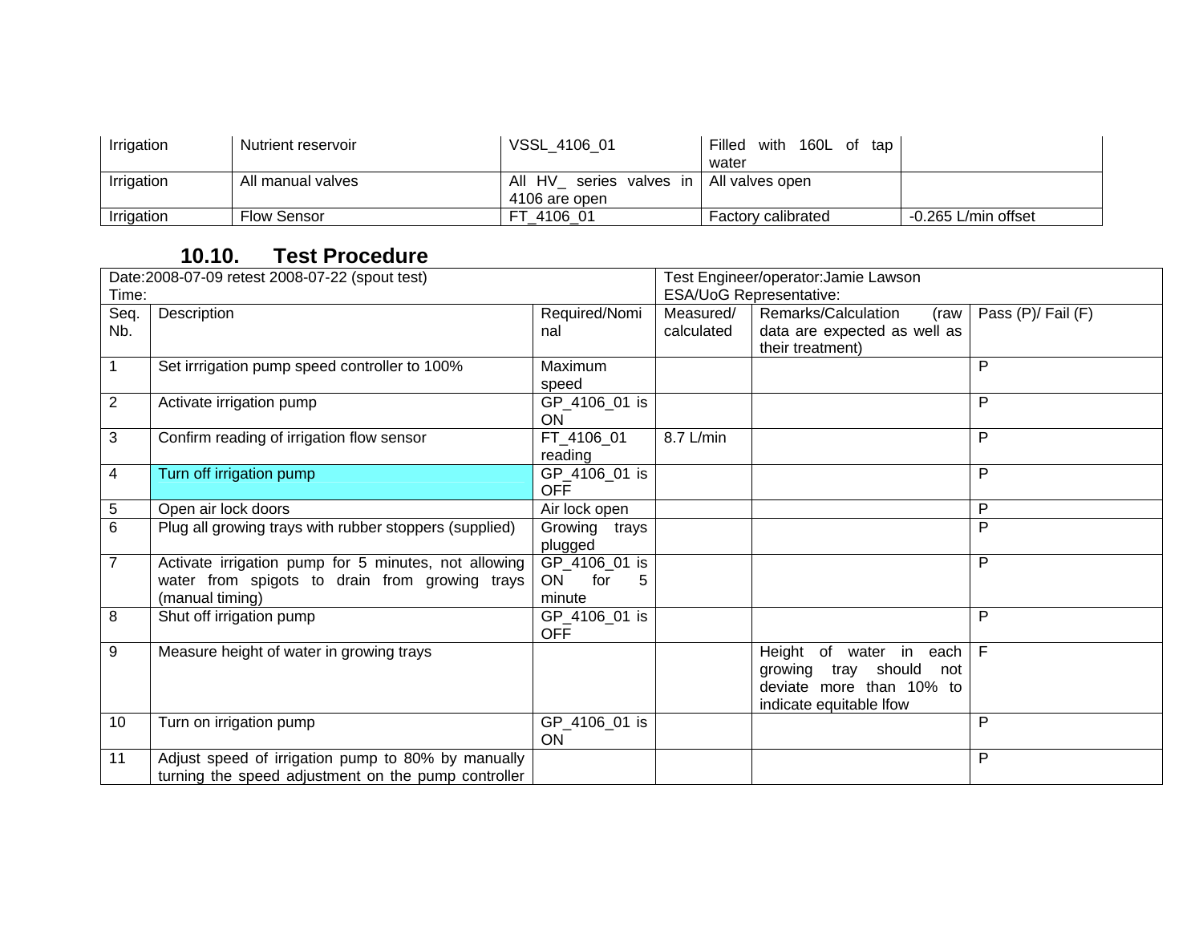| Irrigation | Nutrient reservoir | VSSL_4106_01 | Filled with 160L of tap water | |
|---|---|---|---|---|
| Irrigation | All manual valves | All HV_ series valves in 4106 are open | All valves open | |
| Irrigation | Flow Sensor | FT_4106_01 | Factory calibrated | -0.265 L/min offset |

## 10.10. Test Procedure

| Date:2008-07-09 retest 2008-07-22 (spout test)<br>Time: | | | Test Engineer/operator:Jamie Lawson<br>ESA/UoG Representative: | | |
|---|---|---|---|---|---|
| Seq. Nb. | Description | Required/Nominal | Measured/ calculated | Remarks/Calculation (raw data are expected as well as their treatment) | Pass (P)/ Fail (F) |
| 1 | Set irrrigation pump speed controller to 100% | Maximum speed | | | P |
| 2 | Activate irrigation pump | GP_4106_01 is ON | | | P |
| 3 | Confirm reading of irrigation flow sensor | FT_4106_01 reading | 8.7 L/min | | P |
| 4 | Turn off irrigation pump | GP_4106_01 is OFF | | | P |
| 5 | Open air lock doors | Air lock open | | | P |
| 6 | Plug all growing trays with rubber stoppers (supplied) | Growing trays plugged | | | P |
| 7 | Activate irrigation pump for 5 minutes, not allowing water from spigots to drain from growing trays (manual timing) | GP_4106_01 is ON for 5 minute | | | P |
| 8 | Shut off irrigation pump | GP_4106_01 is OFF | | | P |
| 9 | Measure height of water in growing trays | | | Height of water in each growing tray should not deviate more than 10% to indicate equitable lfow | F |
| 10 | Turn on irrigation pump | GP_4106_01 is ON | | | P |
| 11 | Adjust speed of irrigation pump to 80% by manually turning the speed adjustment on the pump controller | | | | P |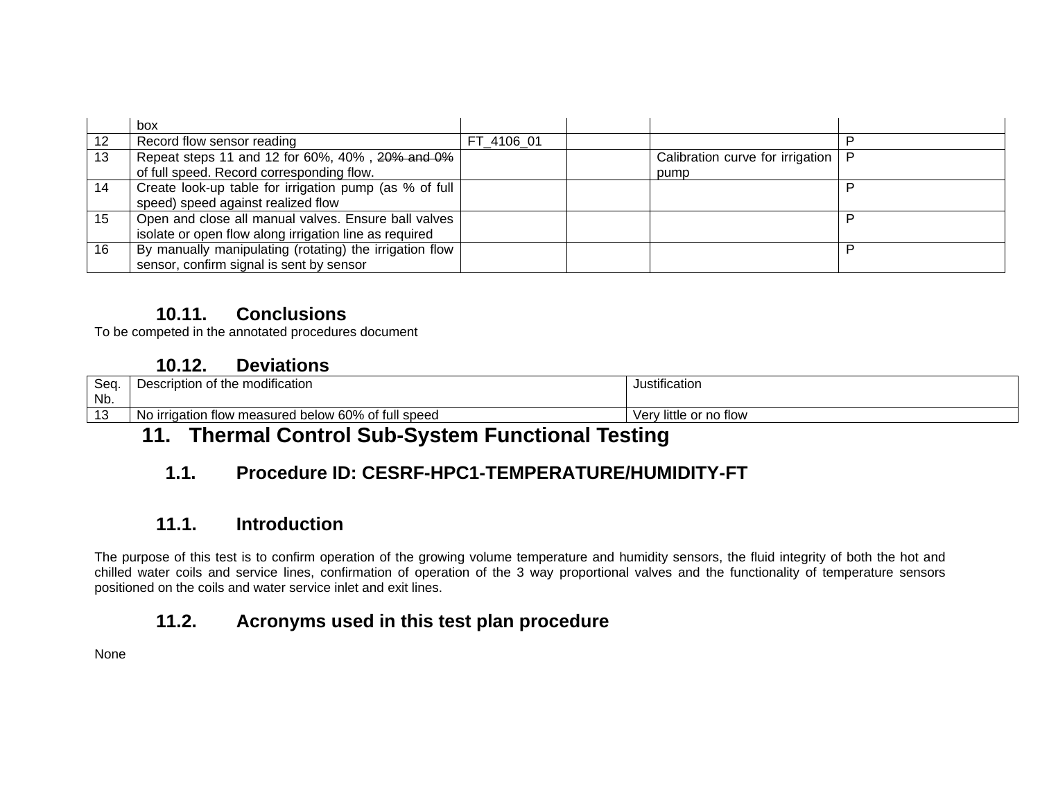| | box | | | | |
|---|---|---|---|---|---|
| 12 | Record flow sensor reading | FT_4106_01 | | | P |
| 13 | Repeat steps 11 and 12 for 60%, 40% , ~~20% and 0%~~ of full speed. Record corresponding flow. | | | Calibration curve for irrigation pump | P |
| 14 | Create look-up table for irrigation pump (as % of full speed) speed against realized flow | | | | P |
| 15 | Open and close all manual valves. Ensure ball valves isolate or open flow along irrigation line as required | | | | P |
| 16 | By manually manipulating (rotating) the irrigation flow sensor, confirm signal is sent by sensor | | | | P |

### 10.11. Conclusions

To be competed in the annotated procedures document

### 10.12. Deviations

| Seq. Nb. | Description of the modification | Justification |
|---|---|---|
| 13 | No irrigation flow measured below 60% of full speed | Very little or no flow |

# 11. Thermal Control Sub-System Functional Testing

## 1.1. Procedure ID: CESRF-HPC1-TEMPERATURE/HUMIDITY-FT

### 11.1. Introduction

The purpose of this test is to confirm operation of the growing volume temperature and humidity sensors, the fluid integrity of both the hot and chilled water coils and service lines, confirmation of operation of the 3 way proportional valves and the functionality of temperature sensors positioned on the coils and water service inlet and exit lines.

### 11.2. Acronyms used in this test plan procedure

None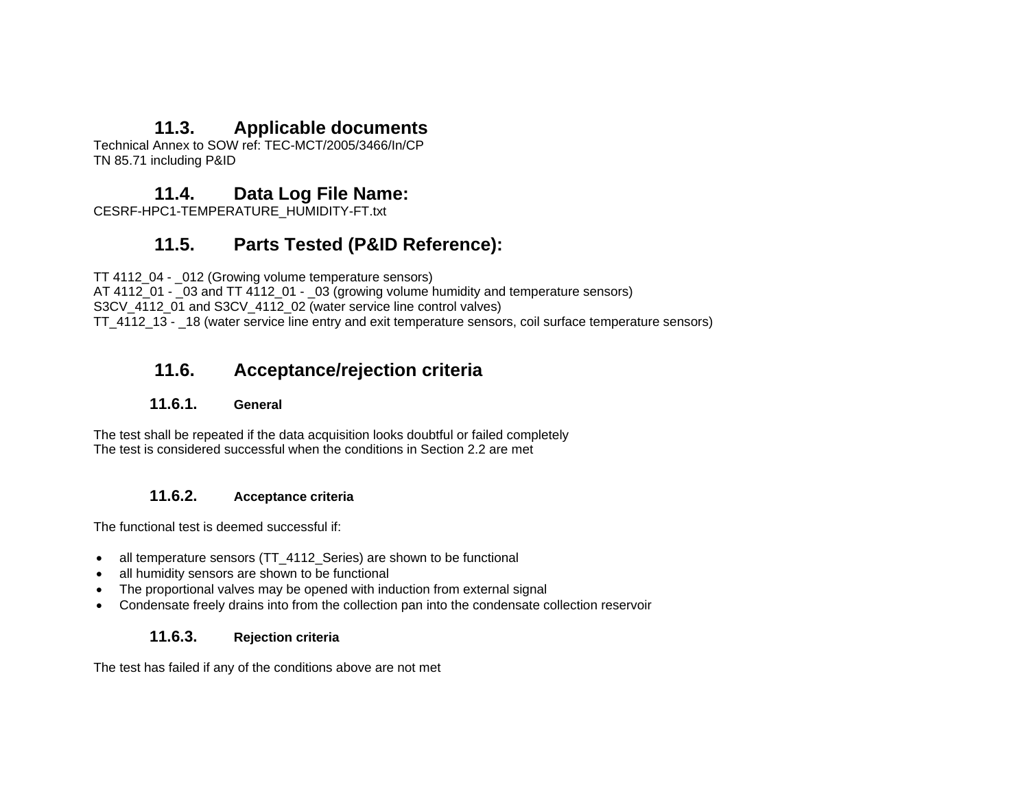## 11.3. Applicable documents

Technical Annex to SOW ref: TEC-MCT/2005/3466/In/CP
TN 85.71 including P&ID

## 11.4. Data Log File Name:

CESRF-HPC1-TEMPERATURE_HUMIDITY-FT.txt

## 11.5. Parts Tested (P&ID Reference):

TT 4112_04 - _012 (Growing volume temperature sensors)
AT 4112_01 - _03 and TT 4112_01 - _03 (growing volume humidity and temperature sensors)
S3CV_4112_01 and S3CV_4112_02 (water service line control valves)
TT_4112_13 - _18 (water service line entry and exit temperature sensors, coil surface temperature sensors)

## 11.6. Acceptance/rejection criteria

### 11.6.1. General

The test shall be repeated if the data acquisition looks doubtful or failed completely
The test is considered successful when the conditions in Section 2.2 are met

### 11.6.2. Acceptance criteria

The functional test is deemed successful if:

- all temperature sensors (TT_4112_Series) are shown to be functional
- all humidity sensors are shown to be functional
- The proportional valves may be opened with induction from external signal
- Condensate freely drains into from the collection pan into the condensate collection reservoir

### 11.6.3. Rejection criteria

The test has failed if any of the conditions above are not met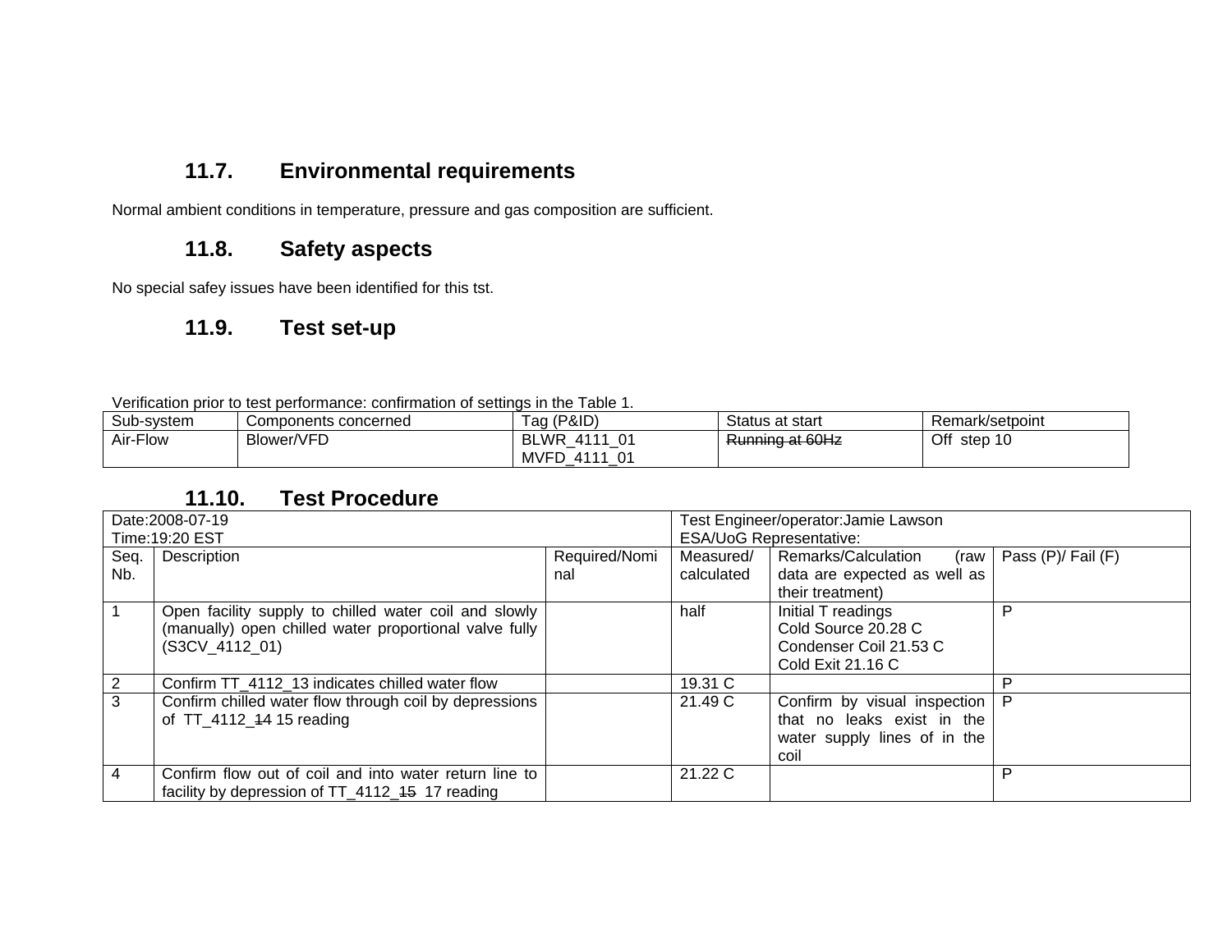### 11.7. Environmental requirements

Normal ambient conditions in temperature, pressure and gas composition are sufficient.

### 11.8. Safety aspects

No special safey issues have been identified for this tst.

### 11.9. Test set-up

Verification prior to test performance: confirmation of settings in the Table 1.

| Sub-system | Components concerned | Tag (P&ID) | Status at start | Remark/setpoint |
|---|---|---|---|---|
| Air-Flow | Blower/VFD | BLWR_4111_01<br>MVFD_4111_01 | ~~Running at 60Hz~~ | Off step 10 |

### 11.10. Test Procedure

| Date:2008-07-19<br>Time:19:20 EST | | | Test Engineer/operator:Jamie Lawson<br>ESA/UoG Representative: | | |
|---|---|---|---|---|---|
| Seq. Nb. | Description | Required/Nominal | Measured/ calculated | Remarks/Calculation (raw data are expected as well as their treatment) | Pass (P)/ Fail (F) |
| 1 | Open facility supply to chilled water coil and slowly (manually) open chilled water proportional valve fully (S3CV_4112_01) | | half | Initial T readings<br>Cold Source 20.28 C<br>Condenser Coil 21.53 C<br>Cold Exit 21.16 C | P |
| 2 | Confirm TT_4112_13 indicates chilled water flow | | 19.31 C | | P |
| 3 | Confirm chilled water flow through coil by depressions of TT_4112_~~14~~ 15 reading | | 21.49 C | Confirm by visual inspection that no leaks exist in the water supply lines of in the coil | P |
| 4 | Confirm flow out of coil and into water return line to facility by depression of TT_4112_~~15~~ 17 reading | | 21.22 C | | P |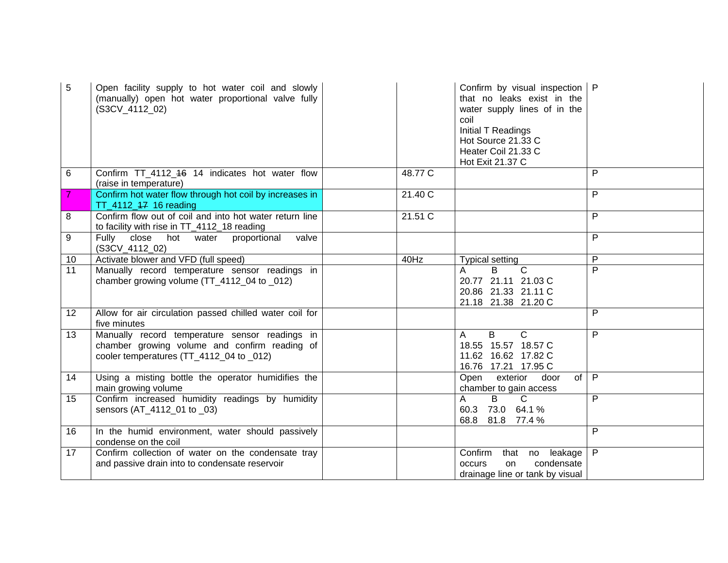| | | | | | |
|---|---|---|---|---|---|
| 5 | Open facility supply to hot water coil and slowly (manually) open hot water proportional valve fully (S3CV_4112_02) | | | Confirm by visual inspection that no leaks exist in the water supply lines of in the coil<br>Initial T Readings<br>Hot Source 21.33 C<br>Heater Coil 21.33 C<br>Hot Exit 21.37 C | P |
| 6 | Confirm TT_4112_~~16~~ 14 indicates hot water flow (raise in temperature) | | 48.77 C | | P |
| 7 | Confirm hot water flow through hot coil by increases in TT_4112_~~17~~ 16 reading | | 21.40 C | | P |
| 8 | Confirm flow out of coil and into hot water return line to facility with rise in TT_4112_18 reading | | 21.51 C | | P |
| 9 | Fully close hot water proportional valve (S3CV_4112_02) | | | | P |
| 10 | Activate blower and VFD (full speed) | | 40Hz | Typical setting | P |
| 11 | Manually record temperature sensor readings in chamber growing volume (TT_4112_04 to _012) | | | A B C<br>20.77 21.11 21.03 C<br>20.86 21.33 21.11 C<br>21.18 21.38 21.20 C | P |
| 12 | Allow for air circulation passed chilled water coil for five minutes | | | | P |
| 13 | Manually record temperature sensor readings in chamber growing volume and confirm reading of cooler temperatures (TT_4112_04 to _012) | | | A B C<br>18.55 15.57 18.57 C<br>11.62 16.62 17.82 C<br>16.76 17.21 17.95 C | P |
| 14 | Using a misting bottle the operator humidifies the main growing volume | | | Open exterior door of chamber to gain access | P |
| 15 | Confirm increased humidity readings by humidity sensors (AT_4112_01 to _03) | | | A B C<br>60.3 73.0 64.1 %<br>68.8 81.8 77.4 % | P |
| 16 | In the humid environment, water should passively condense on the coil | | | | P |
| 17 | Confirm collection of water on the condensate tray and passive drain into to condensate reservoir | | | Confirm that no leakage occurs on condensate drainage line or tank by visual | P |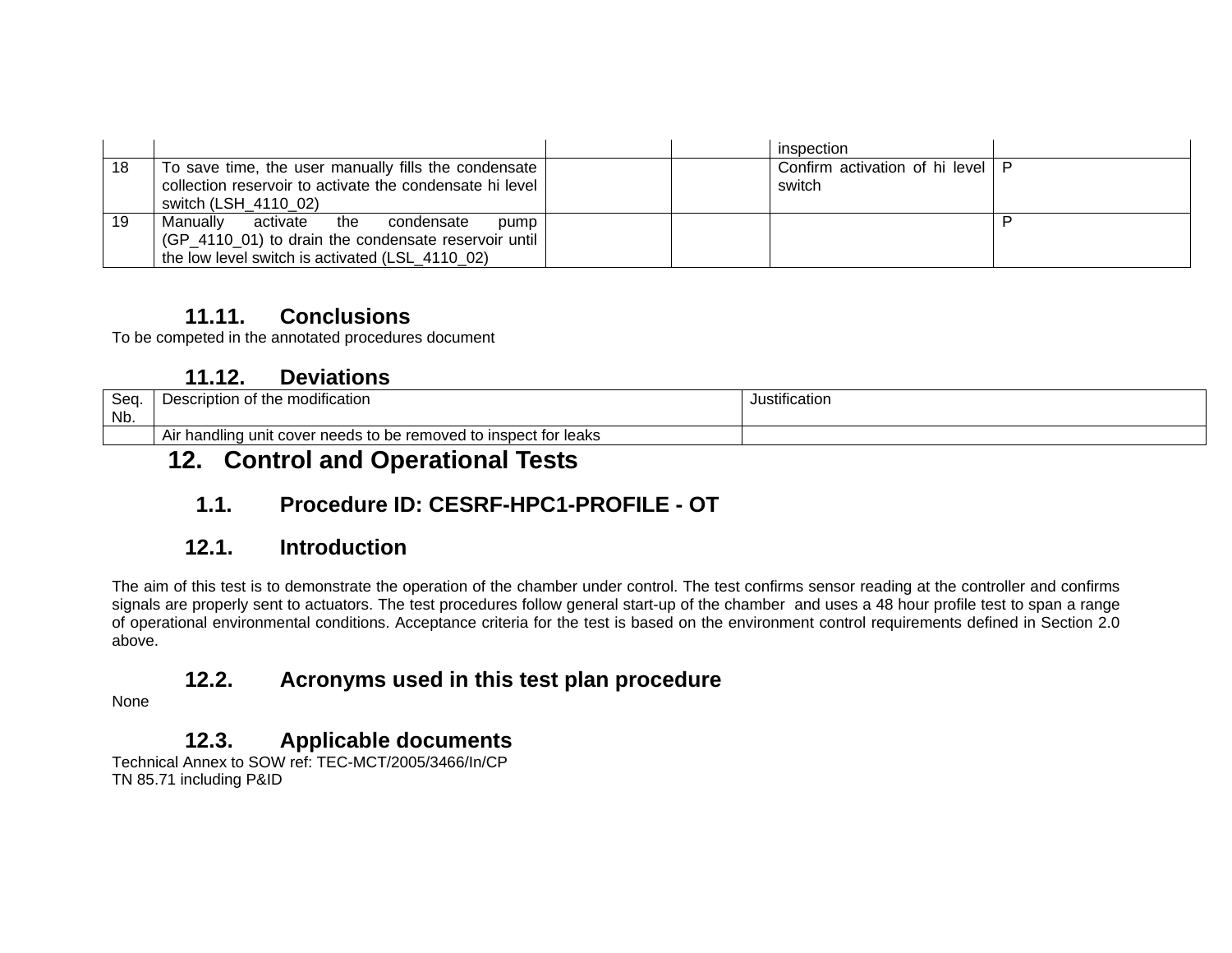| | | | | inspection | |
|---|---|---|---|---|---|
| 18 | To save time, the user manually fills the condensate collection reservoir to activate the condensate hi level switch (LSH_4110_02) | | | Confirm activation of hi level switch | P |
| 19 | Manually activate the condensate pump (GP_4110_01) to drain the condensate reservoir until the low level switch is activated (LSL_4110_02) | | | | P |

### 11.11. Conclusions

To be competed in the annotated procedures document

### 11.12. Deviations

| Seq. Nb. | Description of the modification | Justification |
|---|---|---|
| | Air handling unit cover needs to be removed to inspect for leaks | |

## 12. Control and Operational Tests

### 1.1. Procedure ID: CESRF-HPC1-PROFILE - OT

### 12.1. Introduction

The aim of this test is to demonstrate the operation of the chamber under control. The test confirms sensor reading at the controller and confirms signals are properly sent to actuators. The test procedures follow general start-up of the chamber and uses a 48 hour profile test to span a range of operational environmental conditions. Acceptance criteria for the test is based on the environment control requirements defined in Section 2.0 above.

### 12.2. Acronyms used in this test plan procedure

None

### 12.3. Applicable documents

Technical Annex to SOW ref: TEC-MCT/2005/3466/In/CP
TN 85.71 including P&ID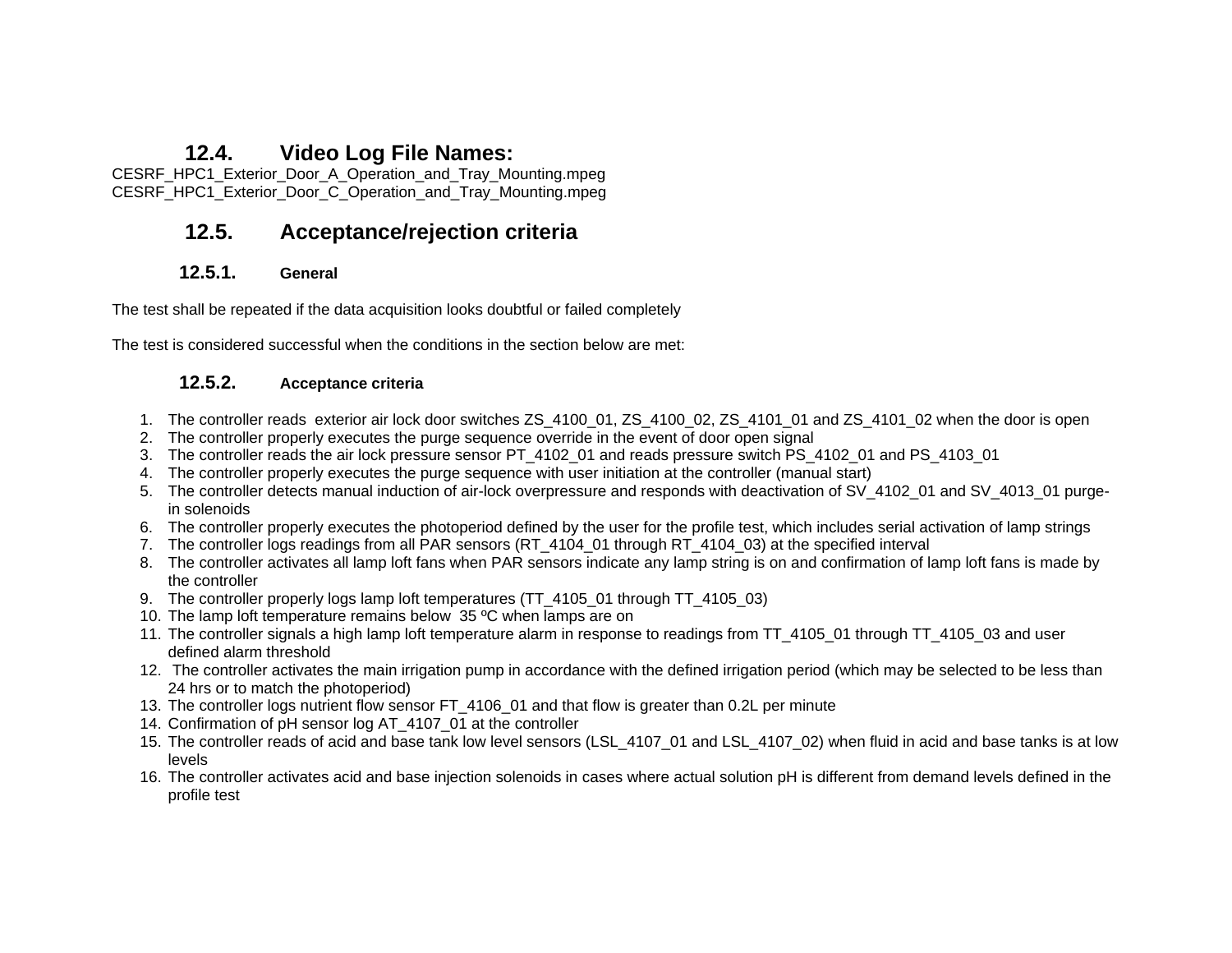### 12.4. Video Log File Names:

CESRF_HPC1_Exterior_Door_A_Operation_and_Tray_Mounting.mpeg
CESRF_HPC1_Exterior_Door_C_Operation_and_Tray_Mounting.mpeg

### 12.5. Acceptance/rejection criteria

#### 12.5.1. General

The test shall be repeated if the data acquisition looks doubtful or failed completely

The test is considered successful when the conditions in the section below are met:

#### 12.5.2. Acceptance criteria

1. The controller reads exterior air lock door switches ZS_4100_01, ZS_4100_02, ZS_4101_01 and ZS_4101_02 when the door is open
2. The controller properly executes the purge sequence override in the event of door open signal
3. The controller reads the air lock pressure sensor PT_4102_01 and reads pressure switch PS_4102_01 and PS_4103_01
4. The controller properly executes the purge sequence with user initiation at the controller (manual start)
5. The controller detects manual induction of air-lock overpressure and responds with deactivation of SV_4102_01 and SV_4013_01 purge-in solenoids
6. The controller properly executes the photoperiod defined by the user for the profile test, which includes serial activation of lamp strings
7. The controller logs readings from all PAR sensors (RT_4104_01 through RT_4104_03) at the specified interval
8. The controller activates all lamp loft fans when PAR sensors indicate any lamp string is on and confirmation of lamp loft fans is made by the controller
9. The controller properly logs lamp loft temperatures (TT_4105_01 through TT_4105_03)
10. The lamp loft temperature remains below 35 ºC when lamps are on
11. The controller signals a high lamp loft temperature alarm in response to readings from TT_4105_01 through TT_4105_03 and user defined alarm threshold
12. The controller activates the main irrigation pump in accordance with the defined irrigation period (which may be selected to be less than 24 hrs or to match the photoperiod)
13. The controller logs nutrient flow sensor FT_4106_01 and that flow is greater than 0.2L per minute
14. Confirmation of pH sensor log AT_4107_01 at the controller
15. The controller reads of acid and base tank low level sensors (LSL_4107_01 and LSL_4107_02) when fluid in acid and base tanks is at low levels
16. The controller activates acid and base injection solenoids in cases where actual solution pH is different from demand levels defined in the profile test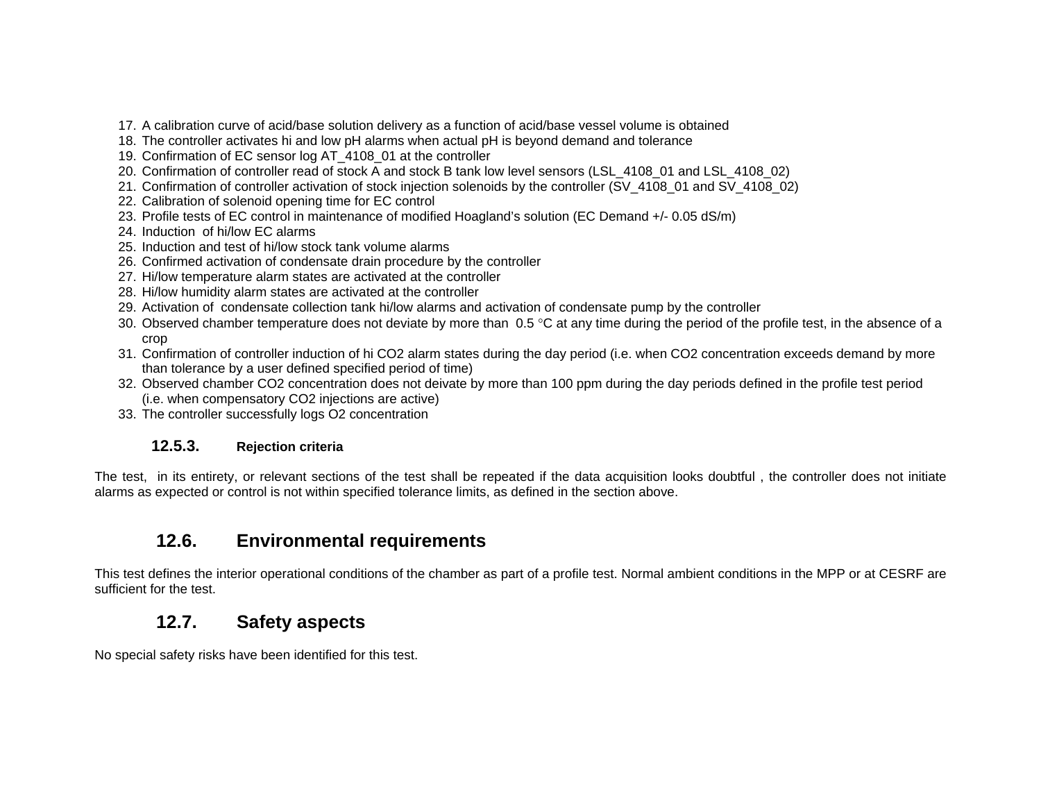17. A calibration curve of acid/base solution delivery as a function of acid/base vessel volume is obtained
18. The controller activates hi and low pH alarms when actual pH is beyond demand and tolerance
19. Confirmation of EC sensor log AT_4108_01 at the controller
20. Confirmation of controller read of stock A and stock B tank low level sensors (LSL_4108_01 and LSL_4108_02)
21. Confirmation of controller activation of stock injection solenoids by the controller (SV_4108_01 and SV_4108_02)
22. Calibration of solenoid opening time for EC control
23. Profile tests of EC control in maintenance of modified Hoagland's solution (EC Demand +/- 0.05 dS/m)
24. Induction of hi/low EC alarms
25. Induction and test of hi/low stock tank volume alarms
26. Confirmed activation of condensate drain procedure by the controller
27. Hi/low temperature alarm states are activated at the controller
28. Hi/low humidity alarm states are activated at the controller
29. Activation of condensate collection tank hi/low alarms and activation of condensate pump by the controller
30. Observed chamber temperature does not deviate by more than 0.5 °C at any time during the period of the profile test, in the absence of a crop
31. Confirmation of controller induction of hi $CO_2$ alarm states during the day period (i.e. when $CO_2$ concentration exceeds demand by more than tolerance by a user defined specified period of time)
32. Observed chamber $CO_2$ concentration does not deivate by more than 100 ppm during the day periods defined in the profile test period (i.e. when compensatory $CO_2$ injections are active)
33. The controller successfully logs $O_2$ concentration

### 12.5.3. Rejection criteria

The test, in its entirety, or relevant sections of the test shall be repeated if the data acquisition looks doubtful , the controller does not initiate alarms as expected or control is not within specified tolerance limits, as defined in the section above.

## 12.6. Environmental requirements

This test defines the interior operational conditions of the chamber as part of a profile test. Normal ambient conditions in the MPP or at CESRF are sufficient for the test.

## 12.7. Safety aspects

No special safety risks have been identified for this test.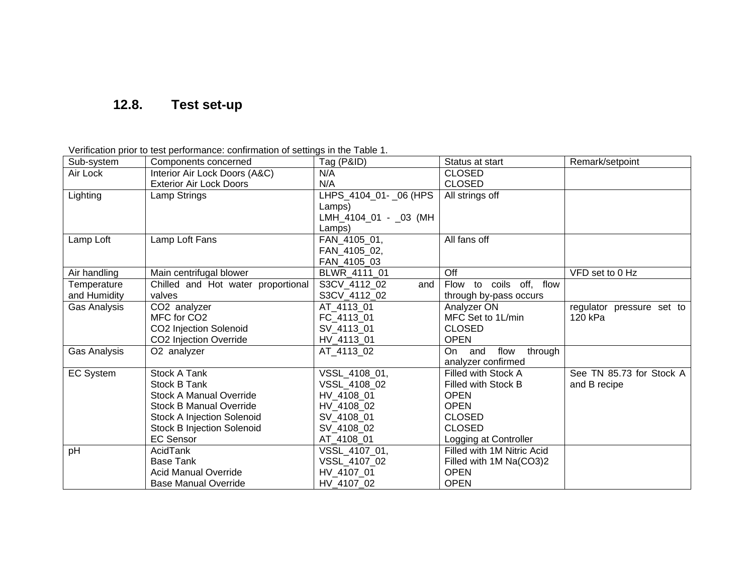## 12.8. Test set-up

Verification prior to test performance: confirmation of settings in the Table 1.

| Sub-system | Components concerned | Tag (P&ID) | Status at start | Remark/setpoint |
|---|---|---|---|---|
| Air Lock | Interior Air Lock Doors (A&C)<br>Exterior Air Lock Doors | N/A<br>N/A | CLOSED<br>CLOSED | |
| Lighting | Lamp Strings | LHPS_4104_01- _06 (HPS Lamps)<br>LMH_4104_01 - _03 (MH Lamps) | All strings off | |
| Lamp Loft | Lamp Loft Fans | FAN_4105_01,<br>FAN_4105_02,<br>FAN_4105_03 | All fans off | |
| Air handling | Main centrifugal blower | BLWR_4111_01 | Off | VFD set to 0 Hz |
| Temperature and Humidity | Chilled and Hot water proportional valves | S3CV_4112_02 and S3CV_4112_02 | Flow to coils off, flow through by-pass occurs | |
| Gas Analysis | $CO_2$ analyzer<br>MFC for $CO_2$<br>$CO_2$ Injection Solenoid<br>$CO_2$ Injection Override | AT_4113_01<br>FC_4113_01<br>SV_4113_01<br>HV_4113_01 | Analyzer ON<br>MFC Set to 1L/min<br>CLOSED<br>OPEN | regulator pressure set to 120 kPa |
| Gas Analysis | $O_2$ analyzer | AT_4113_02 | On and flow through analyzer confirmed | |
| EC System | Stock A Tank<br>Stock B Tank<br>Stock A Manual Override<br>Stock B Manual Override<br>Stock A Injection Solenoid<br>Stock B Injection Solenoid<br>EC Sensor | VSSL_4108_01,<br>VSSL_4108_02<br>HV_4108_01<br>HV_4108_02<br>SV_4108_01<br>SV_4108_02<br>AT_4108_01 | Filled with Stock A<br>Filled with Stock B<br>OPEN<br>OPEN<br>CLOSED<br>CLOSED<br>Logging at Controller | See TN 85.73 for Stock A and B recipe |
| pH | AcidTank<br>Base Tank<br>Acid Manual Override<br>Base Manual Override | VSSL_4107_01,<br>VSSL_4107_02<br>HV_4107_01<br>HV_4107_02 | Filled with 1M Nitric Acid<br>Filled with 1M $Na(CO_3)2$<br>OPEN<br>OPEN | |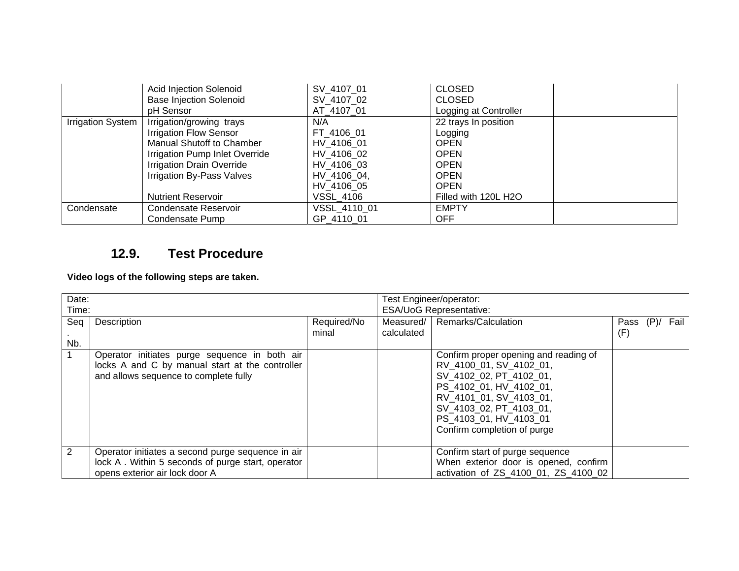| | | | | |
|---|---|---|---|---|
| | Acid Injection Solenoid<br>Base Injection Solenoid<br>pH Sensor | SV_4107_01<br>SV_4107_02<br>AT_4107_01 | CLOSED<br>CLOSED<br>Logging at Controller | |
| Irrigation System | Irrigation/growing trays<br>Irrigation Flow Sensor<br>Manual Shutoff to Chamber<br>Irrigation Pump Inlet Override<br>Irrigation Drain Override<br>Irrigation By-Pass Valves<br><br>Nutrient Reservoir | N/A<br>FT_4106_01<br>HV_4106_01<br>HV_4106_02<br>HV_4106_03<br>HV_4106_04,<br>HV_4106_05<br>VSSL_4106 | 22 trays In position<br>Logging<br>OPEN<br>OPEN<br>OPEN<br>OPEN<br>OPEN<br>Filled with 120L H2O | |
| Condensate | Condensate Reservoir<br>Condensate Pump | VSSL_4110_01<br>GP_4110_01 | EMPTY<br>OFF | |

## 12.9. Test Procedure

**Video logs of the following steps are taken.**

| Date:<br>Time: | | | Test Engineer/operator:<br>ESA/UoG Representative: | | |
|---|---|---|---|---|---|
| Seq. Nb. | Description | Required/Nominal | Measured/calculated | Remarks/Calculation | Pass (P)/ Fail (F) |
| 1 | Operator initiates purge sequence in both air locks A and C by manual start at the controller and allows sequence to complete fully | | | Confirm proper opening and reading of RV_4100_01, SV_4102_01, SV_4102_02, PT_4102_01, PS_4102_01, HV_4102_01, RV_4101_01, SV_4103_01, SV_4103_02, PT_4103_01, PS_4103_01, HV_4103_01<br>Confirm completion of purge | |
| 2 | Operator initiates a second purge sequence in air lock A . Within 5 seconds of purge start, operator opens exterior air lock door A | | | Confirm start of purge sequence<br>When exterior door is opened, confirm activation of ZS_4100_01, ZS_4100_02 | |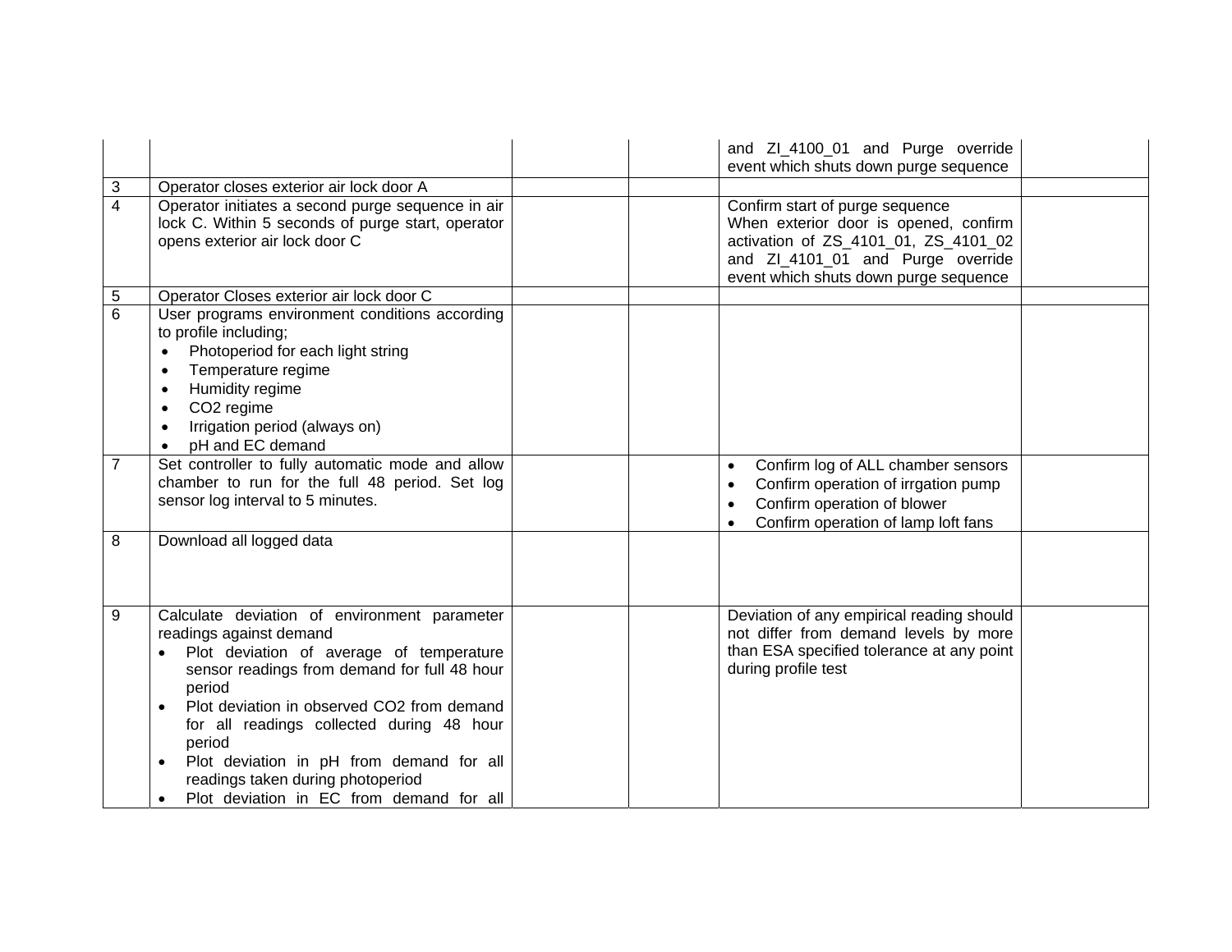| | | | | | |
|---|---|---|---|---|---|
| | | | | and ZI_4100_01 and Purge override event which shuts down purge sequence | |
| 3 | Operator closes exterior air lock door A | | | | |
| 4 | Operator initiates a second purge sequence in air lock C. Within 5 seconds of purge start, operator opens exterior air lock door C | | | Confirm start of purge sequence<br>When exterior door is opened, confirm activation of ZS_4101_01, ZS_4101_02 and ZI_4101_01 and Purge override event which shuts down purge sequence | |
| 5 | Operator Closes exterior air lock door C | | | | |
| 6 | User programs environment conditions according to profile including;<br>• Photoperiod for each light string<br>• Temperature regime<br>• Humidity regime<br>• $CO_2$ regime<br>• Irrigation period (always on)<br>• pH and EC demand | | | | |
| 7 | Set controller to fully automatic mode and allow chamber to run for the full 48 period. Set log sensor log interval to 5 minutes. | | | • Confirm log of ALL chamber sensors<br>• Confirm operation of irrgation pump<br>• Confirm operation of blower<br>• Confirm operation of lamp loft fans | |
| 8 | Download all logged data | | | | |
| 9 | Calculate deviation of environment parameter readings against demand<br>• Plot deviation of average of temperature sensor readings from demand for full 48 hour period<br>• Plot deviation in observed $CO_2$ from demand for all readings collected during 48 hour period<br>• Plot deviation in pH from demand for all readings taken during photoperiod<br>• Plot deviation in EC from demand for all | | | Deviation of any empirical reading should not differ from demand levels by more than ESA specified tolerance at any point during profile test | |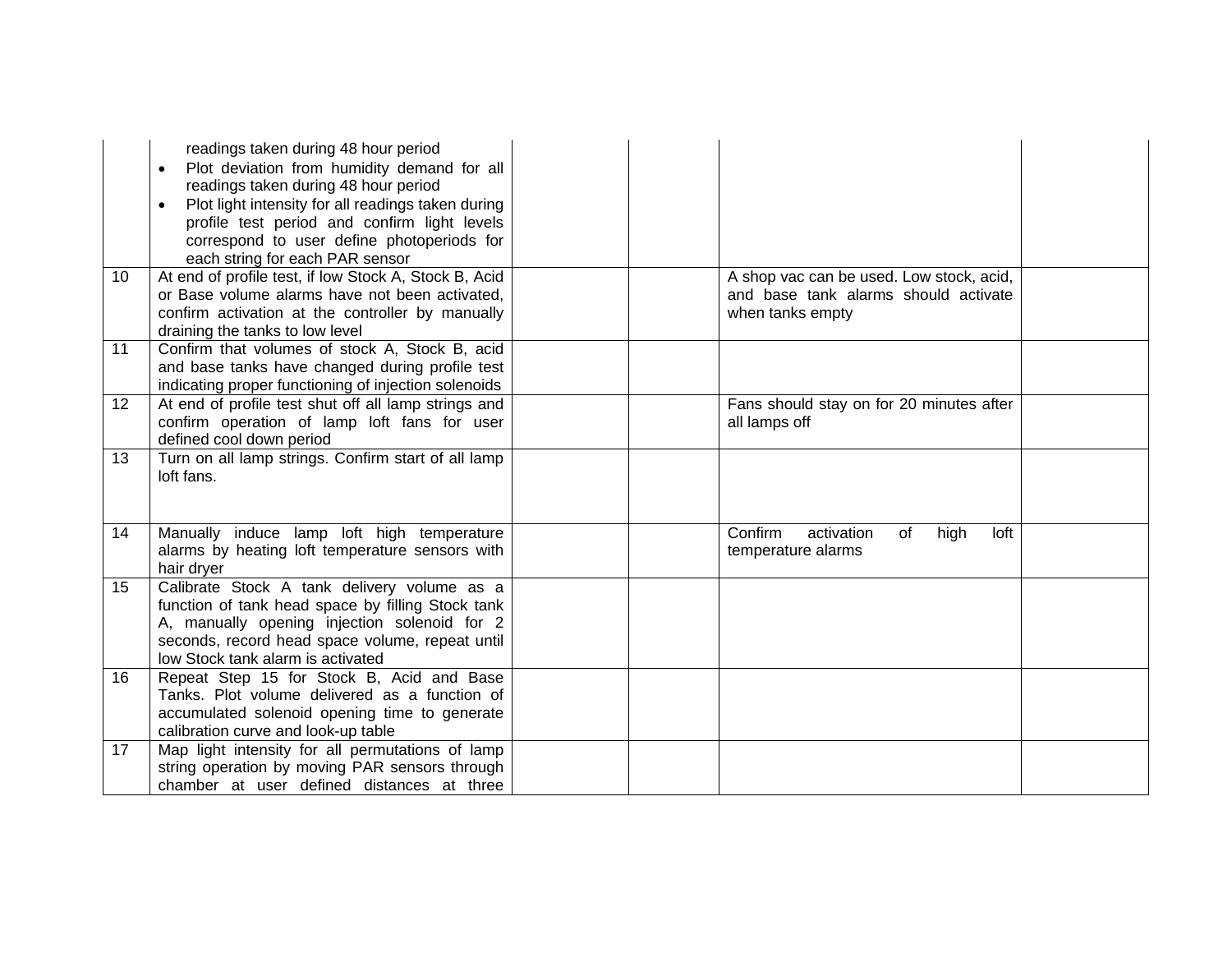| | | | | | |
|---|---|---|---|---|---|
| | readings taken during 48 hour period<br>• Plot deviation from humidity demand for all readings taken during 48 hour period<br>• Plot light intensity for all readings taken during profile test period and confirm light levels correspond to user define photoperiods for each string for each PAR sensor | | | | |
| 10 | At end of profile test, if low Stock A, Stock B, Acid or Base volume alarms have not been activated, confirm activation at the controller by manually draining the tanks to low level | | | A shop vac can be used. Low stock, acid, and base tank alarms should activate when tanks empty | |
| 11 | Confirm that volumes of stock A, Stock B, acid and base tanks have changed during profile test indicating proper functioning of injection solenoids | | | | |
| 12 | At end of profile test shut off all lamp strings and confirm operation of lamp loft fans for user defined cool down period | | | Fans should stay on for 20 minutes after all lamps off | |
| 13 | Turn on all lamp strings. Confirm start of all lamp loft fans. | | | | |
| 14 | Manually induce lamp loft high temperature alarms by heating loft temperature sensors with hair dryer | | | Confirm activation of high loft temperature alarms | |
| 15 | Calibrate Stock A tank delivery volume as a function of tank head space by filling Stock tank A, manually opening injection solenoid for 2 seconds, record head space volume, repeat until low Stock tank alarm is activated | | | | |
| 16 | Repeat Step 15 for Stock B, Acid and Base Tanks. Plot volume delivered as a function of accumulated solenoid opening time to generate calibration curve and look-up table | | | | |
| 17 | Map light intensity for all permutations of lamp string operation by moving PAR sensors through chamber at user defined distances at three | | | | |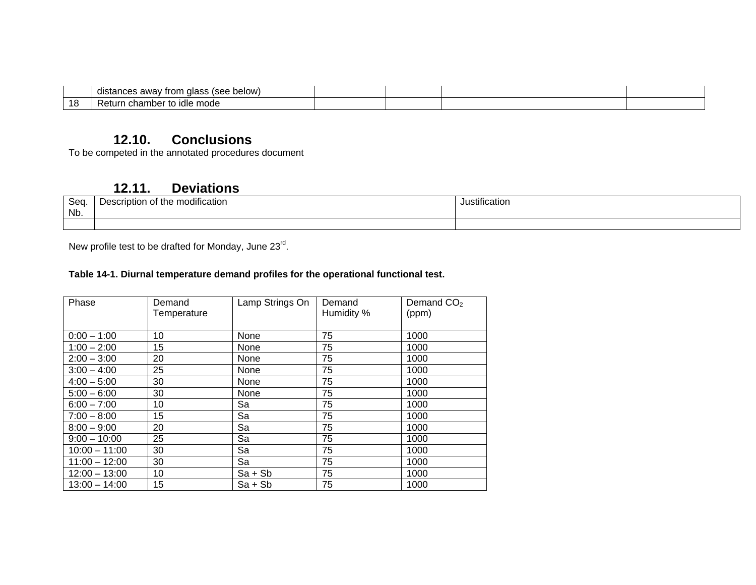| | distances away from glass (see below) | | | | |
|---|---|---|---|---|---|
| 18 | Return chamber to idle mode | | | | |

## 12.10. Conclusions

To be competed in the annotated procedures document

## 12.11. Deviations

| Seq. Nb. | Description of the modification | Justification |
|---|---|---|
| | | |

New profile test to be drafted for Monday, June 23rd.

**Table 14-1. Diurnal temperature demand profiles for the operational functional test.**

| Phase | Demand Temperature | Lamp Strings On | Demand Humidity % | Demand $CO_2$ (ppm) |
|---|---|---|---|---|
| 0:00 – 1:00 | 10 | None | 75 | 1000 |
| 1:00 – 2:00 | 15 | None | 75 | 1000 |
| 2:00 – 3:00 | 20 | None | 75 | 1000 |
| 3:00 – 4:00 | 25 | None | 75 | 1000 |
| 4:00 – 5:00 | 30 | None | 75 | 1000 |
| 5:00 – 6:00 | 30 | None | 75 | 1000 |
| 6:00 – 7:00 | 10 | Sa | 75 | 1000 |
| 7:00 – 8:00 | 15 | Sa | 75 | 1000 |
| 8:00 – 9:00 | 20 | Sa | 75 | 1000 |
| 9:00 – 10:00 | 25 | Sa | 75 | 1000 |
| 10:00 – 11:00 | 30 | Sa | 75 | 1000 |
| 11:00 – 12:00 | 30 | Sa | 75 | 1000 |
| 12:00 – 13:00 | 10 | Sa + Sb | 75 | 1000 |
| 13:00 – 14:00 | 15 | Sa + Sb | 75 | 1000 |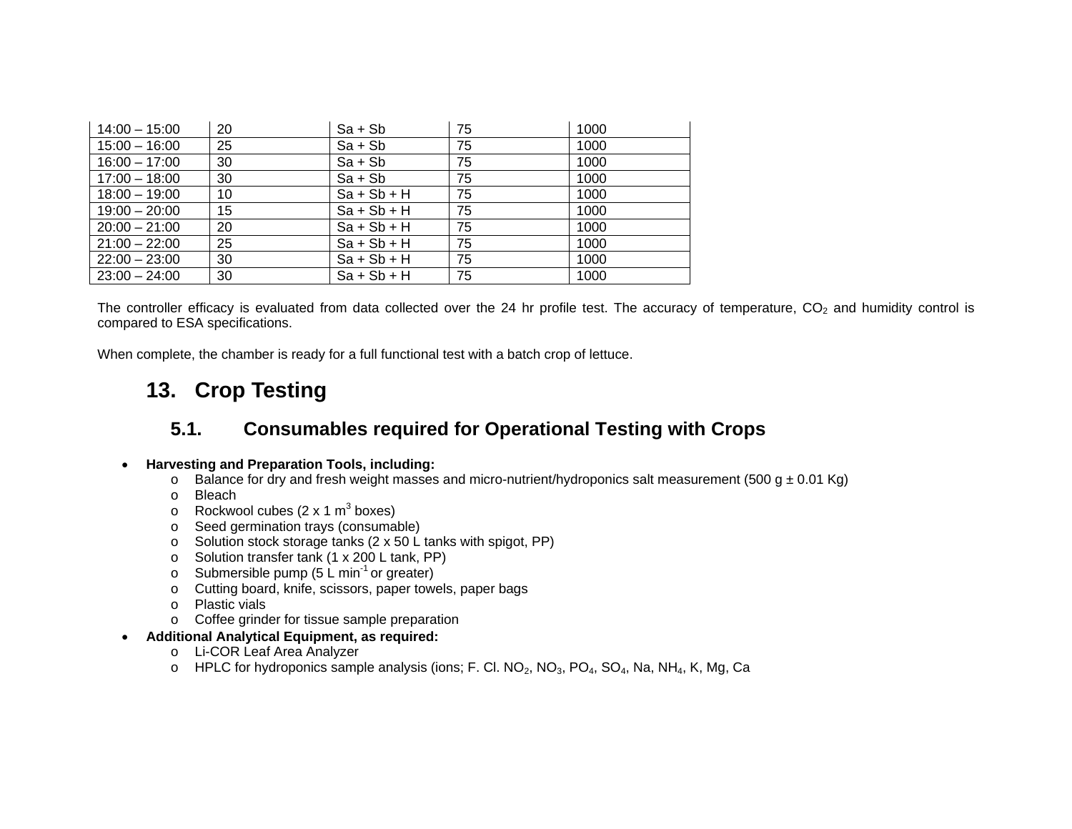| 14:00 – 15:00 | 20 | Sa + Sb | 75 | 1000 |
|---|---|---|---|---|
| 15:00 – 16:00 | 25 | Sa + Sb | 75 | 1000 |
| 16:00 – 17:00 | 30 | Sa + Sb | 75 | 1000 |
| 17:00 – 18:00 | 30 | Sa + Sb | 75 | 1000 |
| 18:00 – 19:00 | 10 | Sa + Sb + H | 75 | 1000 |
| 19:00 – 20:00 | 15 | Sa + Sb + H | 75 | 1000 |
| 20:00 – 21:00 | 20 | Sa + Sb + H | 75 | 1000 |
| 21:00 – 22:00 | 25 | Sa + Sb + H | 75 | 1000 |
| 22:00 – 23:00 | 30 | Sa + Sb + H | 75 | 1000 |
| 23:00 – 24:00 | 30 | Sa + Sb + H | 75 | 1000 |

The controller efficacy is evaluated from data collected over the 24 hr profile test. The accuracy of temperature, $CO_2$ and humidity control is compared to ESA specifications.

When complete, the chamber is ready for a full functional test with a batch crop of lettuce.

# 13. Crop Testing

## 5.1. Consumables required for Operational Testing with Crops

- **Harvesting and Preparation Tools, including:**
    - Balance for dry and fresh weight masses and micro-nutrient/hydroponics salt measurement (500 g ± 0.01 Kg)
    - Bleach
    - Rockwool cubes (2 x 1 $m^3$ boxes)
    - Seed germination trays (consumable)
    - Solution stock storage tanks (2 x 50 L tanks with spigot, PP)
    - Solution transfer tank (1 x 200 L tank, PP)
    - Submersible pump (5 L $min^{-1}$ or greater)
    - Cutting board, knife, scissors, paper towels, paper bags
    - Plastic vials
    - Coffee grinder for tissue sample preparation
- **Additional Analytical Equipment, as required:**
    - Li-COR Leaf Area Analyzer
    - HPLC for hydroponics sample analysis (ions; F. Cl. $NO_2$, $NO_3$, $PO_4$, $SO_4$, Na, $NH_4$, K, Mg, Ca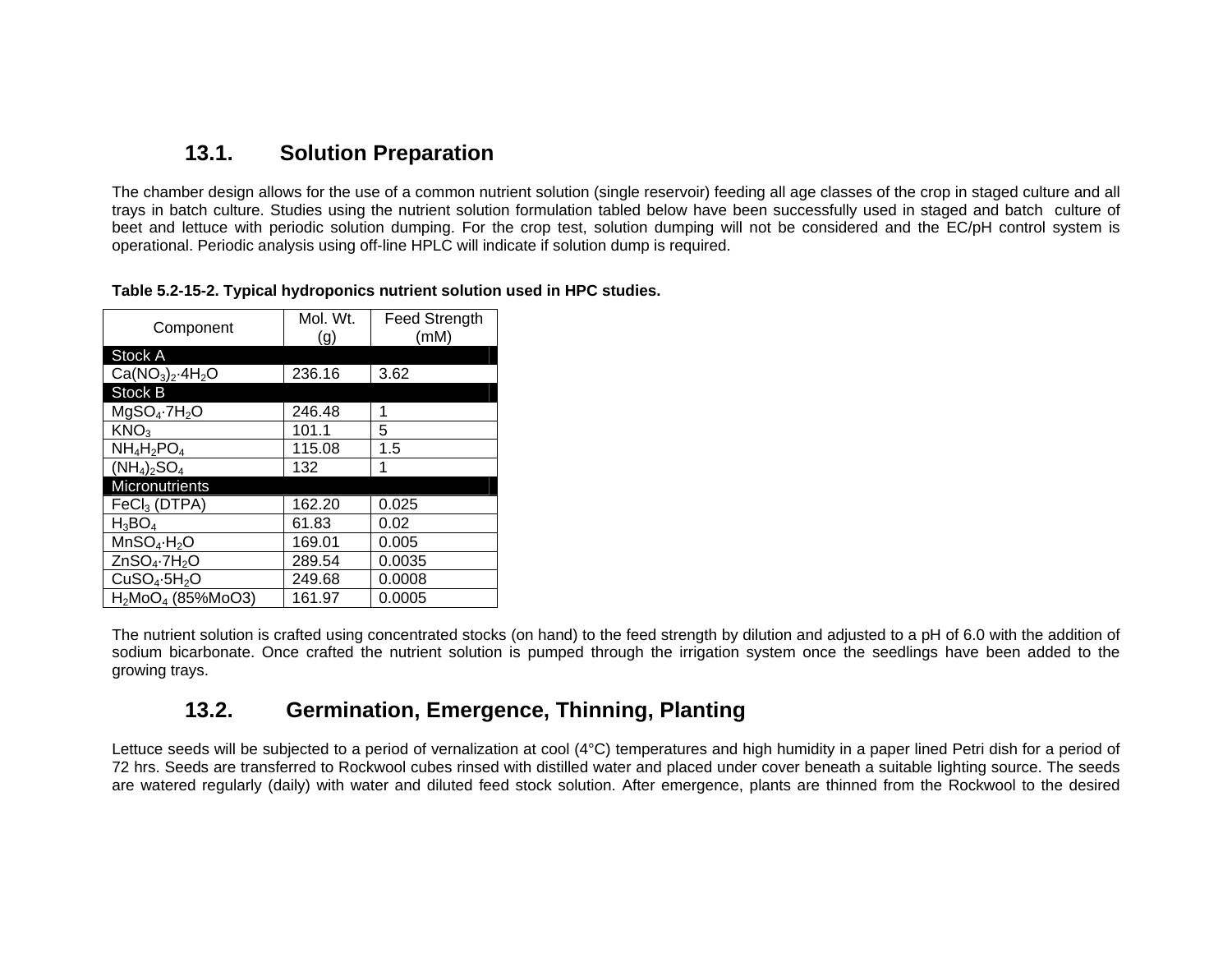## 13.1. Solution Preparation

The chamber design allows for the use of a common nutrient solution (single reservoir) feeding all age classes of the crop in staged culture and all trays in batch culture. Studies using the nutrient solution formulation tabled below have been successfully used in staged and batch culture of beet and lettuce with periodic solution dumping. For the crop test, solution dumping will not be considered and the EC/pH control system is operational. Periodic analysis using off-line HPLC will indicate if solution dump is required.

**Table 5.2-15-2. Typical hydroponics nutrient solution used in HPC studies.**

| Component | Mol. Wt. (g) | Feed Strength (mM) |
|---|---|---|
| **Stock A** | | |
| $Ca(NO_3)_2{\cdot}4H_2O$ | 236.16 | 3.62 |
| **Stock B** | | |
| $MgSO_4{\cdot}7H_2O$ | 246.48 | 1 |
| $KNO_3$ | 101.1 | 5 |
| $NH_4H_2PO_4$ | 115.08 | 1.5 |
| $(NH_4)_2SO_4$ | 132 | 1 |
| **Micronutrients** | | |
| $FeCl_3$ (DTPA) | 162.20 | 0.025 |
| $H_3BO_4$ | 61.83 | 0.02 |
| $MnSO_4{\cdot}H_2O$ | 169.01 | 0.005 |
| $ZnSO_4{\cdot}7H_2O$ | 289.54 | 0.0035 |
| $CuSO_4{\cdot}5H_2O$ | 249.68 | 0.0008 |
| $H_2MoO_4$ (85%MoO3) | 161.97 | 0.0005 |

The nutrient solution is crafted using concentrated stocks (on hand) to the feed strength by dilution and adjusted to a pH of 6.0 with the addition of sodium bicarbonate. Once crafted the nutrient solution is pumped through the irrigation system once the seedlings have been added to the growing trays.

## 13.2. Germination, Emergence, Thinning, Planting

Lettuce seeds will be subjected to a period of vernalization at cool (4°C) temperatures and high humidity in a paper lined Petri dish for a period of 72 hrs. Seeds are transferred to Rockwool cubes rinsed with distilled water and placed under cover beneath a suitable lighting source. The seeds are watered regularly (daily) with water and diluted feed stock solution. After emergence, plants are thinned from the Rockwool to the desired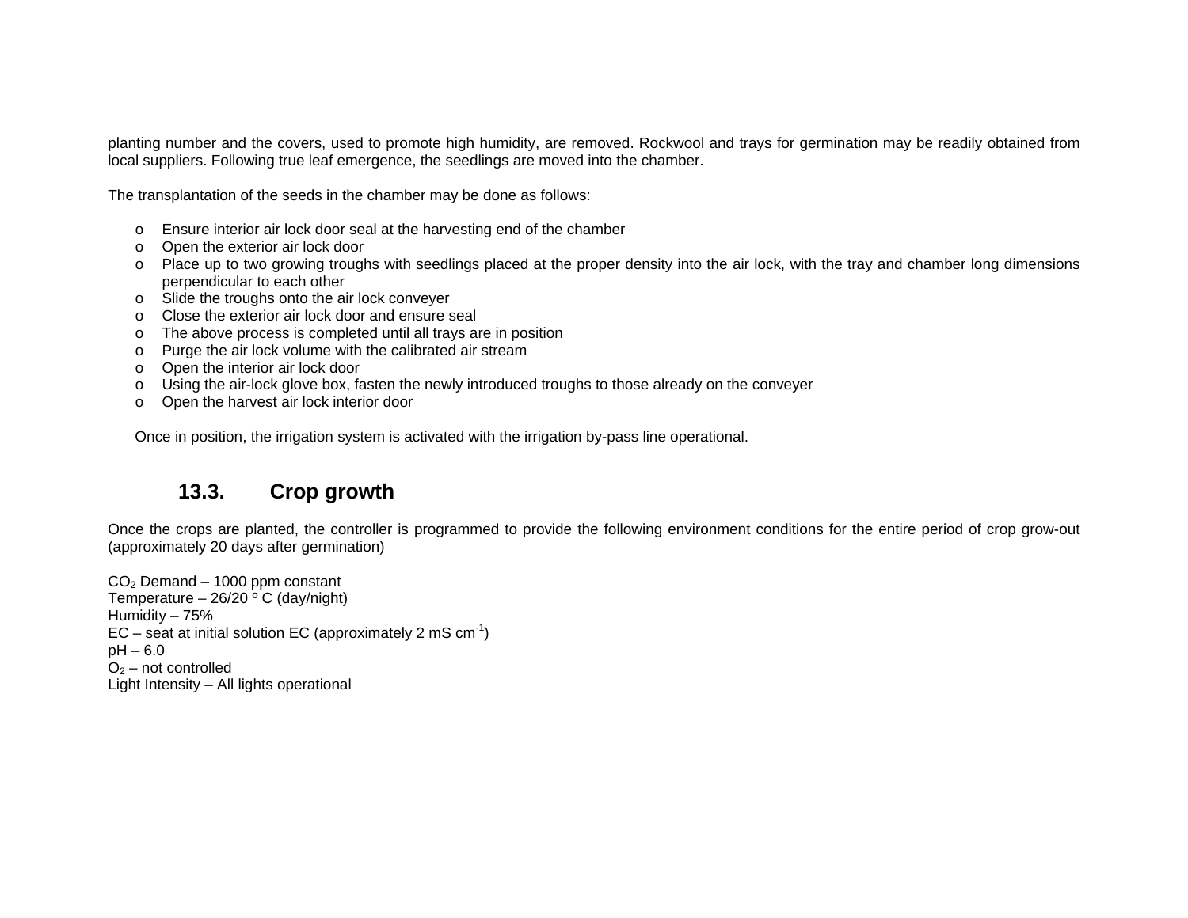planting number and the covers, used to promote high humidity, are removed. Rockwool and trays for germination may be readily obtained from local suppliers. Following true leaf emergence, the seedlings are moved into the chamber.

The transplantation of the seeds in the chamber may be done as follows:

- Ensure interior air lock door seal at the harvesting end of the chamber
- Open the exterior air lock door
- Place up to two growing troughs with seedlings placed at the proper density into the air lock, with the tray and chamber long dimensions perpendicular to each other
- Slide the troughs onto the air lock conveyer
- Close the exterior air lock door and ensure seal
- The above process is completed until all trays are in position
- Purge the air lock volume with the calibrated air stream
- Open the interior air lock door
- Using the air-lock glove box, fasten the newly introduced troughs to those already on the conveyer
- Open the harvest air lock interior door

Once in position, the irrigation system is activated with the irrigation by-pass line operational.

## 13.3. Crop growth

Once the crops are planted, the controller is programmed to provide the following environment conditions for the entire period of crop grow-out (approximately 20 days after germination)

$CO_2$ Demand – 1000 ppm constant
Temperature – 26/20 º C (day/night)
Humidity – 75%
EC – seat at initial solution EC (approximately 2 mS $cm^{-1}$)
pH – 6.0
$O_2$ – not controlled
Light Intensity – All lights operational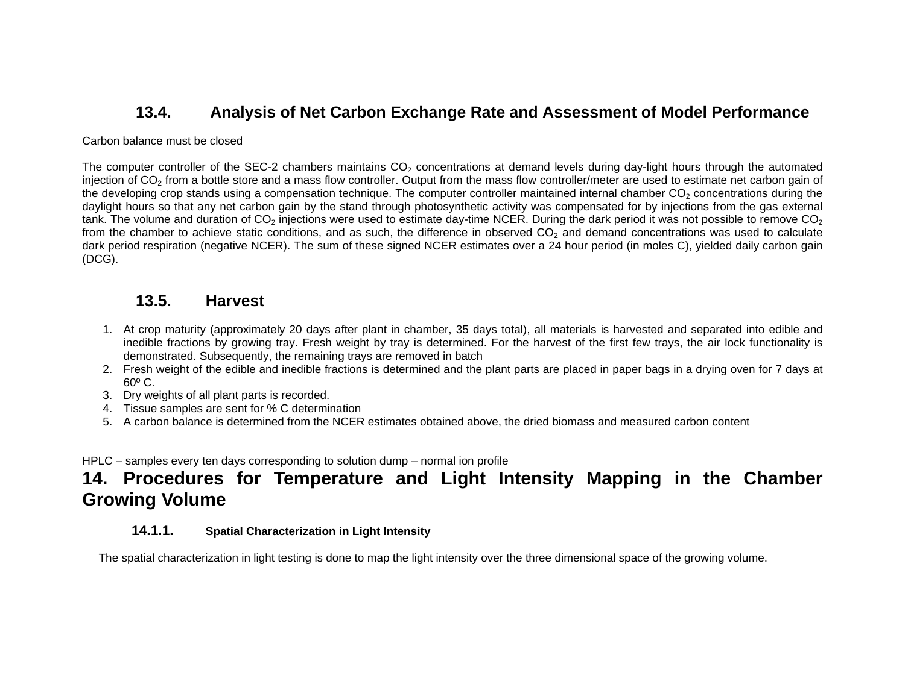### 13.4. Analysis of Net Carbon Exchange Rate and Assessment of Model Performance

Carbon balance must be closed

The computer controller of the SEC-2 chambers maintains $CO_2$ concentrations at demand levels during day-light hours through the automated injection of $CO_2$ from a bottle store and a mass flow controller. Output from the mass flow controller/meter are used to estimate net carbon gain of the developing crop stands using a compensation technique. The computer controller maintained internal chamber $CO_2$ concentrations during the daylight hours so that any net carbon gain by the stand through photosynthetic activity was compensated for by injections from the gas external tank. The volume and duration of $CO_2$ injections were used to estimate day-time NCER. During the dark period it was not possible to remove $CO_2$ from the chamber to achieve static conditions, and as such, the difference in observed $CO_2$ and demand concentrations was used to calculate dark period respiration (negative NCER). The sum of these signed NCER estimates over a 24 hour period (in moles C), yielded daily carbon gain (DCG).

### 13.5. Harvest

1. At crop maturity (approximately 20 days after plant in chamber, 35 days total), all materials is harvested and separated into edible and inedible fractions by growing tray. Fresh weight by tray is determined. For the harvest of the first few trays, the air lock functionality is demonstrated. Subsequently, the remaining trays are removed in batch
2. Fresh weight of the edible and inedible fractions is determined and the plant parts are placed in paper bags in a drying oven for 7 days at 60º C.
3. Dry weights of all plant parts is recorded.
4. Tissue samples are sent for % C determination
5. A carbon balance is determined from the NCER estimates obtained above, the dried biomass and measured carbon content

HPLC – samples every ten days corresponding to solution dump – normal ion profile

## 14. Procedures for Temperature and Light Intensity Mapping in the Chamber Growing Volume

#### 14.1.1. Spatial Characterization in Light Intensity

The spatial characterization in light testing is done to map the light intensity over the three dimensional space of the growing volume.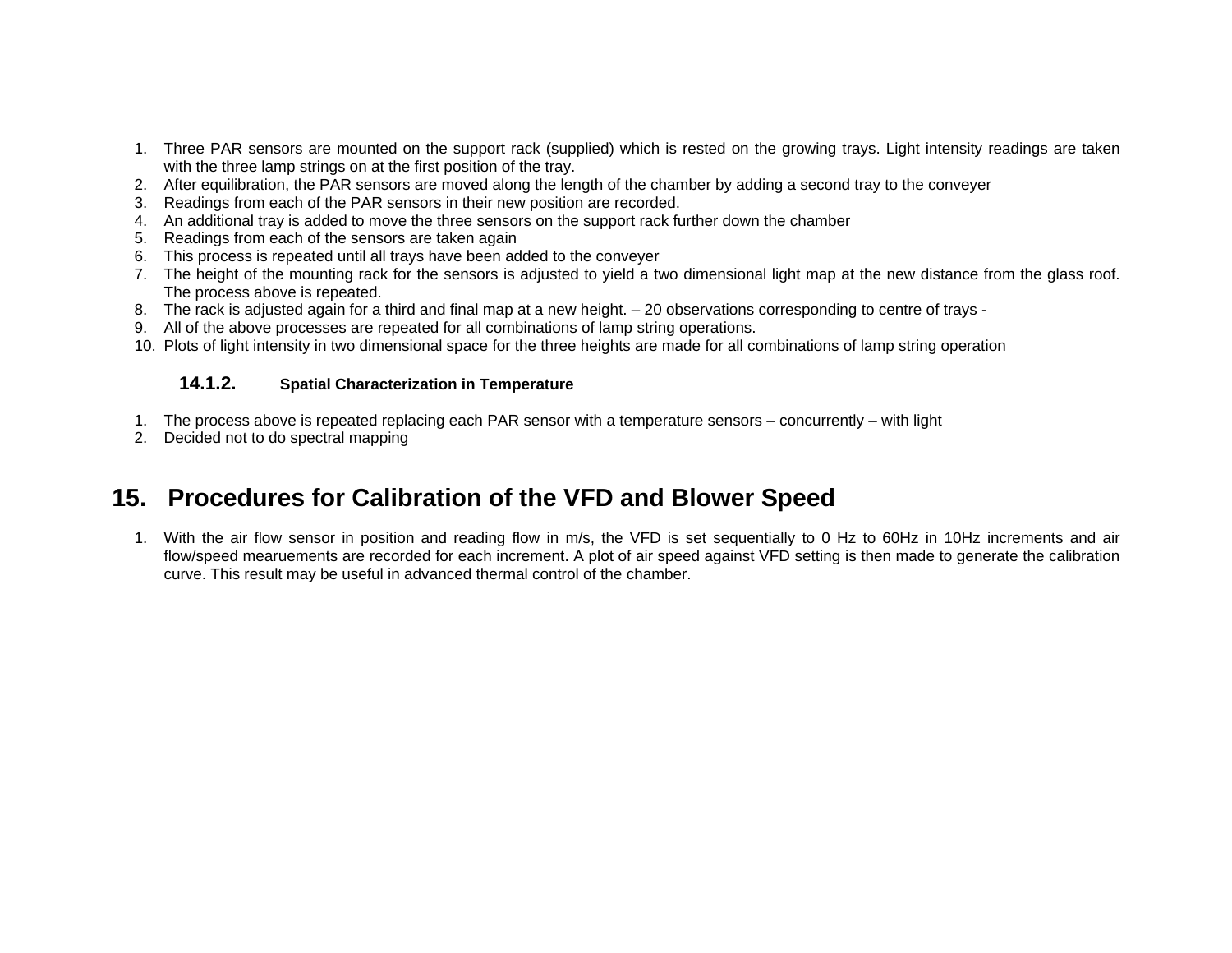1. Three PAR sensors are mounted on the support rack (supplied) which is rested on the growing trays. Light intensity readings are taken with the three lamp strings on at the first position of the tray.
2. After equilibration, the PAR sensors are moved along the length of the chamber by adding a second tray to the conveyer
3. Readings from each of the PAR sensors in their new position are recorded.
4. An additional tray is added to move the three sensors on the support rack further down the chamber
5. Readings from each of the sensors are taken again
6. This process is repeated until all trays have been added to the conveyer
7. The height of the mounting rack for the sensors is adjusted to yield a two dimensional light map at the new distance from the glass roof. The process above is repeated.
8. The rack is adjusted again for a third and final map at a new height. – 20 observations corresponding to centre of trays -
9. All of the above processes are repeated for all combinations of lamp string operations.
10. Plots of light intensity in two dimensional space for the three heights are made for all combinations of lamp string operation

#### 14.1.2. Spatial Characterization in Temperature

1. The process above is repeated replacing each PAR sensor with a temperature sensors – concurrently – with light
2. Decided not to do spectral mapping

# 15. Procedures for Calibration of the VFD and Blower Speed

1. With the air flow sensor in position and reading flow in m/s, the VFD is set sequentially to 0 Hz to 60Hz in 10Hz increments and air flow/speed mearuements are recorded for each increment. A plot of air speed against VFD setting is then made to generate the calibration curve. This result may be useful in advanced thermal control of the chamber.